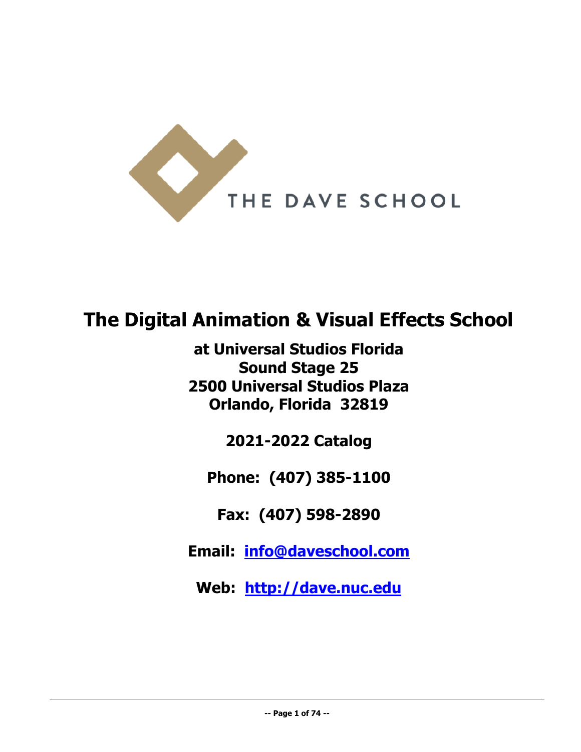THE DAVE SCHOOL

# The Digital Animation & Visual Effects School

**at Universal Studios Florida**
**Sound Stage 25**
**2500 Universal Studios Plaza**
**Orlando, Florida 32819**

**2021-2022 Catalog**

**Phone: (407) 385-1100**

**Fax: (407) 598-2890**

**Email: [info@daveschool.com](mailto:info@daveschool.com)**

**Web: [http://dave.nuc.edu](http://dave.nuc.edu)**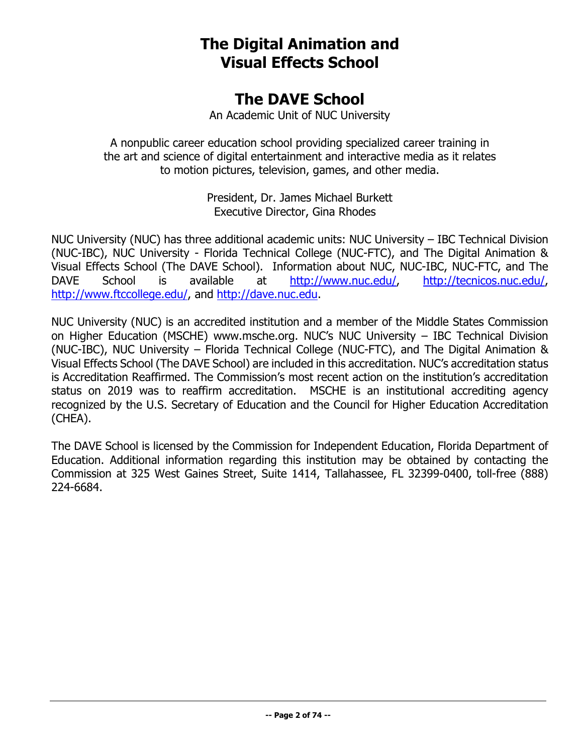# The Digital Animation and Visual Effects School

## The DAVE School

An Academic Unit of NUC University

A nonpublic career education school providing specialized career training in the art and science of digital entertainment and interactive media as it relates to motion pictures, television, games, and other media.

President, Dr. James Michael Burkett
Executive Director, Gina Rhodes

NUC University (NUC) has three additional academic units: NUC University – IBC Technical Division (NUC-IBC), NUC University - Florida Technical College (NUC-FTC), and The Digital Animation & Visual Effects School (The DAVE School). Information about NUC, NUC-IBC, NUC-FTC, and The DAVE School is available at http://www.nuc.edu/, http://tecnicos.nuc.edu/, http://www.ftccollege.edu/, and http://dave.nuc.edu.

NUC University (NUC) is an accredited institution and a member of the Middle States Commission on Higher Education (MSCHE) www.msche.org. NUC's NUC University – IBC Technical Division (NUC-IBC), NUC University – Florida Technical College (NUC-FTC), and The Digital Animation & Visual Effects School (The DAVE School) are included in this accreditation. NUC's accreditation status is Accreditation Reaffirmed. The Commission's most recent action on the institution's accreditation status on 2019 was to reaffirm accreditation. MSCHE is an institutional accrediting agency recognized by the U.S. Secretary of Education and the Council for Higher Education Accreditation (CHEA).

The DAVE School is licensed by the Commission for Independent Education, Florida Department of Education. Additional information regarding this institution may be obtained by contacting the Commission at 325 West Gaines Street, Suite 1414, Tallahassee, FL 32399-0400, toll-free (888) 224-6684.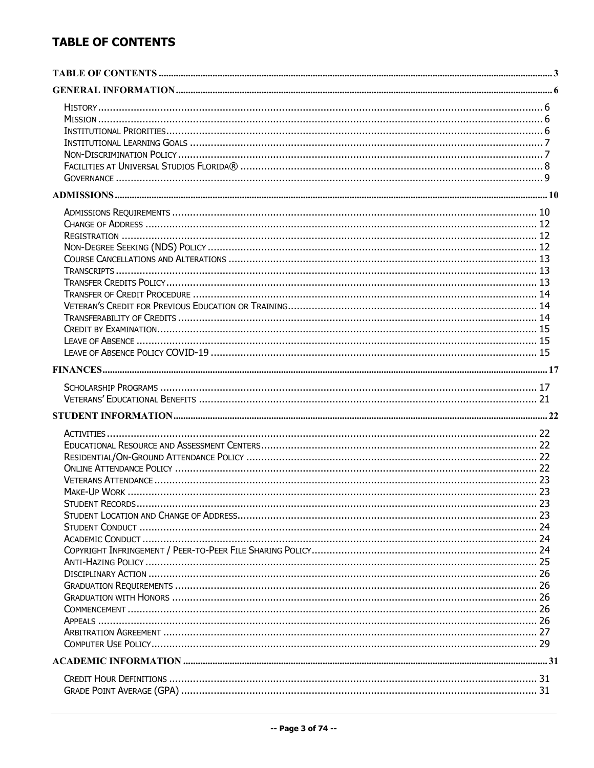# TABLE OF CONTENTS

TABLE OF CONTENTS ..... 3

GENERAL INFORMATION ..... 6

- History ..... 6
- Mission ..... 6
- Institutional Priorities ..... 6
- Institutional Learning Goals ..... 7
- Non-Discrimination Policy ..... 7
- Facilities at Universal Studios Florida® ..... 8
- Governance ..... 9

ADMISSIONS ..... 10

- Admissions Requirements ..... 10
- Change of Address ..... 12
- Registration ..... 12
- Non-Degree Seeking (NDS) Policy ..... 12
- Course Cancellations and Alterations ..... 13
- Transcripts ..... 13
- Transfer Credits Policy ..... 13
- Transfer of Credit Procedure ..... 14
- Veteran's Credit for Previous Education or Training ..... 14
- Transferability of Credits ..... 14
- Credit by Examination ..... 15
- Leave of Absence ..... 15
- Leave of Absence Policy COVID-19 ..... 15

FINANCES ..... 17

- Scholarship Programs ..... 17
- Veterans' Educational Benefits ..... 21

STUDENT INFORMATION ..... 22

- Activities ..... 22
- Educational Resource and Assessment Centers ..... 22
- Residential/On-Ground Attendance Policy ..... 22
- Online Attendance Policy ..... 22
- Veterans Attendance ..... 23
- Make-Up Work ..... 23
- Student Records ..... 23
- Student Location and Change of Address ..... 23
- Student Conduct ..... 24
- Academic Conduct ..... 24
- Copyright Infringement / Peer-to-Peer File Sharing Policy ..... 24
- Anti-Hazing Policy ..... 25
- Disciplinary Action ..... 26
- Graduation Requirements ..... 26
- Graduation with Honors ..... 26
- Commencement ..... 26
- Appeals ..... 26
- Arbitration Agreement ..... 27
- Computer Use Policy ..... 29

ACADEMIC INFORMATION ..... 31

- Credit Hour Definitions ..... 31
- Grade Point Average (GPA) ..... 31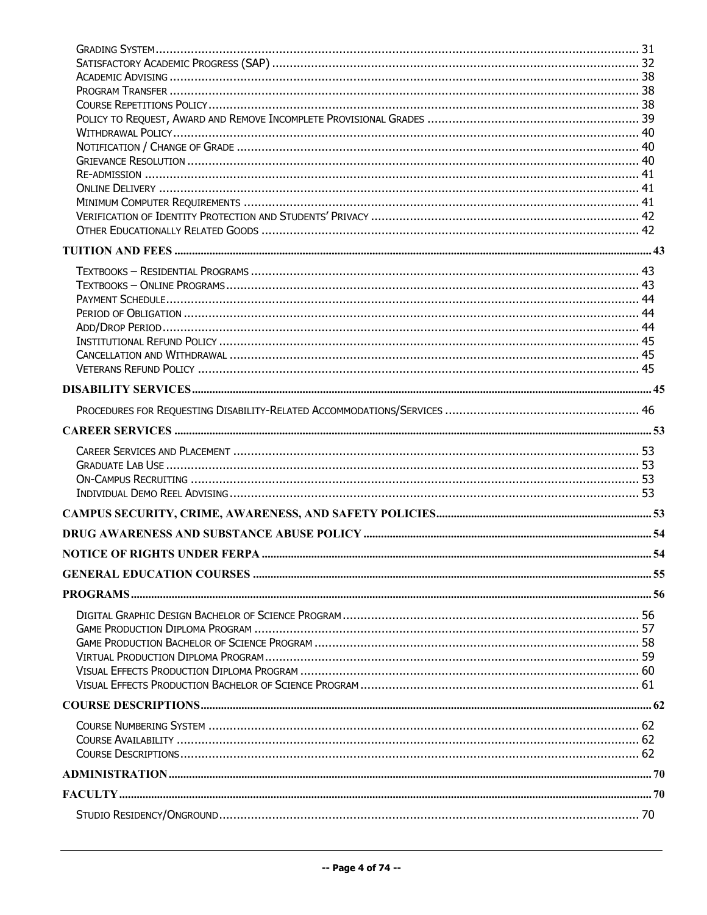Grading System ........................................ 31
Satisfactory Academic Progress (SAP) ........................................ 32
Academic Advising ........................................ 38
Program Transfer ........................................ 38
Course Repetitions Policy ........................................ 38
Policy to Request, Award and Remove Incomplete Provisional Grades ........................................ 39
Withdrawal Policy ........................................ 40
Notification / Change of Grade ........................................ 40
Grievance Resolution ........................................ 40
Re-admission ........................................ 41
Online Delivery ........................................ 41
Minimum Computer Requirements ........................................ 41
Verification of Identity Protection and Students' Privacy ........................................ 42
Other Educationally Related Goods ........................................ 42

**TUITION AND FEES** ........................................ 43

Textbooks – Residential Programs ........................................ 43
Textbooks – Online Programs ........................................ 43
Payment Schedule ........................................ 44
Period of Obligation ........................................ 44
Add/Drop Period ........................................ 44
Institutional Refund Policy ........................................ 45
Cancellation and Withdrawal ........................................ 45
Veterans Refund Policy ........................................ 45

**DISABILITY SERVICES** ........................................ 45

Procedures for Requesting Disability-Related Accommodations/Services ........................................ 46

**CAREER SERVICES** ........................................ 53

Career Services and Placement ........................................ 53
Graduate Lab Use ........................................ 53
On-Campus Recruiting ........................................ 53
Individual Demo Reel Advising ........................................ 53

**CAMPUS SECURITY, CRIME, AWARENESS, AND SAFETY POLICIES** ........................................ 53

**DRUG AWARENESS AND SUBSTANCE ABUSE POLICY** ........................................ 54

**NOTICE OF RIGHTS UNDER FERPA** ........................................ 54

**GENERAL EDUCATION COURSES** ........................................ 55

**PROGRAMS** ........................................ 56

Digital Graphic Design Bachelor of Science Program ........................................ 56
Game Production Diploma Program ........................................ 57
Game Production Bachelor of Science Program ........................................ 58
Virtual Production Diploma Program ........................................ 59
Visual Effects Production Diploma Program ........................................ 60
Visual Effects Production Bachelor of Science Program ........................................ 61

**COURSE DESCRIPTIONS** ........................................ 62

Course Numbering System ........................................ 62
Course Availability ........................................ 62
Course Descriptions ........................................ 62

**ADMINISTRATION** ........................................ 70

**FACULTY** ........................................ 70

Studio Residency/Onground ........................................ 70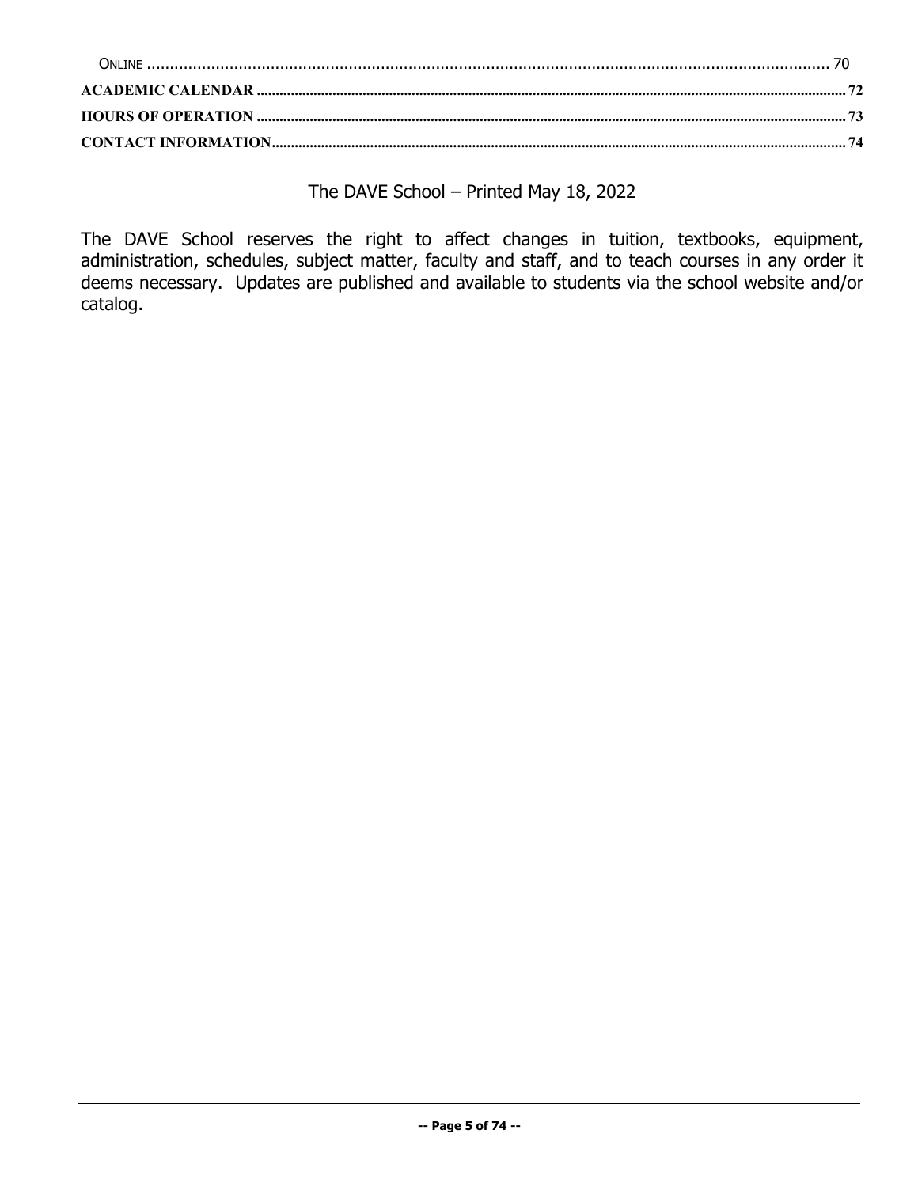Online ........................................................................................................................................ 70
**ACADEMIC CALENDAR** ........................................................................................................................................ **72**
**HOURS OF OPERATION** ........................................................................................................................................ **73**
**CONTACT INFORMATION** ........................................................................................................................................ **74**

The DAVE School – Printed May 18, 2022

The DAVE School reserves the right to affect changes in tuition, textbooks, equipment, administration, schedules, subject matter, faculty and staff, and to teach courses in any order it deems necessary. Updates are published and available to students via the school website and/or catalog.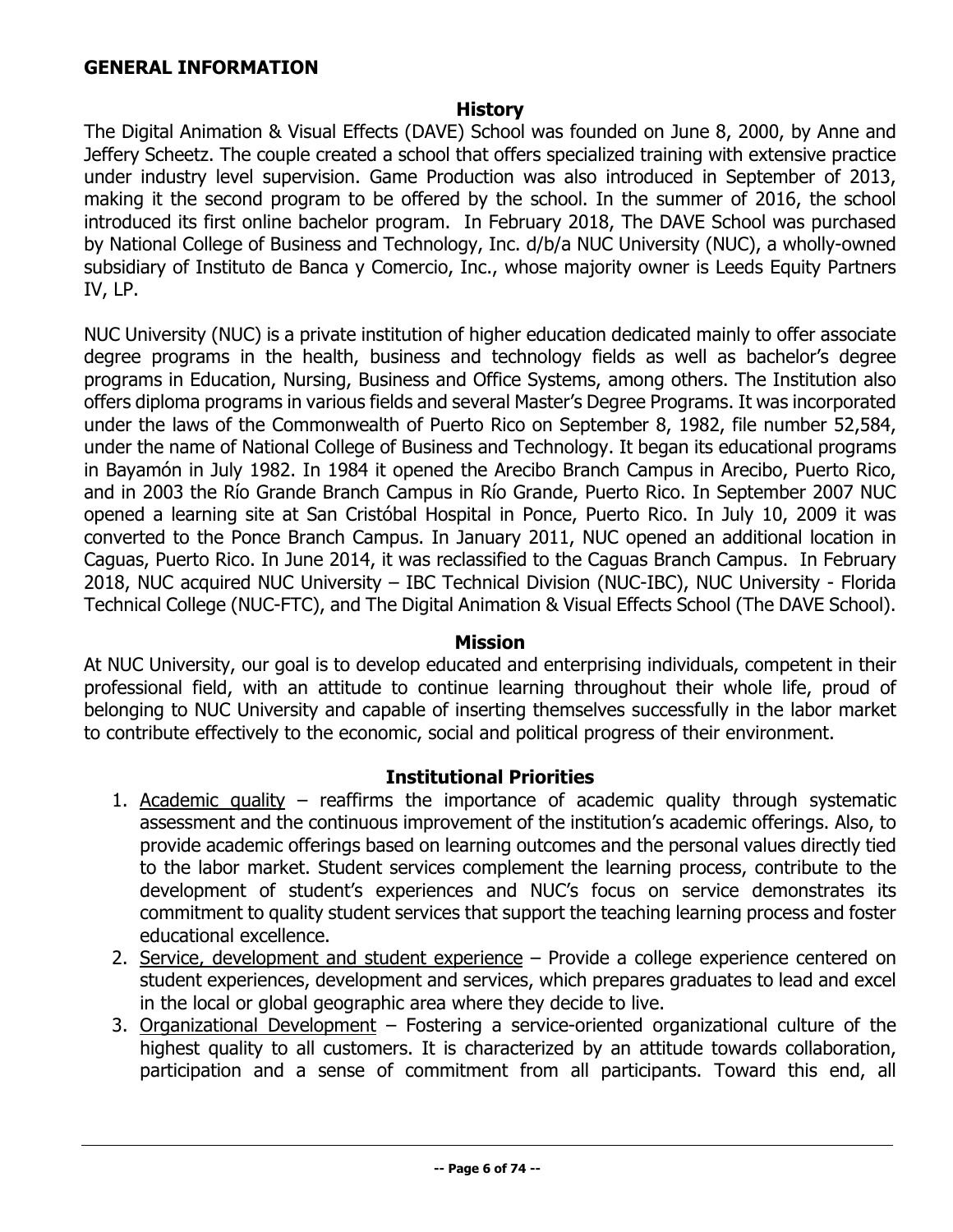## GENERAL INFORMATION

### History

The Digital Animation & Visual Effects (DAVE) School was founded on June 8, 2000, by Anne and Jeffery Scheetz. The couple created a school that offers specialized training with extensive practice under industry level supervision. Game Production was also introduced in September of 2013, making it the second program to be offered by the school. In the summer of 2016, the school introduced its first online bachelor program. In February 2018, The DAVE School was purchased by National College of Business and Technology, Inc. d/b/a NUC University (NUC), a wholly-owned subsidiary of Instituto de Banca y Comercio, Inc., whose majority owner is Leeds Equity Partners IV, LP.

NUC University (NUC) is a private institution of higher education dedicated mainly to offer associate degree programs in the health, business and technology fields as well as bachelor's degree programs in Education, Nursing, Business and Office Systems, among others. The Institution also offers diploma programs in various fields and several Master's Degree Programs. It was incorporated under the laws of the Commonwealth of Puerto Rico on September 8, 1982, file number 52,584, under the name of National College of Business and Technology. It began its educational programs in Bayamón in July 1982. In 1984 it opened the Arecibo Branch Campus in Arecibo, Puerto Rico, and in 2003 the Río Grande Branch Campus in Río Grande, Puerto Rico. In September 2007 NUC opened a learning site at San Cristóbal Hospital in Ponce, Puerto Rico. In July 10, 2009 it was converted to the Ponce Branch Campus. In January 2011, NUC opened an additional location in Caguas, Puerto Rico. In June 2014, it was reclassified to the Caguas Branch Campus. In February 2018, NUC acquired NUC University – IBC Technical Division (NUC-IBC), NUC University - Florida Technical College (NUC-FTC), and The Digital Animation & Visual Effects School (The DAVE School).

### Mission

At NUC University, our goal is to develop educated and enterprising individuals, competent in their professional field, with an attitude to continue learning throughout their whole life, proud of belonging to NUC University and capable of inserting themselves successfully in the labor market to contribute effectively to the economic, social and political progress of their environment.

### Institutional Priorities

1. Academic quality – reaffirms the importance of academic quality through systematic assessment and the continuous improvement of the institution's academic offerings. Also, to provide academic offerings based on learning outcomes and the personal values directly tied to the labor market. Student services complement the learning process, contribute to the development of student's experiences and NUC's focus on service demonstrates its commitment to quality student services that support the teaching learning process and foster educational excellence.
2. Service, development and student experience – Provide a college experience centered on student experiences, development and services, which prepares graduates to lead and excel in the local or global geographic area where they decide to live.
3. Organizational Development – Fostering a service-oriented organizational culture of the highest quality to all customers. It is characterized by an attitude towards collaboration, participation and a sense of commitment from all participants. Toward this end, all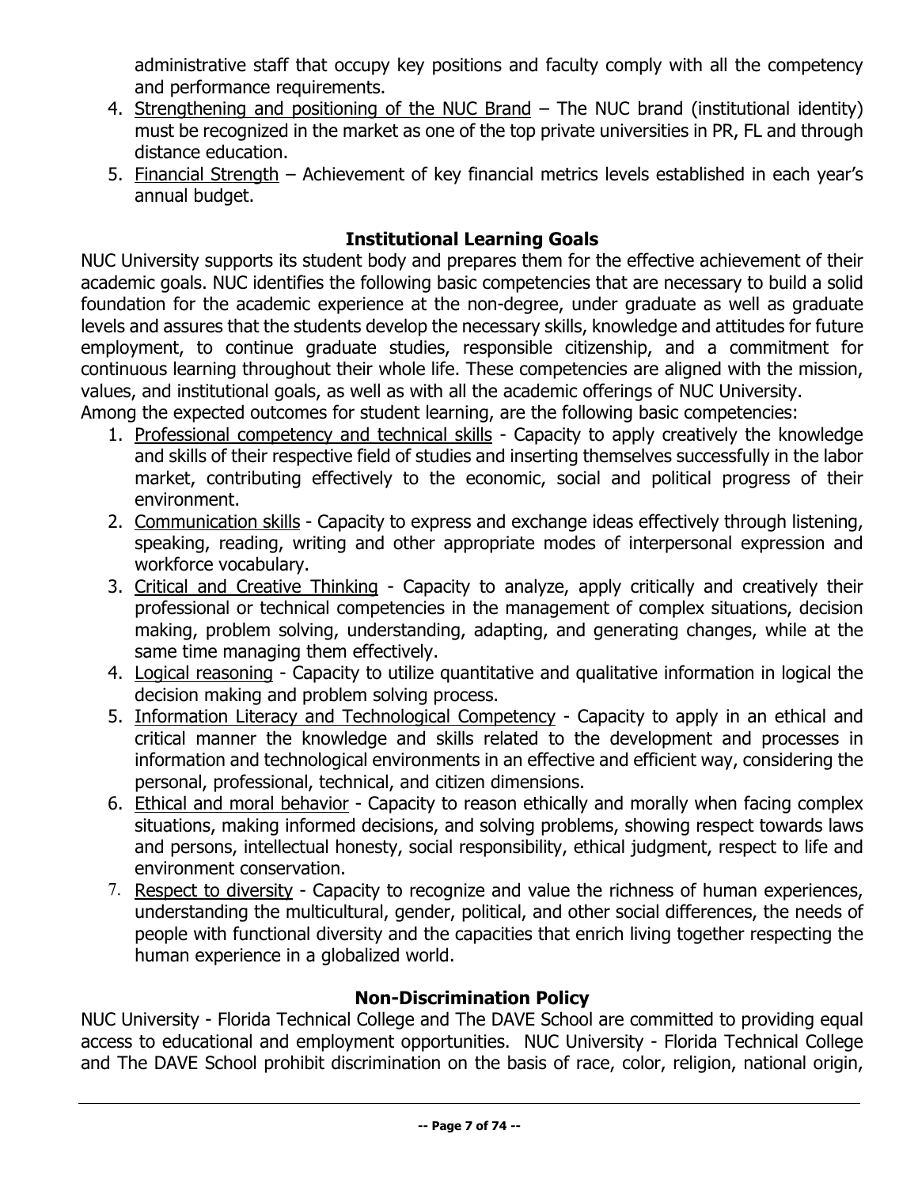administrative staff that occupy key positions and faculty comply with all the competency and performance requirements.

4. Strengthening and positioning of the NUC Brand – The NUC brand (institutional identity) must be recognized in the market as one of the top private universities in PR, FL and through distance education.
5. Financial Strength – Achievement of key financial metrics levels established in each year's annual budget.

## Institutional Learning Goals

NUC University supports its student body and prepares them for the effective achievement of their academic goals. NUC identifies the following basic competencies that are necessary to build a solid foundation for the academic experience at the non-degree, under graduate as well as graduate levels and assures that the students develop the necessary skills, knowledge and attitudes for future employment, to continue graduate studies, responsible citizenship, and a commitment for continuous learning throughout their whole life. These competencies are aligned with the mission, values, and institutional goals, as well as with all the academic offerings of NUC University.
Among the expected outcomes for student learning, are the following basic competencies:

1. Professional competency and technical skills - Capacity to apply creatively the knowledge and skills of their respective field of studies and inserting themselves successfully in the labor market, contributing effectively to the economic, social and political progress of their environment.
2. Communication skills - Capacity to express and exchange ideas effectively through listening, speaking, reading, writing and other appropriate modes of interpersonal expression and workforce vocabulary.
3. Critical and Creative Thinking - Capacity to analyze, apply critically and creatively their professional or technical competencies in the management of complex situations, decision making, problem solving, understanding, adapting, and generating changes, while at the same time managing them effectively.
4. Logical reasoning - Capacity to utilize quantitative and qualitative information in logical the decision making and problem solving process.
5. Information Literacy and Technological Competency - Capacity to apply in an ethical and critical manner the knowledge and skills related to the development and processes in information and technological environments in an effective and efficient way, considering the personal, professional, technical, and citizen dimensions.
6. Ethical and moral behavior - Capacity to reason ethically and morally when facing complex situations, making informed decisions, and solving problems, showing respect towards laws and persons, intellectual honesty, social responsibility, ethical judgment, respect to life and environment conservation.
7. Respect to diversity - Capacity to recognize and value the richness of human experiences, understanding the multicultural, gender, political, and other social differences, the needs of people with functional diversity and the capacities that enrich living together respecting the human experience in a globalized world.

## Non-Discrimination Policy

NUC University - Florida Technical College and The DAVE School are committed to providing equal access to educational and employment opportunities. NUC University - Florida Technical College and The DAVE School prohibit discrimination on the basis of race, color, religion, national origin,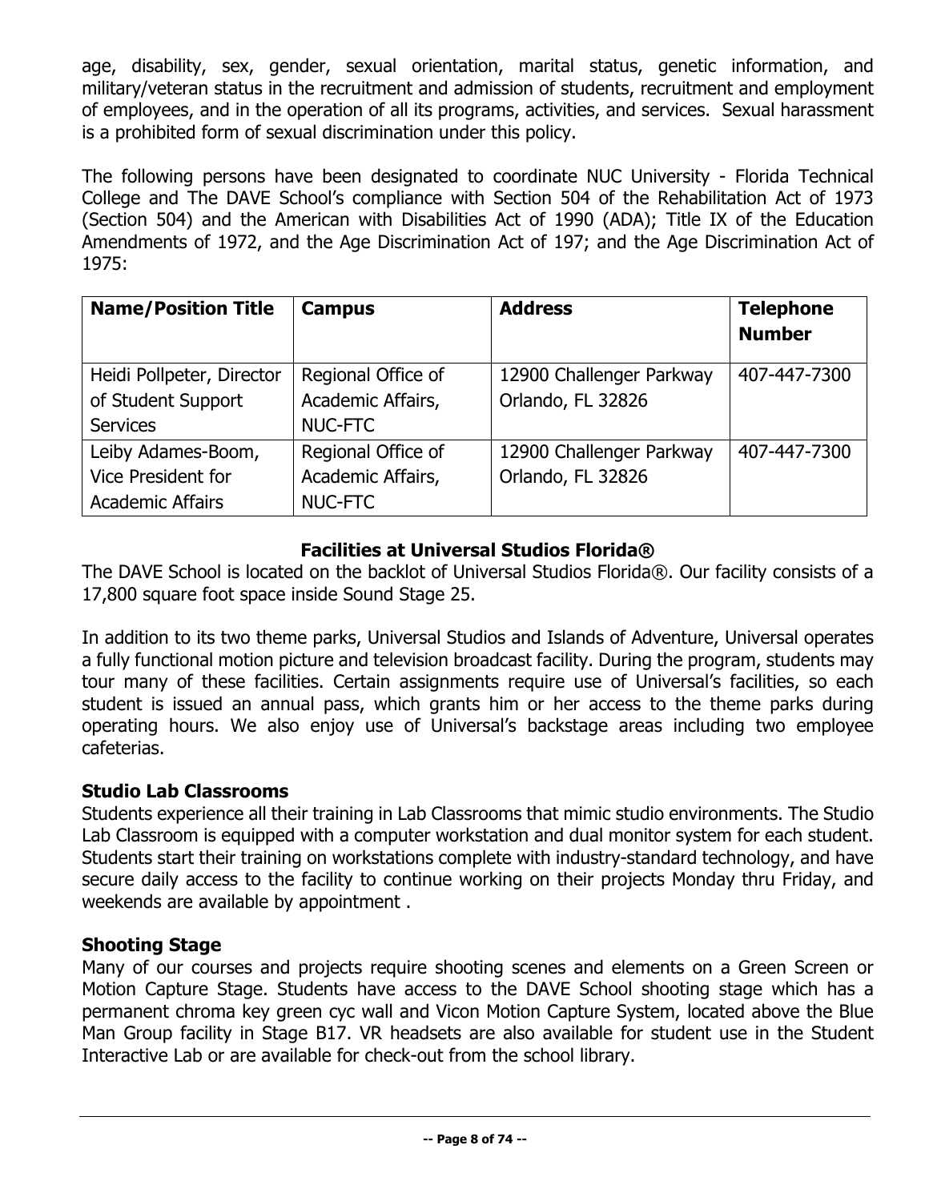age, disability, sex, gender, sexual orientation, marital status, genetic information, and military/veteran status in the recruitment and admission of students, recruitment and employment of employees, and in the operation of all its programs, activities, and services. Sexual harassment is a prohibited form of sexual discrimination under this policy.

The following persons have been designated to coordinate NUC University - Florida Technical College and The DAVE School's compliance with Section 504 of the Rehabilitation Act of 1973 (Section 504) and the American with Disabilities Act of 1990 (ADA); Title IX of the Education Amendments of 1972, and the Age Discrimination Act of 197; and the Age Discrimination Act of 1975:

| Name/Position Title | Campus | Address | Telephone Number |
|---|---|---|---|
| Heidi Pollpeter, Director of Student Support Services | Regional Office of Academic Affairs, NUC-FTC | 12900 Challenger Parkway Orlando, FL 32826 | 407-447-7300 |
| Leiby Adames-Boom, Vice President for Academic Affairs | Regional Office of Academic Affairs, NUC-FTC | 12900 Challenger Parkway Orlando, FL 32826 | 407-447-7300 |

## Facilities at Universal Studios Florida®

The DAVE School is located on the backlot of Universal Studios Florida®. Our facility consists of a 17,800 square foot space inside Sound Stage 25.

In addition to its two theme parks, Universal Studios and Islands of Adventure, Universal operates a fully functional motion picture and television broadcast facility. During the program, students may tour many of these facilities. Certain assignments require use of Universal's facilities, so each student is issued an annual pass, which grants him or her access to the theme parks during operating hours. We also enjoy use of Universal's backstage areas including two employee cafeterias.

### Studio Lab Classrooms

Students experience all their training in Lab Classrooms that mimic studio environments. The Studio Lab Classroom is equipped with a computer workstation and dual monitor system for each student. Students start their training on workstations complete with industry-standard technology, and have secure daily access to the facility to continue working on their projects Monday thru Friday, and weekends are available by appointment .

### Shooting Stage

Many of our courses and projects require shooting scenes and elements on a Green Screen or Motion Capture Stage. Students have access to the DAVE School shooting stage which has a permanent chroma key green cyc wall and Vicon Motion Capture System, located above the Blue Man Group facility in Stage B17. VR headsets are also available for student use in the Student Interactive Lab or are available for check-out from the school library.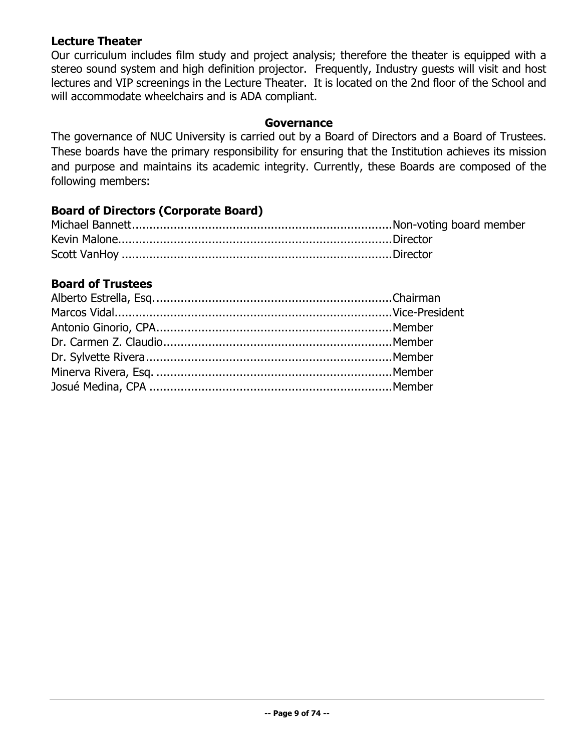### Lecture Theater

Our curriculum includes film study and project analysis; therefore the theater is equipped with a stereo sound system and high definition projector.  Frequently, Industry guests will visit and host lectures and VIP screenings in the Lecture Theater.  It is located on the 2nd floor of the School and will accommodate wheelchairs and is ADA compliant.

## Governance

The governance of NUC University is carried out by a Board of Directors and a Board of Trustees. These boards have the primary responsibility for ensuring that the Institution achieves its mission and purpose and maintains its academic integrity. Currently, these Boards are composed of the following members:

### Board of Directors (Corporate Board)

Michael Bannett.........................................................................Non-voting board member
Kevin Malone.............................................................................Director
Scott VanHoy .............................................................................Director

### Board of Trustees

Alberto Estrella, Esq....................................................................Chairman
Marcos Vidal...............................................................................Vice-President
Antonio Ginorio, CPA...................................................................Member
Dr. Carmen Z. Claudio.................................................................Member
Dr. Sylvette Rivera......................................................................Member
Minerva Rivera, Esq. ...................................................................Member
Josué Medina, CPA .....................................................................Member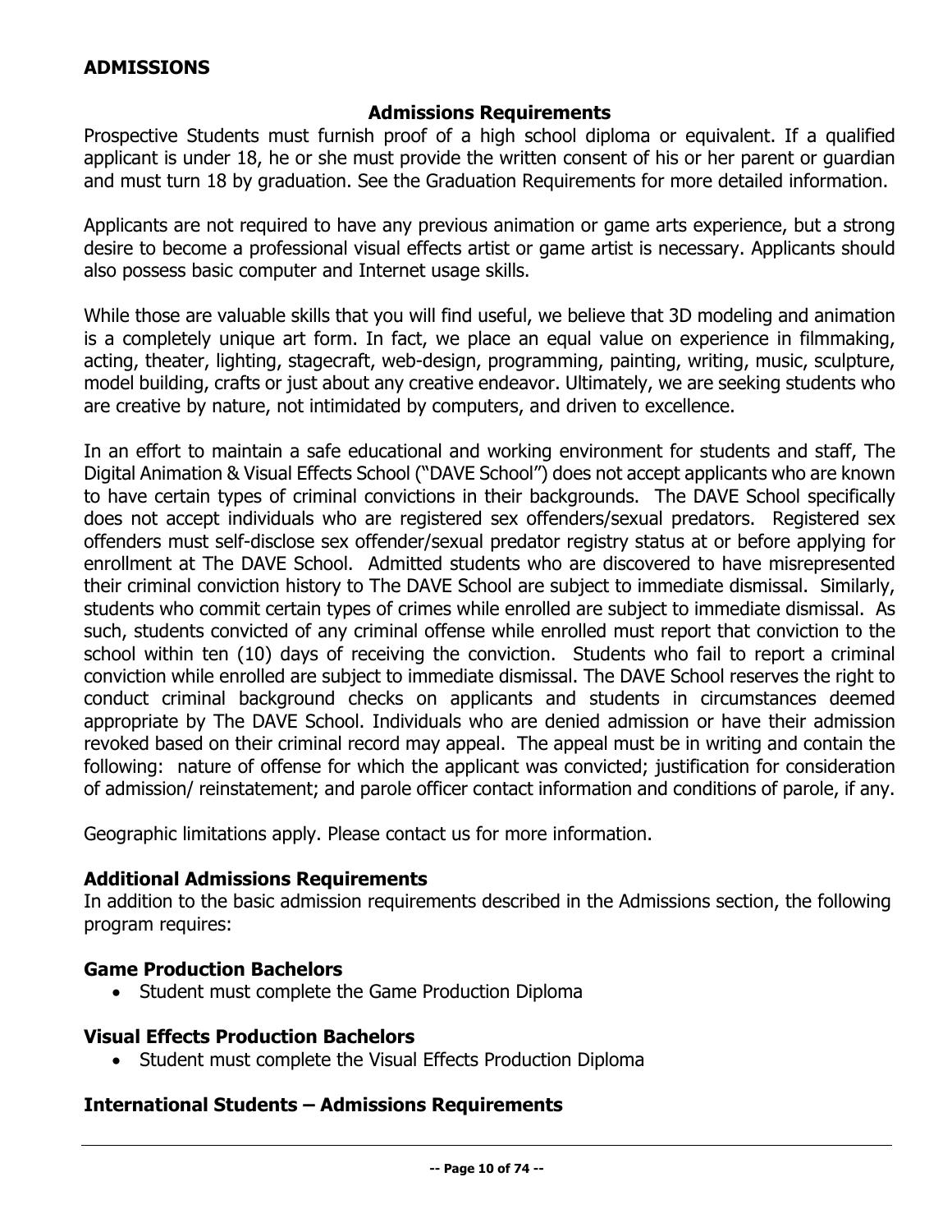## ADMISSIONS

### Admissions Requirements

Prospective Students must furnish proof of a high school diploma or equivalent. If a qualified applicant is under 18, he or she must provide the written consent of his or her parent or guardian and must turn 18 by graduation. See the Graduation Requirements for more detailed information.

Applicants are not required to have any previous animation or game arts experience, but a strong desire to become a professional visual effects artist or game artist is necessary. Applicants should also possess basic computer and Internet usage skills.

While those are valuable skills that you will find useful, we believe that 3D modeling and animation is a completely unique art form. In fact, we place an equal value on experience in filmmaking, acting, theater, lighting, stagecraft, web-design, programming, painting, writing, music, sculpture, model building, crafts or just about any creative endeavor. Ultimately, we are seeking students who are creative by nature, not intimidated by computers, and driven to excellence.

In an effort to maintain a safe educational and working environment for students and staff, The Digital Animation & Visual Effects School ("DAVE School") does not accept applicants who are known to have certain types of criminal convictions in their backgrounds. The DAVE School specifically does not accept individuals who are registered sex offenders/sexual predators. Registered sex offenders must self-disclose sex offender/sexual predator registry status at or before applying for enrollment at The DAVE School. Admitted students who are discovered to have misrepresented their criminal conviction history to The DAVE School are subject to immediate dismissal. Similarly, students who commit certain types of crimes while enrolled are subject to immediate dismissal. As such, students convicted of any criminal offense while enrolled must report that conviction to the school within ten (10) days of receiving the conviction. Students who fail to report a criminal conviction while enrolled are subject to immediate dismissal. The DAVE School reserves the right to conduct criminal background checks on applicants and students in circumstances deemed appropriate by The DAVE School. Individuals who are denied admission or have their admission revoked based on their criminal record may appeal. The appeal must be in writing and contain the following: nature of offense for which the applicant was convicted; justification for consideration of admission/ reinstatement; and parole officer contact information and conditions of parole, if any.

Geographic limitations apply. Please contact us for more information.

### Additional Admissions Requirements

In addition to the basic admission requirements described in the Admissions section, the following program requires:

### Game Production Bachelors

- Student must complete the Game Production Diploma

### Visual Effects Production Bachelors

- Student must complete the Visual Effects Production Diploma

### International Students – Admissions Requirements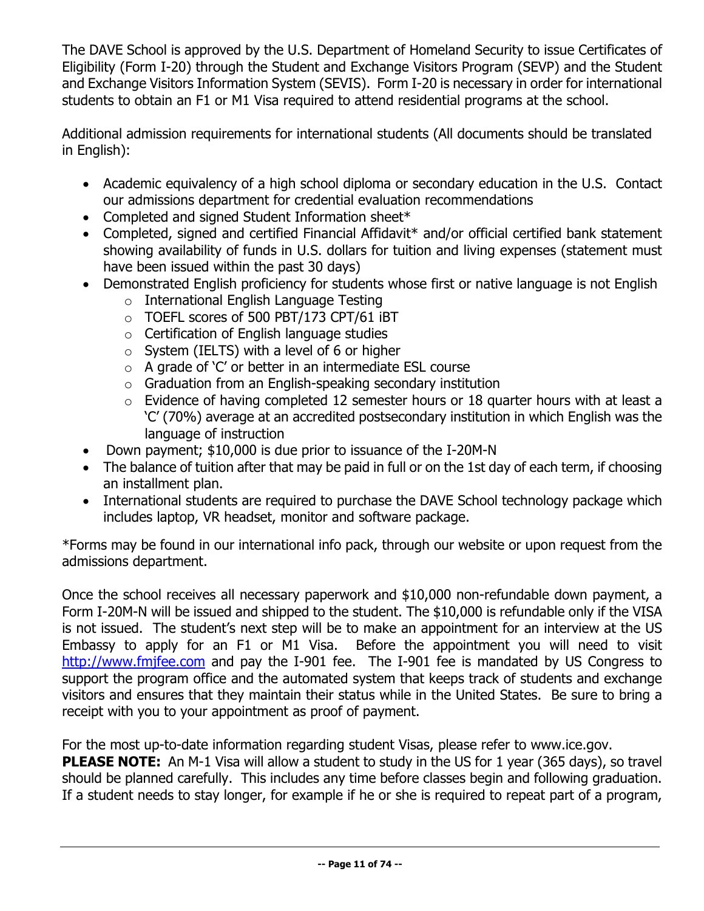The DAVE School is approved by the U.S. Department of Homeland Security to issue Certificates of Eligibility (Form I-20) through the Student and Exchange Visitors Program (SEVP) and the Student and Exchange Visitors Information System (SEVIS). Form I-20 is necessary in order for international students to obtain an F1 or M1 Visa required to attend residential programs at the school.

Additional admission requirements for international students (All documents should be translated in English):

- Academic equivalency of a high school diploma or secondary education in the U.S. Contact our admissions department for credential evaluation recommendations
- Completed and signed Student Information sheet*
- Completed, signed and certified Financial Affidavit* and/or official certified bank statement showing availability of funds in U.S. dollars for tuition and living expenses (statement must have been issued within the past 30 days)
- Demonstrated English proficiency for students whose first or native language is not English
    - International English Language Testing
    - TOEFL scores of 500 PBT/173 CPT/61 iBT
    - Certification of English language studies
    - System (IELTS) with a level of 6 or higher
    - A grade of 'C' or better in an intermediate ESL course
    - Graduation from an English-speaking secondary institution
    - Evidence of having completed 12 semester hours or 18 quarter hours with at least a 'C' (70%) average at an accredited postsecondary institution in which English was the language of instruction
- Down payment; $10,000 is due prior to issuance of the I-20M-N
- The balance of tuition after that may be paid in full or on the 1st day of each term, if choosing an installment plan.
- International students are required to purchase the DAVE School technology package which includes laptop, VR headset, monitor and software package.

*Forms may be found in our international info pack, through our website or upon request from the admissions department.

Once the school receives all necessary paperwork and $10,000 non-refundable down payment, a Form I-20M-N will be issued and shipped to the student. The $10,000 is refundable only if the VISA is not issued. The student's next step will be to make an appointment for an interview at the US Embassy to apply for an F1 or M1 Visa. Before the appointment you will need to visit [http://www.fmjfee.com](http://www.fmjfee.com) and pay the I-901 fee. The I-901 fee is mandated by US Congress to support the program office and the automated system that keeps track of students and exchange visitors and ensures that they maintain their status while in the United States. Be sure to bring a receipt with you to your appointment as proof of payment.

For the most up-to-date information regarding student Visas, please refer to www.ice.gov.

**PLEASE NOTE:** An M-1 Visa will allow a student to study in the US for 1 year (365 days), so travel should be planned carefully. This includes any time before classes begin and following graduation. If a student needs to stay longer, for example if he or she is required to repeat part of a program,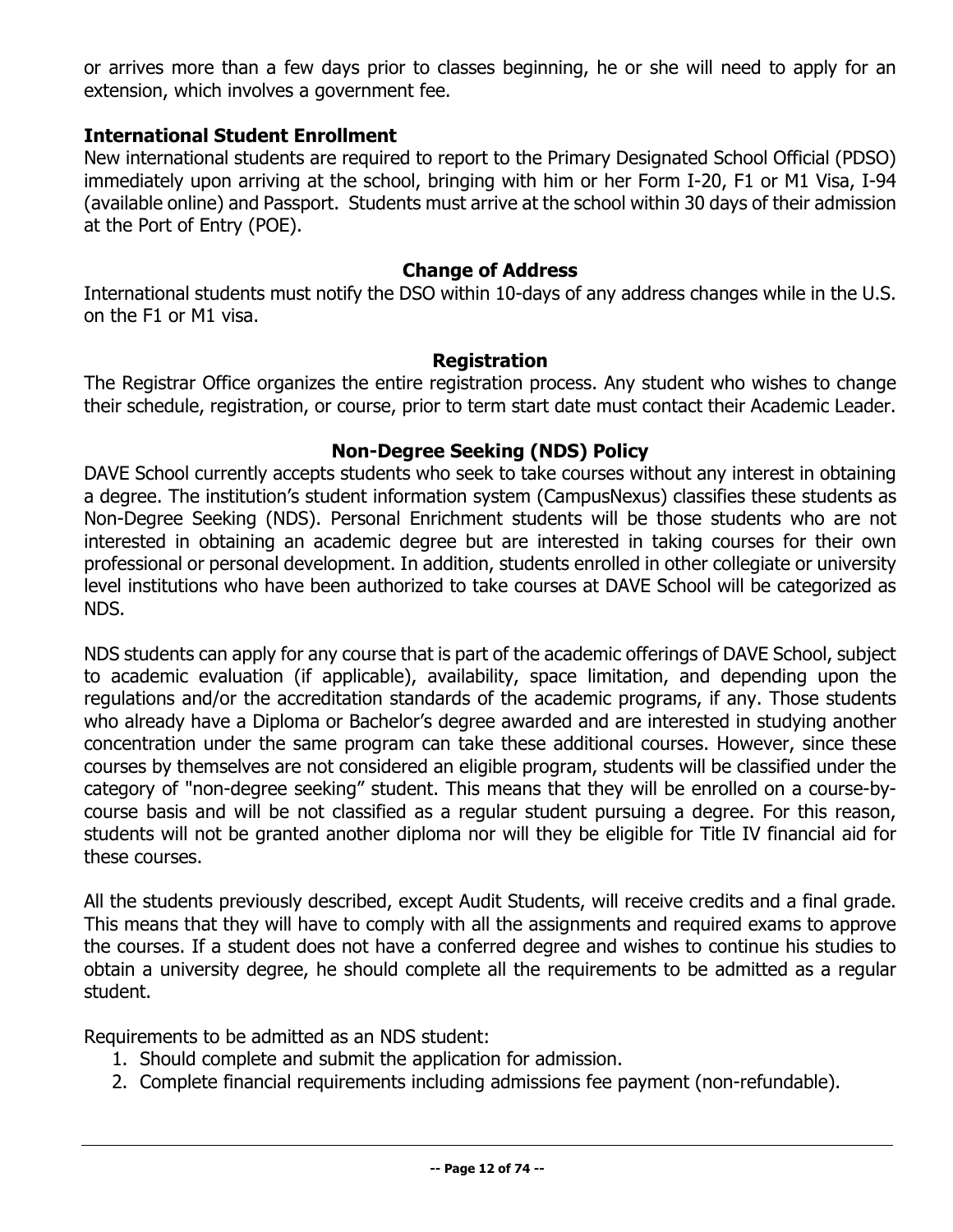or arrives more than a few days prior to classes beginning, he or she will need to apply for an extension, which involves a government fee.

### International Student Enrollment

New international students are required to report to the Primary Designated School Official (PDSO) immediately upon arriving at the school, bringing with him or her Form I-20, F1 or M1 Visa, I-94 (available online) and Passport. Students must arrive at the school within 30 days of their admission at the Port of Entry (POE).

## Change of Address

International students must notify the DSO within 10-days of any address changes while in the U.S. on the F1 or M1 visa.

## Registration

The Registrar Office organizes the entire registration process. Any student who wishes to change their schedule, registration, or course, prior to term start date must contact their Academic Leader.

## Non-Degree Seeking (NDS) Policy

DAVE School currently accepts students who seek to take courses without any interest in obtaining a degree. The institution's student information system (CampusNexus) classifies these students as Non-Degree Seeking (NDS). Personal Enrichment students will be those students who are not interested in obtaining an academic degree but are interested in taking courses for their own professional or personal development. In addition, students enrolled in other collegiate or university level institutions who have been authorized to take courses at DAVE School will be categorized as NDS.

NDS students can apply for any course that is part of the academic offerings of DAVE School, subject to academic evaluation (if applicable), availability, space limitation, and depending upon the regulations and/or the accreditation standards of the academic programs, if any. Those students who already have a Diploma or Bachelor's degree awarded and are interested in studying another concentration under the same program can take these additional courses. However, since these courses by themselves are not considered an eligible program, students will be classified under the category of "non-degree seeking" student. This means that they will be enrolled on a course-by-course basis and will be not classified as a regular student pursuing a degree. For this reason, students will not be granted another diploma nor will they be eligible for Title IV financial aid for these courses.

All the students previously described, except Audit Students, will receive credits and a final grade. This means that they will have to comply with all the assignments and required exams to approve the courses. If a student does not have a conferred degree and wishes to continue his studies to obtain a university degree, he should complete all the requirements to be admitted as a regular student.

Requirements to be admitted as an NDS student:

1. Should complete and submit the application for admission.
2. Complete financial requirements including admissions fee payment (non-refundable).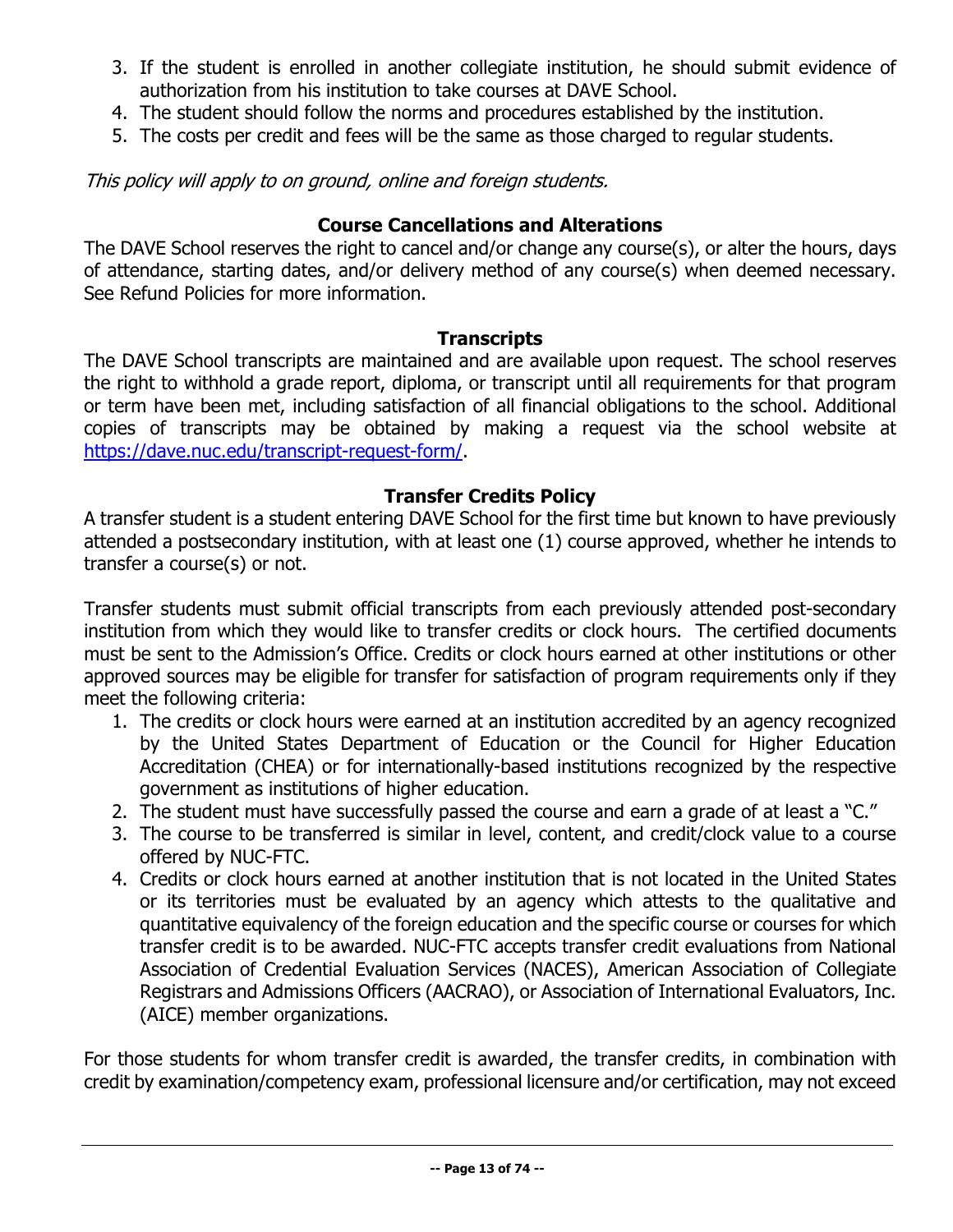3. If the student is enrolled in another collegiate institution, he should submit evidence of authorization from his institution to take courses at DAVE School.
4. The student should follow the norms and procedures established by the institution.
5. The costs per credit and fees will be the same as those charged to regular students.

*This policy will apply to on ground, online and foreign students.*

## Course Cancellations and Alterations

The DAVE School reserves the right to cancel and/or change any course(s), or alter the hours, days of attendance, starting dates, and/or delivery method of any course(s) when deemed necessary. See Refund Policies for more information.

## Transcripts

The DAVE School transcripts are maintained and are available upon request. The school reserves the right to withhold a grade report, diploma, or transcript until all requirements for that program or term have been met, including satisfaction of all financial obligations to the school. Additional copies of transcripts may be obtained by making a request via the school website at [https://dave.nuc.edu/transcript-request-form/](https://dave.nuc.edu/transcript-request-form/).

## Transfer Credits Policy

A transfer student is a student entering DAVE School for the first time but known to have previously attended a postsecondary institution, with at least one (1) course approved, whether he intends to transfer a course(s) or not.

Transfer students must submit official transcripts from each previously attended post-secondary institution from which they would like to transfer credits or clock hours. The certified documents must be sent to the Admission's Office. Credits or clock hours earned at other institutions or other approved sources may be eligible for transfer for satisfaction of program requirements only if they meet the following criteria:

1. The credits or clock hours were earned at an institution accredited by an agency recognized by the United States Department of Education or the Council for Higher Education Accreditation (CHEA) or for internationally-based institutions recognized by the respective government as institutions of higher education.
2. The student must have successfully passed the course and earn a grade of at least a "C."
3. The course to be transferred is similar in level, content, and credit/clock value to a course offered by NUC-FTC.
4. Credits or clock hours earned at another institution that is not located in the United States or its territories must be evaluated by an agency which attests to the qualitative and quantitative equivalency of the foreign education and the specific course or courses for which transfer credit is to be awarded. NUC-FTC accepts transfer credit evaluations from National Association of Credential Evaluation Services (NACES), American Association of Collegiate Registrars and Admissions Officers (AACRAO), or Association of International Evaluators, Inc. (AICE) member organizations.

For those students for whom transfer credit is awarded, the transfer credits, in combination with credit by examination/competency exam, professional licensure and/or certification, may not exceed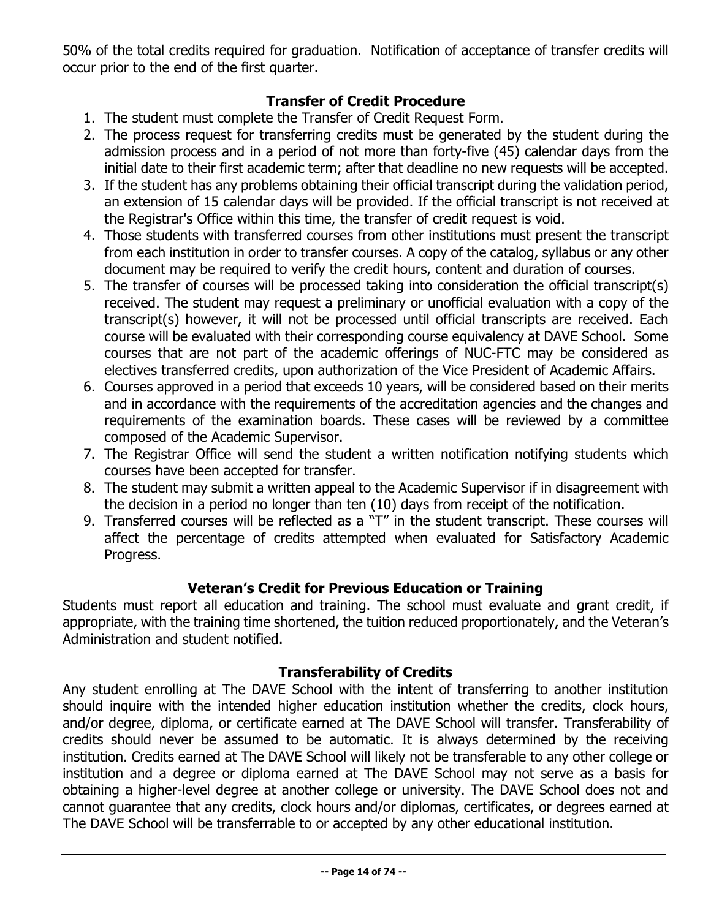50% of the total credits required for graduation. Notification of acceptance of transfer credits will occur prior to the end of the first quarter.

## Transfer of Credit Procedure

1. The student must complete the Transfer of Credit Request Form.
2. The process request for transferring credits must be generated by the student during the admission process and in a period of not more than forty-five (45) calendar days from the initial date to their first academic term; after that deadline no new requests will be accepted.
3. If the student has any problems obtaining their official transcript during the validation period, an extension of 15 calendar days will be provided. If the official transcript is not received at the Registrar's Office within this time, the transfer of credit request is void.
4. Those students with transferred courses from other institutions must present the transcript from each institution in order to transfer courses. A copy of the catalog, syllabus or any other document may be required to verify the credit hours, content and duration of courses.
5. The transfer of courses will be processed taking into consideration the official transcript(s) received. The student may request a preliminary or unofficial evaluation with a copy of the transcript(s) however, it will not be processed until official transcripts are received. Each course will be evaluated with their corresponding course equivalency at DAVE School. Some courses that are not part of the academic offerings of NUC-FTC may be considered as electives transferred credits, upon authorization of the Vice President of Academic Affairs.
6. Courses approved in a period that exceeds 10 years, will be considered based on their merits and in accordance with the requirements of the accreditation agencies and the changes and requirements of the examination boards. These cases will be reviewed by a committee composed of the Academic Supervisor.
7. The Registrar Office will send the student a written notification notifying students which courses have been accepted for transfer.
8. The student may submit a written appeal to the Academic Supervisor if in disagreement with the decision in a period no longer than ten (10) days from receipt of the notification.
9. Transferred courses will be reflected as a "T" in the student transcript. These courses will affect the percentage of credits attempted when evaluated for Satisfactory Academic Progress.

## Veteran's Credit for Previous Education or Training

Students must report all education and training. The school must evaluate and grant credit, if appropriate, with the training time shortened, the tuition reduced proportionately, and the Veteran's Administration and student notified.

## Transferability of Credits

Any student enrolling at The DAVE School with the intent of transferring to another institution should inquire with the intended higher education institution whether the credits, clock hours, and/or degree, diploma, or certificate earned at The DAVE School will transfer. Transferability of credits should never be assumed to be automatic. It is always determined by the receiving institution. Credits earned at The DAVE School will likely not be transferable to any other college or institution and a degree or diploma earned at The DAVE School may not serve as a basis for obtaining a higher-level degree at another college or university. The DAVE School does not and cannot guarantee that any credits, clock hours and/or diplomas, certificates, or degrees earned at The DAVE School will be transferrable to or accepted by any other educational institution.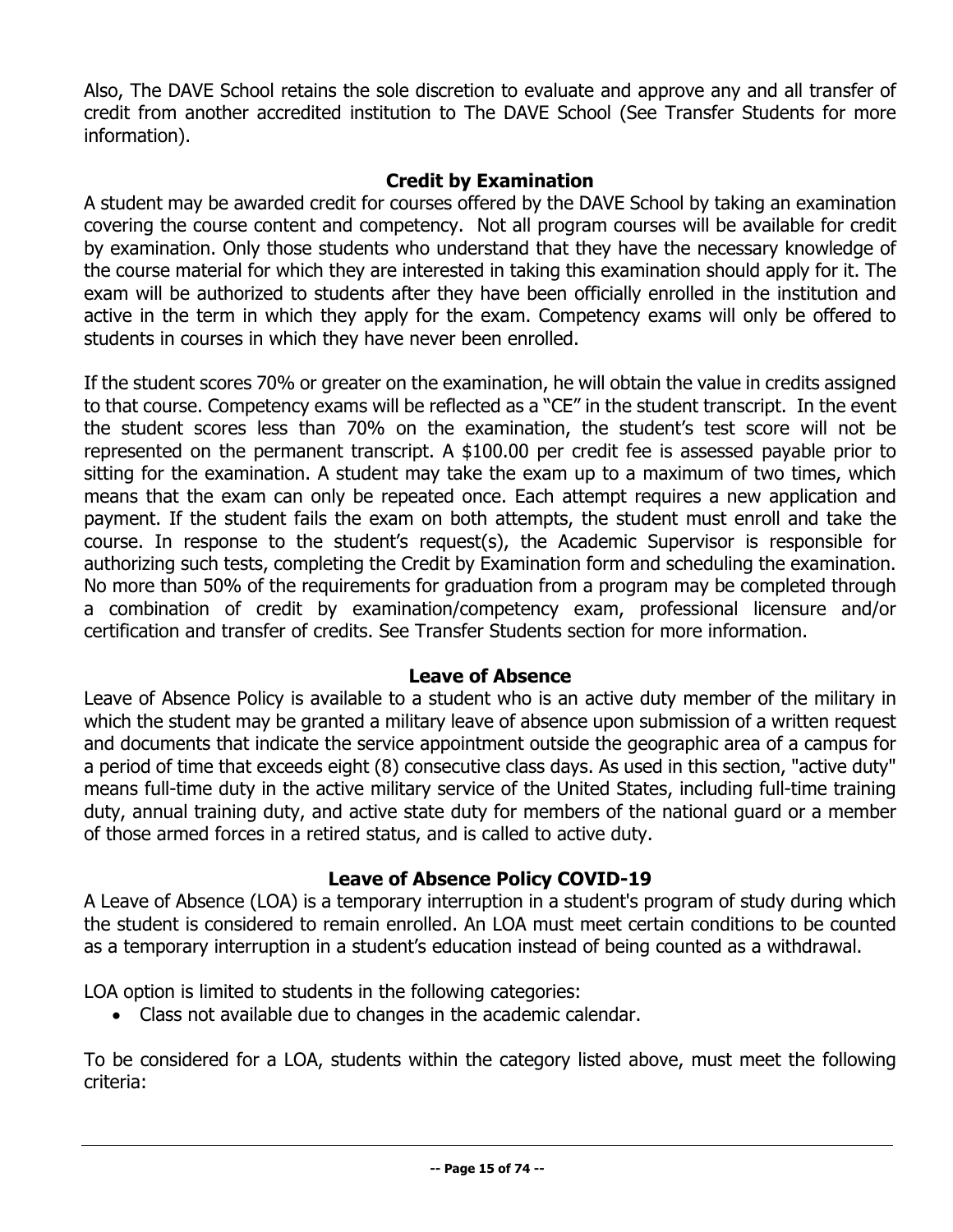Also, The DAVE School retains the sole discretion to evaluate and approve any and all transfer of credit from another accredited institution to The DAVE School (See Transfer Students for more information).

## Credit by Examination

A student may be awarded credit for courses offered by the DAVE School by taking an examination covering the course content and competency. Not all program courses will be available for credit by examination. Only those students who understand that they have the necessary knowledge of the course material for which they are interested in taking this examination should apply for it. The exam will be authorized to students after they have been officially enrolled in the institution and active in the term in which they apply for the exam. Competency exams will only be offered to students in courses in which they have never been enrolled.

If the student scores 70% or greater on the examination, he will obtain the value in credits assigned to that course. Competency exams will be reflected as a "CE" in the student transcript. In the event the student scores less than 70% on the examination, the student's test score will not be represented on the permanent transcript. A $100.00 per credit fee is assessed payable prior to sitting for the examination. A student may take the exam up to a maximum of two times, which means that the exam can only be repeated once. Each attempt requires a new application and payment. If the student fails the exam on both attempts, the student must enroll and take the course. In response to the student's request(s), the Academic Supervisor is responsible for authorizing such tests, completing the Credit by Examination form and scheduling the examination. No more than 50% of the requirements for graduation from a program may be completed through a combination of credit by examination/competency exam, professional licensure and/or certification and transfer of credits. See Transfer Students section for more information.

## Leave of Absence

Leave of Absence Policy is available to a student who is an active duty member of the military in which the student may be granted a military leave of absence upon submission of a written request and documents that indicate the service appointment outside the geographic area of a campus for a period of time that exceeds eight (8) consecutive class days. As used in this section, "active duty" means full-time duty in the active military service of the United States, including full-time training duty, annual training duty, and active state duty for members of the national guard or a member of those armed forces in a retired status, and is called to active duty.

## Leave of Absence Policy COVID-19

A Leave of Absence (LOA) is a temporary interruption in a student's program of study during which the student is considered to remain enrolled. An LOA must meet certain conditions to be counted as a temporary interruption in a student's education instead of being counted as a withdrawal.

LOA option is limited to students in the following categories:

- Class not available due to changes in the academic calendar.

To be considered for a LOA, students within the category listed above, must meet the following criteria: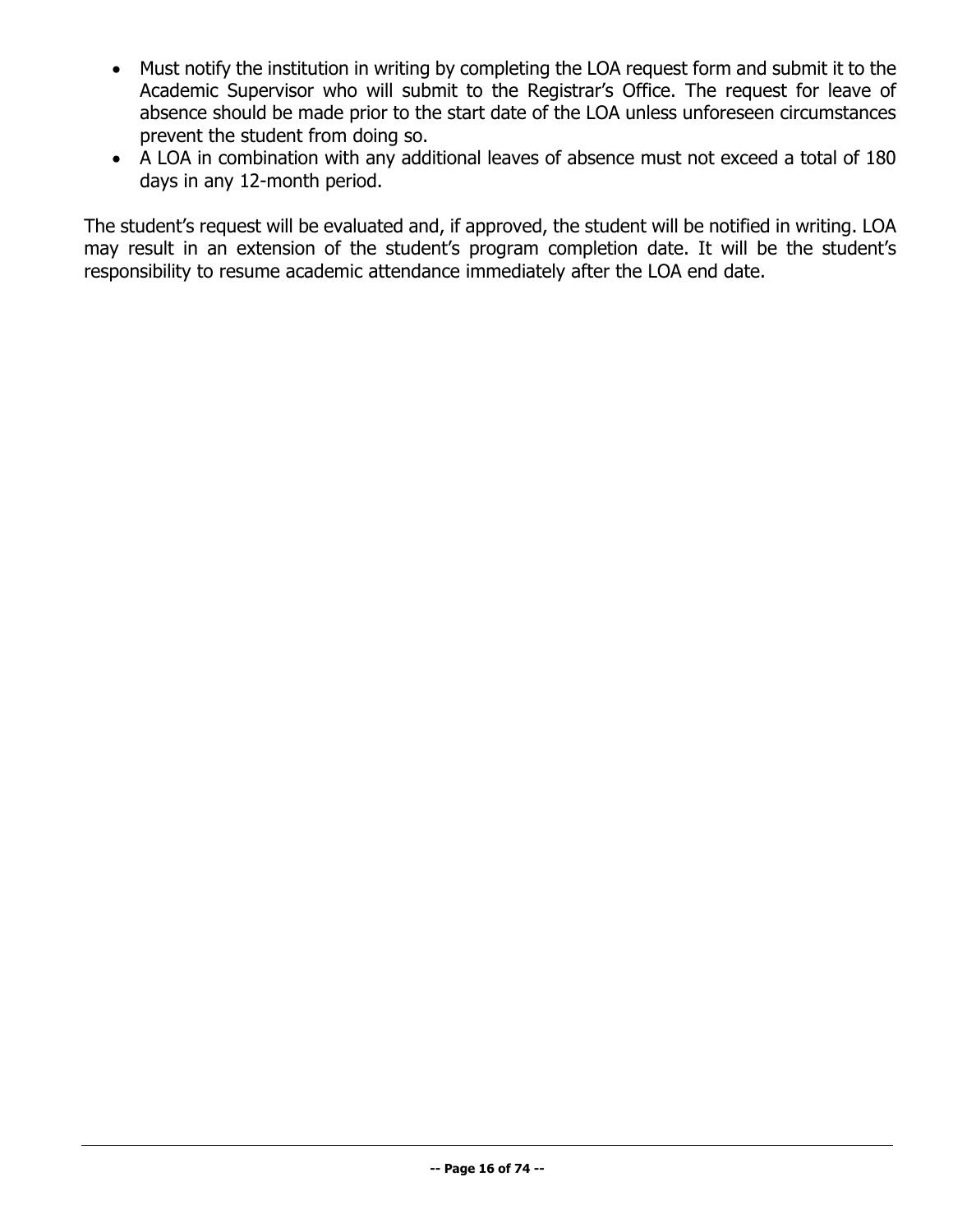- Must notify the institution in writing by completing the LOA request form and submit it to the Academic Supervisor who will submit to the Registrar's Office. The request for leave of absence should be made prior to the start date of the LOA unless unforeseen circumstances prevent the student from doing so.
- A LOA in combination with any additional leaves of absence must not exceed a total of 180 days in any 12-month period.

The student's request will be evaluated and, if approved, the student will be notified in writing. LOA may result in an extension of the student's program completion date. It will be the student's responsibility to resume academic attendance immediately after the LOA end date.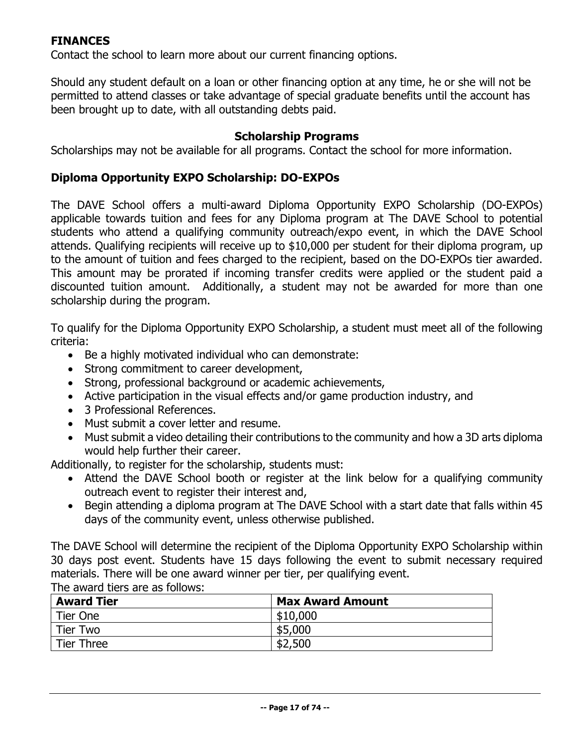## FINANCES

Contact the school to learn more about our current financing options.

Should any student default on a loan or other financing option at any time, he or she will not be permitted to attend classes or take advantage of special graduate benefits until the account has been brought up to date, with all outstanding debts paid.

## Scholarship Programs

Scholarships may not be available for all programs. Contact the school for more information.

### Diploma Opportunity EXPO Scholarship: DO-EXPOs

The DAVE School offers a multi-award Diploma Opportunity EXPO Scholarship (DO-EXPOs) applicable towards tuition and fees for any Diploma program at The DAVE School to potential students who attend a qualifying community outreach/expo event, in which the DAVE School attends. Qualifying recipients will receive up to $10,000 per student for their diploma program, up to the amount of tuition and fees charged to the recipient, based on the DO-EXPOs tier awarded. This amount may be prorated if incoming transfer credits were applied or the student paid a discounted tuition amount. Additionally, a student may not be awarded for more than one scholarship during the program.

To qualify for the Diploma Opportunity EXPO Scholarship, a student must meet all of the following criteria:

- Be a highly motivated individual who can demonstrate:
- Strong commitment to career development,
- Strong, professional background or academic achievements,
- Active participation in the visual effects and/or game production industry, and
- 3 Professional References.
- Must submit a cover letter and resume.
- Must submit a video detailing their contributions to the community and how a 3D arts diploma would help further their career.

Additionally, to register for the scholarship, students must:

- Attend the DAVE School booth or register at the link below for a qualifying community outreach event to register their interest and,
- Begin attending a diploma program at The DAVE School with a start date that falls within 45 days of the community event, unless otherwise published.

The DAVE School will determine the recipient of the Diploma Opportunity EXPO Scholarship within 30 days post event. Students have 15 days following the event to submit necessary required materials. There will be one award winner per tier, per qualifying event.

The award tiers are as follows:

| Award Tier | Max Award Amount |
|---|---|
| Tier One | $10,000 |
| Tier Two | $5,000 |
| Tier Three | $2,500 |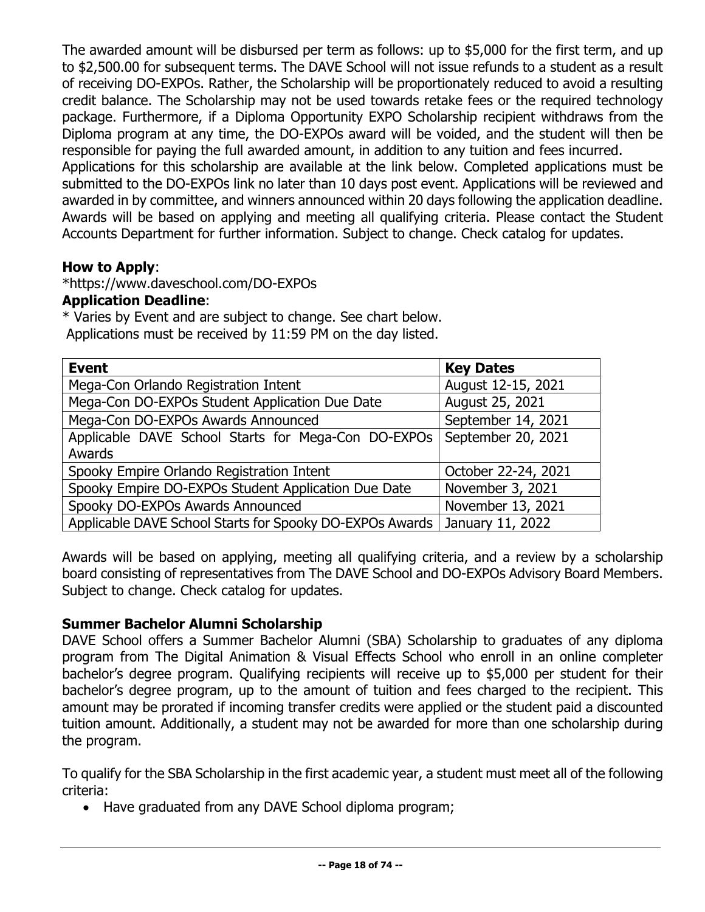The awarded amount will be disbursed per term as follows: up to $5,000 for the first term, and up to $2,500.00 for subsequent terms. The DAVE School will not issue refunds to a student as a result of receiving DO-EXPOs. Rather, the Scholarship will be proportionately reduced to avoid a resulting credit balance. The Scholarship may not be used towards retake fees or the required technology package. Furthermore, if a Diploma Opportunity EXPO Scholarship recipient withdraws from the Diploma program at any time, the DO-EXPOs award will be voided, and the student will then be responsible for paying the full awarded amount, in addition to any tuition and fees incurred.
Applications for this scholarship are available at the link below. Completed applications must be submitted to the DO-EXPOs link no later than 10 days post event. Applications will be reviewed and awarded in by committee, and winners announced within 20 days following the application deadline. Awards will be based on applying and meeting all qualifying criteria. Please contact the Student Accounts Department for further information. Subject to change. Check catalog for updates.

**How to Apply**:
*https://www.daveschool.com/DO-EXPOs
**Application Deadline**:
* Varies by Event and are subject to change. See chart below.
Applications must be received by 11:59 PM on the day listed.

| Event | Key Dates |
|---|---|
| Mega-Con Orlando Registration Intent | August 12-15, 2021 |
| Mega-Con DO-EXPOs Student Application Due Date | August 25, 2021 |
| Mega-Con DO-EXPOs Awards Announced | September 14, 2021 |
| Applicable DAVE School Starts for Mega-Con DO-EXPOs Awards | September 20, 2021 |
| Spooky Empire Orlando Registration Intent | October 22-24, 2021 |
| Spooky Empire DO-EXPOs Student Application Due Date | November 3, 2021 |
| Spooky DO-EXPOs Awards Announced | November 13, 2021 |
| Applicable DAVE School Starts for Spooky DO-EXPOs Awards | January 11, 2022 |

Awards will be based on applying, meeting all qualifying criteria, and a review by a scholarship board consisting of representatives from The DAVE School and DO-EXPOs Advisory Board Members. Subject to change. Check catalog for updates.

**Summer Bachelor Alumni Scholarship**

DAVE School offers a Summer Bachelor Alumni (SBA) Scholarship to graduates of any diploma program from The Digital Animation & Visual Effects School who enroll in an online completer bachelor's degree program. Qualifying recipients will receive up to $5,000 per student for their bachelor's degree program, up to the amount of tuition and fees charged to the recipient. This amount may be prorated if incoming transfer credits were applied or the student paid a discounted tuition amount. Additionally, a student may not be awarded for more than one scholarship during the program.

To qualify for the SBA Scholarship in the first academic year, a student must meet all of the following criteria:

- Have graduated from any DAVE School diploma program;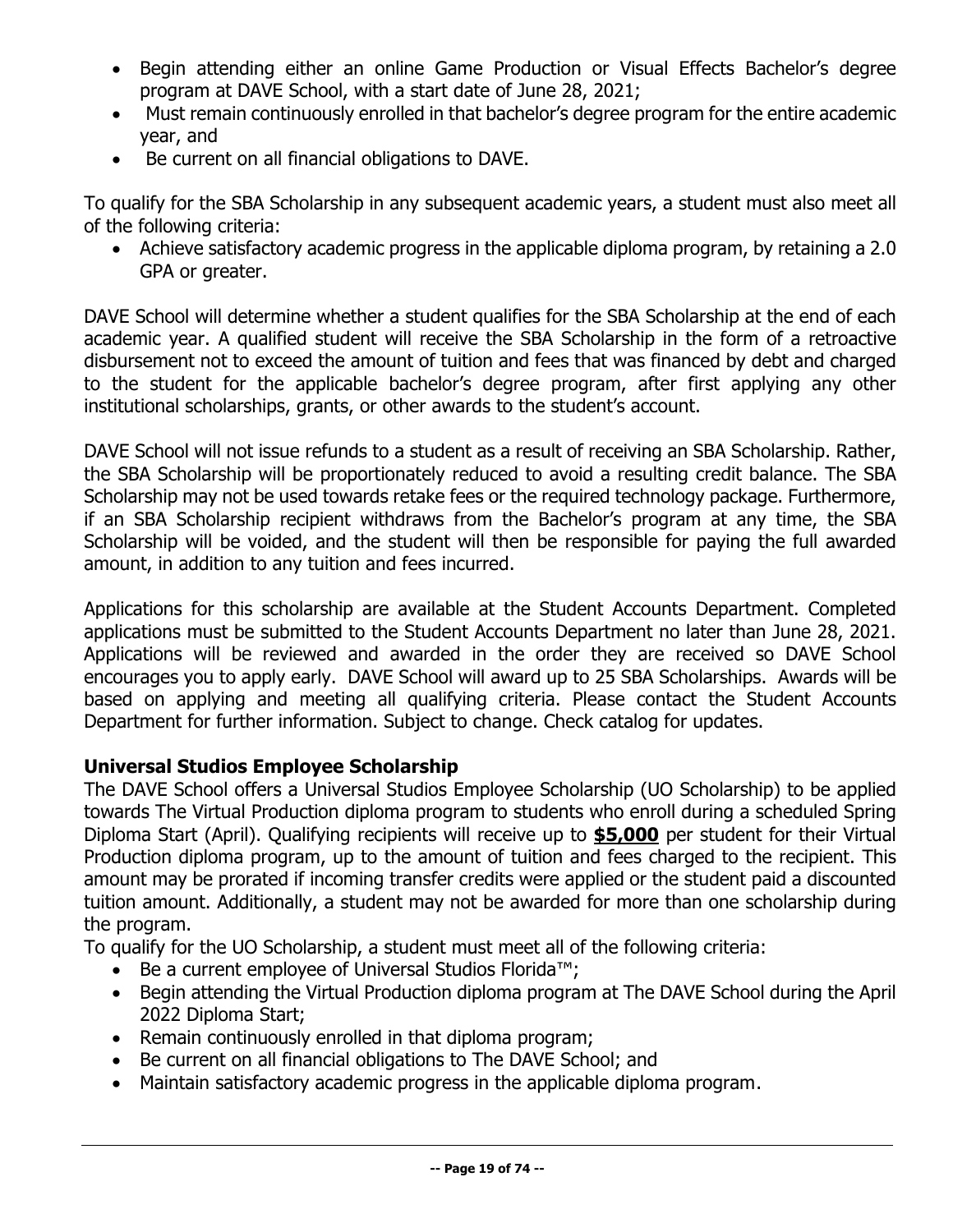- Begin attending either an online Game Production or Visual Effects Bachelor's degree program at DAVE School, with a start date of June 28, 2021;
- Must remain continuously enrolled in that bachelor's degree program for the entire academic year, and
- Be current on all financial obligations to DAVE.

To qualify for the SBA Scholarship in any subsequent academic years, a student must also meet all of the following criteria:

- Achieve satisfactory academic progress in the applicable diploma program, by retaining a 2.0 GPA or greater.

DAVE School will determine whether a student qualifies for the SBA Scholarship at the end of each academic year. A qualified student will receive the SBA Scholarship in the form of a retroactive disbursement not to exceed the amount of tuition and fees that was financed by debt and charged to the student for the applicable bachelor's degree program, after first applying any other institutional scholarships, grants, or other awards to the student's account.

DAVE School will not issue refunds to a student as a result of receiving an SBA Scholarship. Rather, the SBA Scholarship will be proportionately reduced to avoid a resulting credit balance. The SBA Scholarship may not be used towards retake fees or the required technology package. Furthermore, if an SBA Scholarship recipient withdraws from the Bachelor's program at any time, the SBA Scholarship will be voided, and the student will then be responsible for paying the full awarded amount, in addition to any tuition and fees incurred.

Applications for this scholarship are available at the Student Accounts Department. Completed applications must be submitted to the Student Accounts Department no later than June 28, 2021. Applications will be reviewed and awarded in the order they are received so DAVE School encourages you to apply early. DAVE School will award up to 25 SBA Scholarships. Awards will be based on applying and meeting all qualifying criteria. Please contact the Student Accounts Department for further information. Subject to change. Check catalog for updates.

### Universal Studios Employee Scholarship

The DAVE School offers a Universal Studios Employee Scholarship (UO Scholarship) to be applied towards The Virtual Production diploma program to students who enroll during a scheduled Spring Diploma Start (April). Qualifying recipients will receive up to **$5,000** per student for their Virtual Production diploma program, up to the amount of tuition and fees charged to the recipient. This amount may be prorated if incoming transfer credits were applied or the student paid a discounted tuition amount. Additionally, a student may not be awarded for more than one scholarship during the program.

To qualify for the UO Scholarship, a student must meet all of the following criteria:

- Be a current employee of Universal Studios Florida™;
- Begin attending the Virtual Production diploma program at The DAVE School during the April 2022 Diploma Start;
- Remain continuously enrolled in that diploma program;
- Be current on all financial obligations to The DAVE School; and
- Maintain satisfactory academic progress in the applicable diploma program.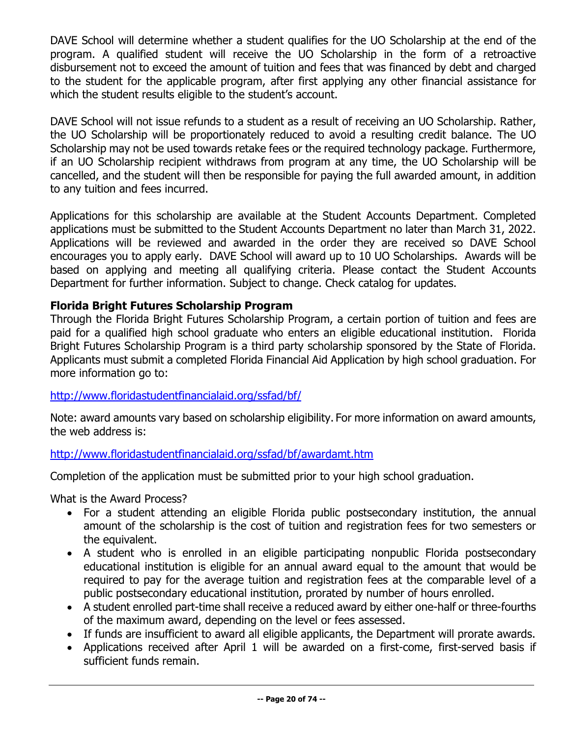DAVE School will determine whether a student qualifies for the UO Scholarship at the end of the program. A qualified student will receive the UO Scholarship in the form of a retroactive disbursement not to exceed the amount of tuition and fees that was financed by debt and charged to the student for the applicable program, after first applying any other financial assistance for which the student results eligible to the student's account.

DAVE School will not issue refunds to a student as a result of receiving an UO Scholarship. Rather, the UO Scholarship will be proportionately reduced to avoid a resulting credit balance. The UO Scholarship may not be used towards retake fees or the required technology package. Furthermore, if an UO Scholarship recipient withdraws from program at any time, the UO Scholarship will be cancelled, and the student will then be responsible for paying the full awarded amount, in addition to any tuition and fees incurred.

Applications for this scholarship are available at the Student Accounts Department. Completed applications must be submitted to the Student Accounts Department no later than March 31, 2022. Applications will be reviewed and awarded in the order they are received so DAVE School encourages you to apply early. DAVE School will award up to 10 UO Scholarships. Awards will be based on applying and meeting all qualifying criteria. Please contact the Student Accounts Department for further information. Subject to change. Check catalog for updates.

### Florida Bright Futures Scholarship Program

Through the Florida Bright Futures Scholarship Program, a certain portion of tuition and fees are paid for a qualified high school graduate who enters an eligible educational institution. Florida Bright Futures Scholarship Program is a third party scholarship sponsored by the State of Florida. Applicants must submit a completed Florida Financial Aid Application by high school graduation. For more information go to:

http://www.floridastudentfinancialaid.org/ssfad/bf/

Note: award amounts vary based on scholarship eligibility. For more information on award amounts, the web address is:

http://www.floridastudentfinancialaid.org/ssfad/bf/awardamt.htm

Completion of the application must be submitted prior to your high school graduation.

What is the Award Process?

- For a student attending an eligible Florida public postsecondary institution, the annual amount of the scholarship is the cost of tuition and registration fees for two semesters or the equivalent.
- A student who is enrolled in an eligible participating nonpublic Florida postsecondary educational institution is eligible for an annual award equal to the amount that would be required to pay for the average tuition and registration fees at the comparable level of a public postsecondary educational institution, prorated by number of hours enrolled.
- A student enrolled part-time shall receive a reduced award by either one-half or three-fourths of the maximum award, depending on the level or fees assessed.
- If funds are insufficient to award all eligible applicants, the Department will prorate awards.
- Applications received after April 1 will be awarded on a first-come, first-served basis if sufficient funds remain.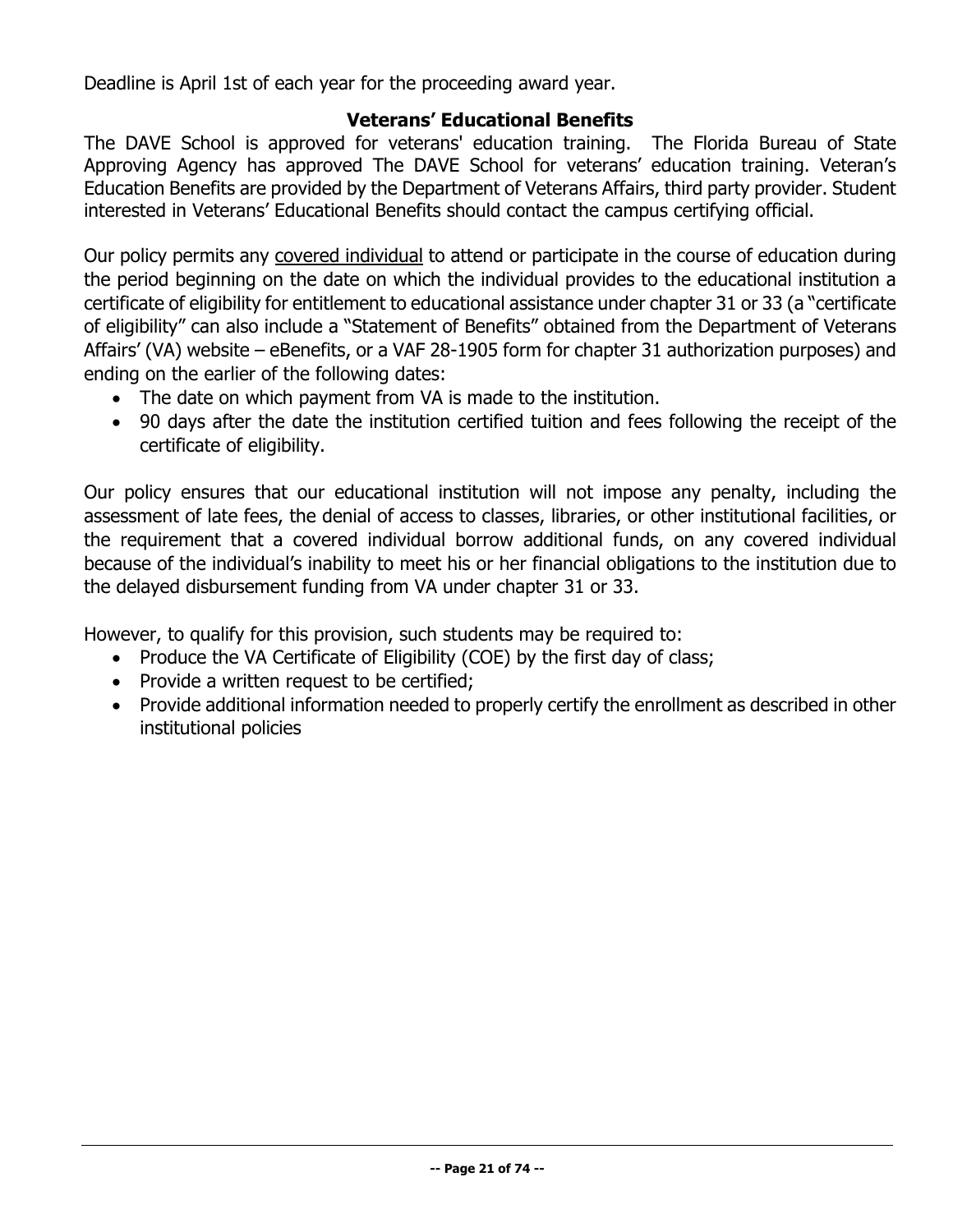Deadline is April 1st of each year for the proceeding award year.

## Veterans' Educational Benefits

The DAVE School is approved for veterans' education training. The Florida Bureau of State Approving Agency has approved The DAVE School for veterans' education training. Veteran's Education Benefits are provided by the Department of Veterans Affairs, third party provider. Student interested in Veterans' Educational Benefits should contact the campus certifying official.

Our policy permits any covered individual to attend or participate in the course of education during the period beginning on the date on which the individual provides to the educational institution a certificate of eligibility for entitlement to educational assistance under chapter 31 or 33 (a "certificate of eligibility" can also include a "Statement of Benefits" obtained from the Department of Veterans Affairs' (VA) website – eBenefits, or a VAF 28-1905 form for chapter 31 authorization purposes) and ending on the earlier of the following dates:

- The date on which payment from VA is made to the institution.
- 90 days after the date the institution certified tuition and fees following the receipt of the certificate of eligibility.

Our policy ensures that our educational institution will not impose any penalty, including the assessment of late fees, the denial of access to classes, libraries, or other institutional facilities, or the requirement that a covered individual borrow additional funds, on any covered individual because of the individual's inability to meet his or her financial obligations to the institution due to the delayed disbursement funding from VA under chapter 31 or 33.

However, to qualify for this provision, such students may be required to:

- Produce the VA Certificate of Eligibility (COE) by the first day of class;
- Provide a written request to be certified;
- Provide additional information needed to properly certify the enrollment as described in other institutional policies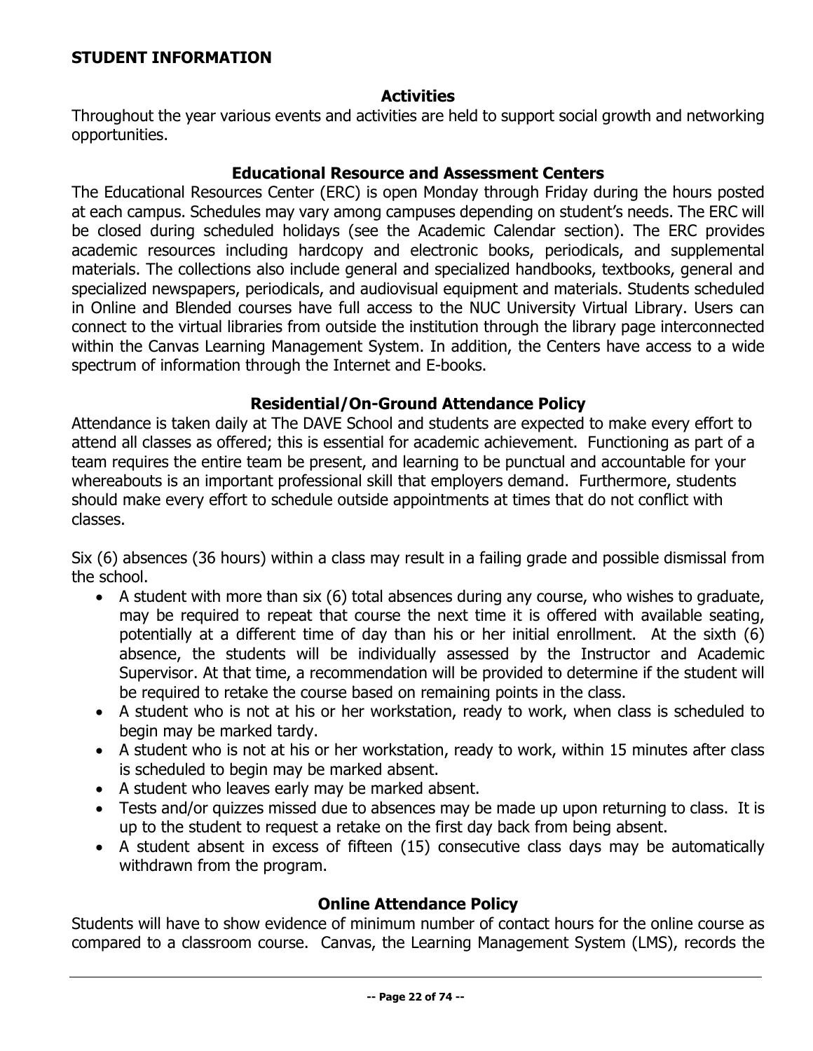## STUDENT INFORMATION

### Activities

Throughout the year various events and activities are held to support social growth and networking opportunities.

### Educational Resource and Assessment Centers

The Educational Resources Center (ERC) is open Monday through Friday during the hours posted at each campus. Schedules may vary among campuses depending on student's needs. The ERC will be closed during scheduled holidays (see the Academic Calendar section). The ERC provides academic resources including hardcopy and electronic books, periodicals, and supplemental materials. The collections also include general and specialized handbooks, textbooks, general and specialized newspapers, periodicals, and audiovisual equipment and materials. Students scheduled in Online and Blended courses have full access to the NUC University Virtual Library. Users can connect to the virtual libraries from outside the institution through the library page interconnected within the Canvas Learning Management System. In addition, the Centers have access to a wide spectrum of information through the Internet and E-books.

### Residential/On-Ground Attendance Policy

Attendance is taken daily at The DAVE School and students are expected to make every effort to attend all classes as offered; this is essential for academic achievement. Functioning as part of a team requires the entire team be present, and learning to be punctual and accountable for your whereabouts is an important professional skill that employers demand. Furthermore, students should make every effort to schedule outside appointments at times that do not conflict with classes.

Six (6) absences (36 hours) within a class may result in a failing grade and possible dismissal from the school.

- A student with more than six (6) total absences during any course, who wishes to graduate, may be required to repeat that course the next time it is offered with available seating, potentially at a different time of day than his or her initial enrollment. At the sixth (6) absence, the students will be individually assessed by the Instructor and Academic Supervisor. At that time, a recommendation will be provided to determine if the student will be required to retake the course based on remaining points in the class.
- A student who is not at his or her workstation, ready to work, when class is scheduled to begin may be marked tardy.
- A student who is not at his or her workstation, ready to work, within 15 minutes after class is scheduled to begin may be marked absent.
- A student who leaves early may be marked absent.
- Tests and/or quizzes missed due to absences may be made up upon returning to class. It is up to the student to request a retake on the first day back from being absent.
- A student absent in excess of fifteen (15) consecutive class days may be automatically withdrawn from the program.

### Online Attendance Policy

Students will have to show evidence of minimum number of contact hours for the online course as compared to a classroom course. Canvas, the Learning Management System (LMS), records the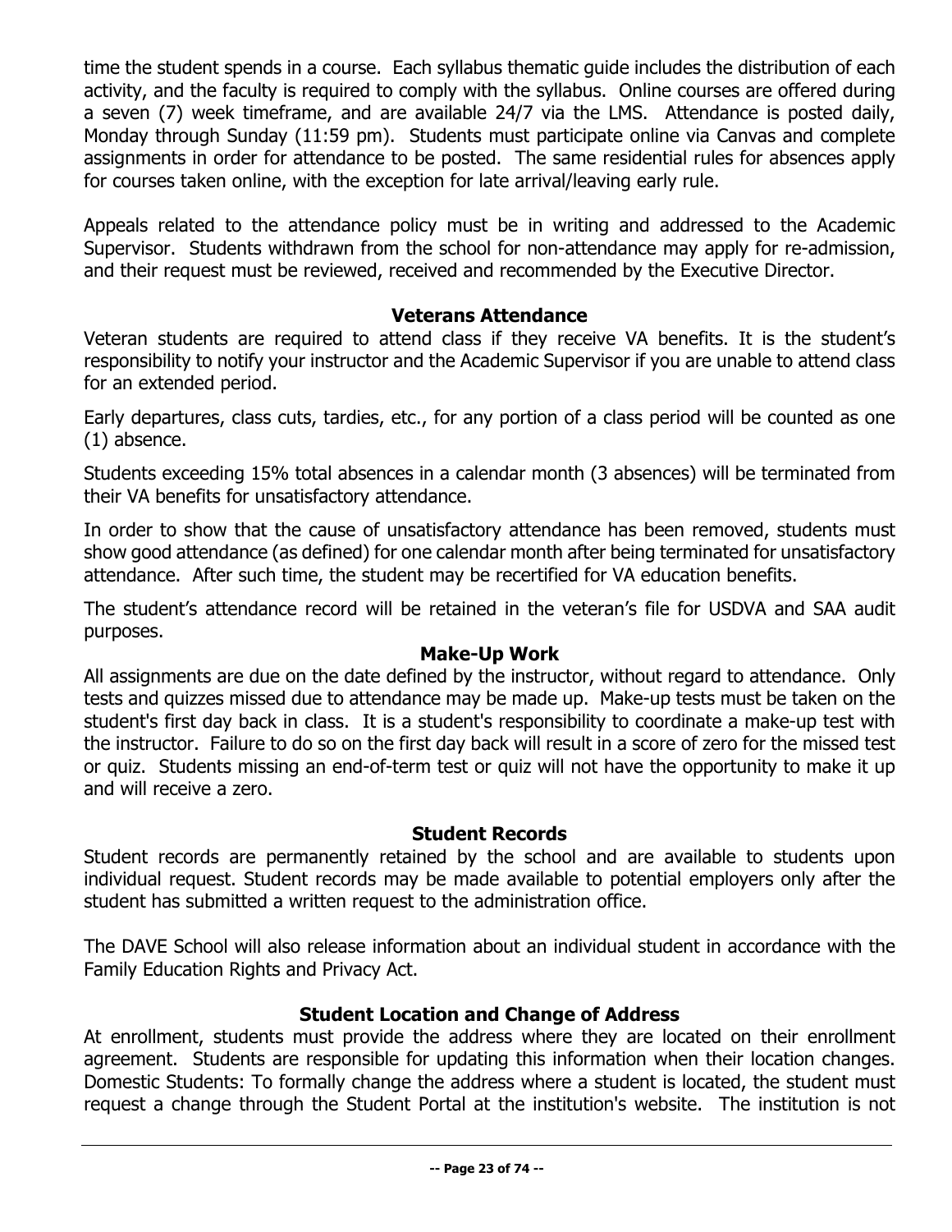time the student spends in a course. Each syllabus thematic guide includes the distribution of each activity, and the faculty is required to comply with the syllabus. Online courses are offered during a seven (7) week timeframe, and are available 24/7 via the LMS. Attendance is posted daily, Monday through Sunday (11:59 pm). Students must participate online via Canvas and complete assignments in order for attendance to be posted. The same residential rules for absences apply for courses taken online, with the exception for late arrival/leaving early rule.

Appeals related to the attendance policy must be in writing and addressed to the Academic Supervisor. Students withdrawn from the school for non-attendance may apply for re-admission, and their request must be reviewed, received and recommended by the Executive Director.

### Veterans Attendance

Veteran students are required to attend class if they receive VA benefits. It is the student's responsibility to notify your instructor and the Academic Supervisor if you are unable to attend class for an extended period.

Early departures, class cuts, tardies, etc., for any portion of a class period will be counted as one (1) absence.

Students exceeding 15% total absences in a calendar month (3 absences) will be terminated from their VA benefits for unsatisfactory attendance.

In order to show that the cause of unsatisfactory attendance has been removed, students must show good attendance (as defined) for one calendar month after being terminated for unsatisfactory attendance. After such time, the student may be recertified for VA education benefits.

The student's attendance record will be retained in the veteran's file for USDVA and SAA audit purposes.

### Make-Up Work

All assignments are due on the date defined by the instructor, without regard to attendance. Only tests and quizzes missed due to attendance may be made up. Make-up tests must be taken on the student's first day back in class. It is a student's responsibility to coordinate a make-up test with the instructor. Failure to do so on the first day back will result in a score of zero for the missed test or quiz. Students missing an end-of-term test or quiz will not have the opportunity to make it up and will receive a zero.

### Student Records

Student records are permanently retained by the school and are available to students upon individual request. Student records may be made available to potential employers only after the student has submitted a written request to the administration office.

The DAVE School will also release information about an individual student in accordance with the Family Education Rights and Privacy Act.

### Student Location and Change of Address

At enrollment, students must provide the address where they are located on their enrollment agreement. Students are responsible for updating this information when their location changes. Domestic Students: To formally change the address where a student is located, the student must request a change through the Student Portal at the institution's website. The institution is not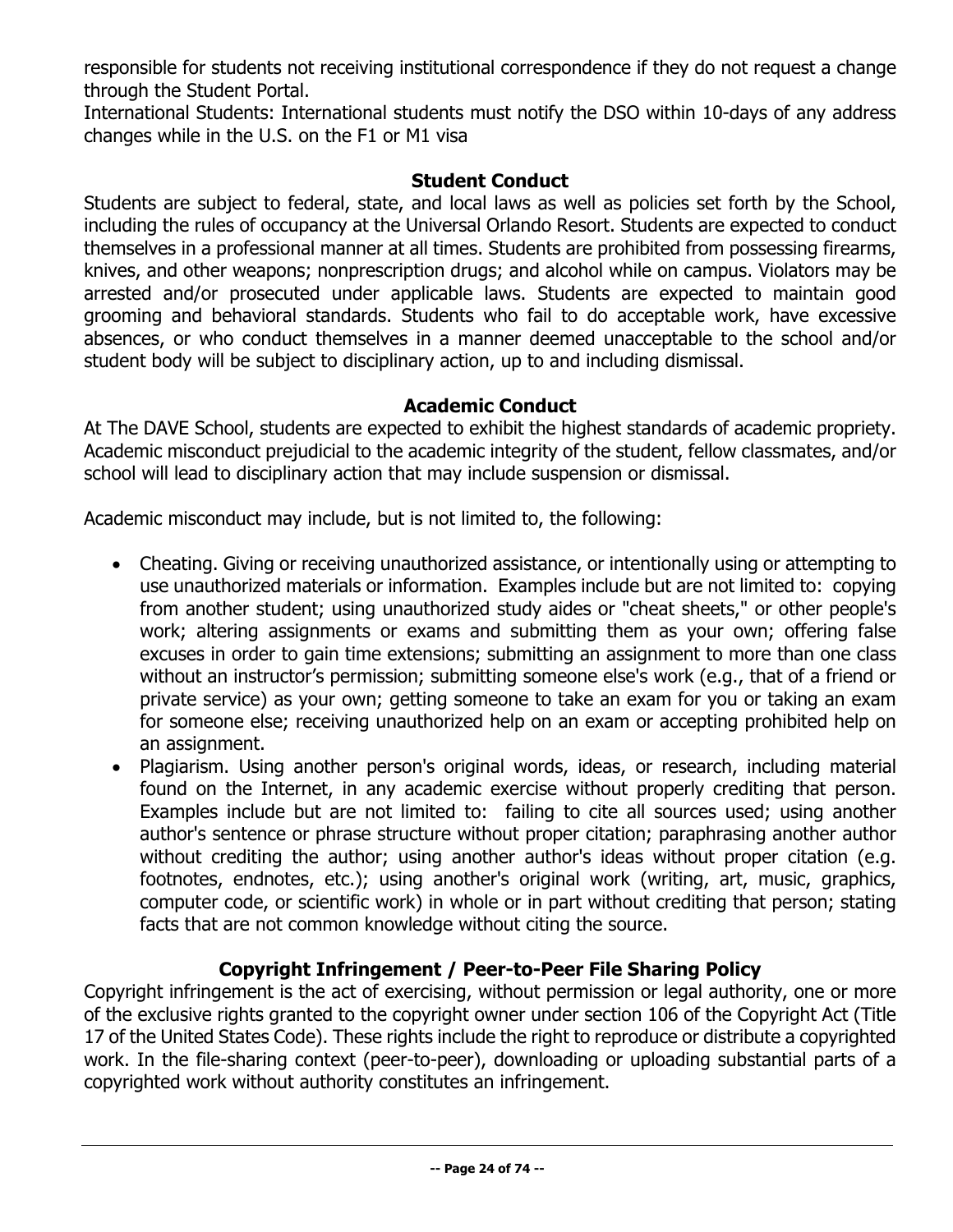responsible for students not receiving institutional correspondence if they do not request a change through the Student Portal.
International Students: International students must notify the DSO within 10-days of any address changes while in the U.S. on the F1 or M1 visa

## Student Conduct

Students are subject to federal, state, and local laws as well as policies set forth by the School, including the rules of occupancy at the Universal Orlando Resort. Students are expected to conduct themselves in a professional manner at all times. Students are prohibited from possessing firearms, knives, and other weapons; nonprescription drugs; and alcohol while on campus. Violators may be arrested and/or prosecuted under applicable laws. Students are expected to maintain good grooming and behavioral standards. Students who fail to do acceptable work, have excessive absences, or who conduct themselves in a manner deemed unacceptable to the school and/or student body will be subject to disciplinary action, up to and including dismissal.

## Academic Conduct

At The DAVE School, students are expected to exhibit the highest standards of academic propriety. Academic misconduct prejudicial to the academic integrity of the student, fellow classmates, and/or school will lead to disciplinary action that may include suspension or dismissal.

Academic misconduct may include, but is not limited to, the following:

- Cheating. Giving or receiving unauthorized assistance, or intentionally using or attempting to use unauthorized materials or information. Examples include but are not limited to: copying from another student; using unauthorized study aides or "cheat sheets," or other people's work; altering assignments or exams and submitting them as your own; offering false excuses in order to gain time extensions; submitting an assignment to more than one class without an instructor's permission; submitting someone else's work (e.g., that of a friend or private service) as your own; getting someone to take an exam for you or taking an exam for someone else; receiving unauthorized help on an exam or accepting prohibited help on an assignment.
- Plagiarism. Using another person's original words, ideas, or research, including material found on the Internet, in any academic exercise without properly crediting that person. Examples include but are not limited to: failing to cite all sources used; using another author's sentence or phrase structure without proper citation; paraphrasing another author without crediting the author; using another author's ideas without proper citation (e.g. footnotes, endnotes, etc.); using another's original work (writing, art, music, graphics, computer code, or scientific work) in whole or in part without crediting that person; stating facts that are not common knowledge without citing the source.

## Copyright Infringement / Peer-to-Peer File Sharing Policy

Copyright infringement is the act of exercising, without permission or legal authority, one or more of the exclusive rights granted to the copyright owner under section 106 of the Copyright Act (Title 17 of the United States Code). These rights include the right to reproduce or distribute a copyrighted work. In the file-sharing context (peer-to-peer), downloading or uploading substantial parts of a copyrighted work without authority constitutes an infringement.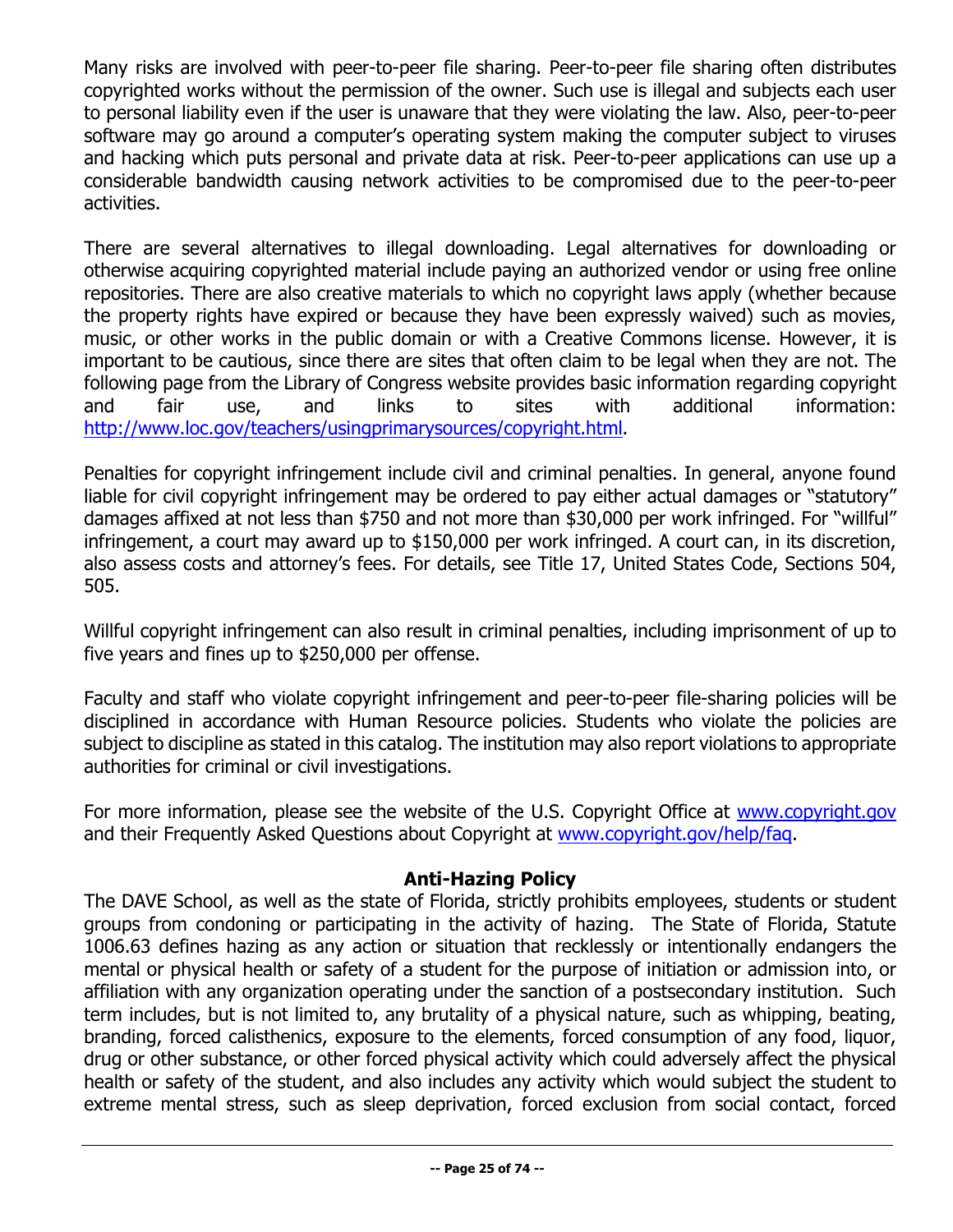Many risks are involved with peer-to-peer file sharing. Peer-to-peer file sharing often distributes copyrighted works without the permission of the owner. Such use is illegal and subjects each user to personal liability even if the user is unaware that they were violating the law. Also, peer-to-peer software may go around a computer's operating system making the computer subject to viruses and hacking which puts personal and private data at risk. Peer-to-peer applications can use up a considerable bandwidth causing network activities to be compromised due to the peer-to-peer activities.

There are several alternatives to illegal downloading. Legal alternatives for downloading or otherwise acquiring copyrighted material include paying an authorized vendor or using free online repositories. There are also creative materials to which no copyright laws apply (whether because the property rights have expired or because they have been expressly waived) such as movies, music, or other works in the public domain or with a Creative Commons license. However, it is important to be cautious, since there are sites that often claim to be legal when they are not. The following page from the Library of Congress website provides basic information regarding copyright and fair use, and links to sites with additional information: http://www.loc.gov/teachers/usingprimarysources/copyright.html.

Penalties for copyright infringement include civil and criminal penalties. In general, anyone found liable for civil copyright infringement may be ordered to pay either actual damages or "statutory" damages affixed at not less than $750 and not more than $30,000 per work infringed. For "willful" infringement, a court may award up to $150,000 per work infringed. A court can, in its discretion, also assess costs and attorney's fees. For details, see Title 17, United States Code, Sections 504, 505.

Willful copyright infringement can also result in criminal penalties, including imprisonment of up to five years and fines up to $250,000 per offense.

Faculty and staff who violate copyright infringement and peer-to-peer file-sharing policies will be disciplined in accordance with Human Resource policies. Students who violate the policies are subject to discipline as stated in this catalog. The institution may also report violations to appropriate authorities for criminal or civil investigations.

For more information, please see the website of the U.S. Copyright Office at www.copyright.gov and their Frequently Asked Questions about Copyright at www.copyright.gov/help/faq.

## Anti-Hazing Policy

The DAVE School, as well as the state of Florida, strictly prohibits employees, students or student groups from condoning or participating in the activity of hazing. The State of Florida, Statute 1006.63 defines hazing as any action or situation that recklessly or intentionally endangers the mental or physical health or safety of a student for the purpose of initiation or admission into, or affiliation with any organization operating under the sanction of a postsecondary institution. Such term includes, but is not limited to, any brutality of a physical nature, such as whipping, beating, branding, forced calisthenics, exposure to the elements, forced consumption of any food, liquor, drug or other substance, or other forced physical activity which could adversely affect the physical health or safety of the student, and also includes any activity which would subject the student to extreme mental stress, such as sleep deprivation, forced exclusion from social contact, forced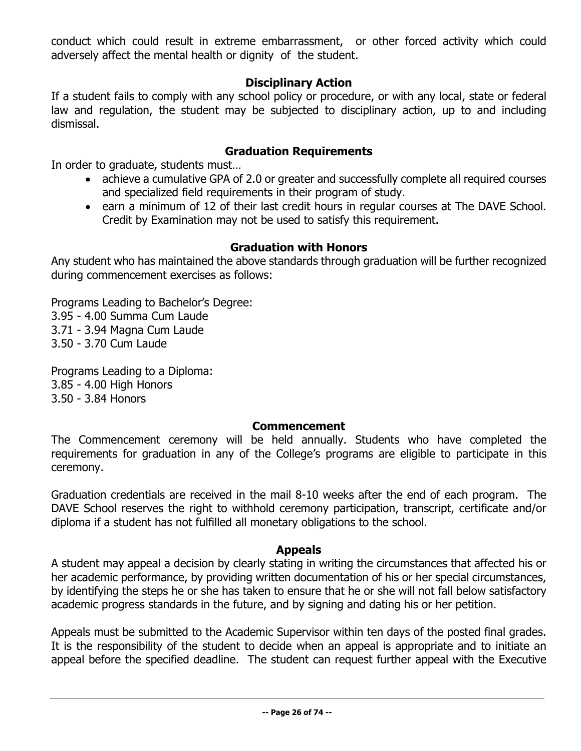conduct which could result in extreme embarrassment, or other forced activity which could adversely affect the mental health or dignity of the student.

## Disciplinary Action

If a student fails to comply with any school policy or procedure, or with any local, state or federal law and regulation, the student may be subjected to disciplinary action, up to and including dismissal.

## Graduation Requirements

In order to graduate, students must…

- achieve a cumulative GPA of 2.0 or greater and successfully complete all required courses and specialized field requirements in their program of study.
- earn a minimum of 12 of their last credit hours in regular courses at The DAVE School. Credit by Examination may not be used to satisfy this requirement.

## Graduation with Honors

Any student who has maintained the above standards through graduation will be further recognized during commencement exercises as follows:

Programs Leading to Bachelor's Degree:
3.95 - 4.00 Summa Cum Laude
3.71 - 3.94 Magna Cum Laude
3.50 - 3.70 Cum Laude

Programs Leading to a Diploma:
3.85 - 4.00 High Honors
3.50 - 3.84 Honors

## Commencement

The Commencement ceremony will be held annually. Students who have completed the requirements for graduation in any of the College's programs are eligible to participate in this ceremony.

Graduation credentials are received in the mail 8-10 weeks after the end of each program. The DAVE School reserves the right to withhold ceremony participation, transcript, certificate and/or diploma if a student has not fulfilled all monetary obligations to the school.

## Appeals

A student may appeal a decision by clearly stating in writing the circumstances that affected his or her academic performance, by providing written documentation of his or her special circumstances, by identifying the steps he or she has taken to ensure that he or she will not fall below satisfactory academic progress standards in the future, and by signing and dating his or her petition.

Appeals must be submitted to the Academic Supervisor within ten days of the posted final grades. It is the responsibility of the student to decide when an appeal is appropriate and to initiate an appeal before the specified deadline. The student can request further appeal with the Executive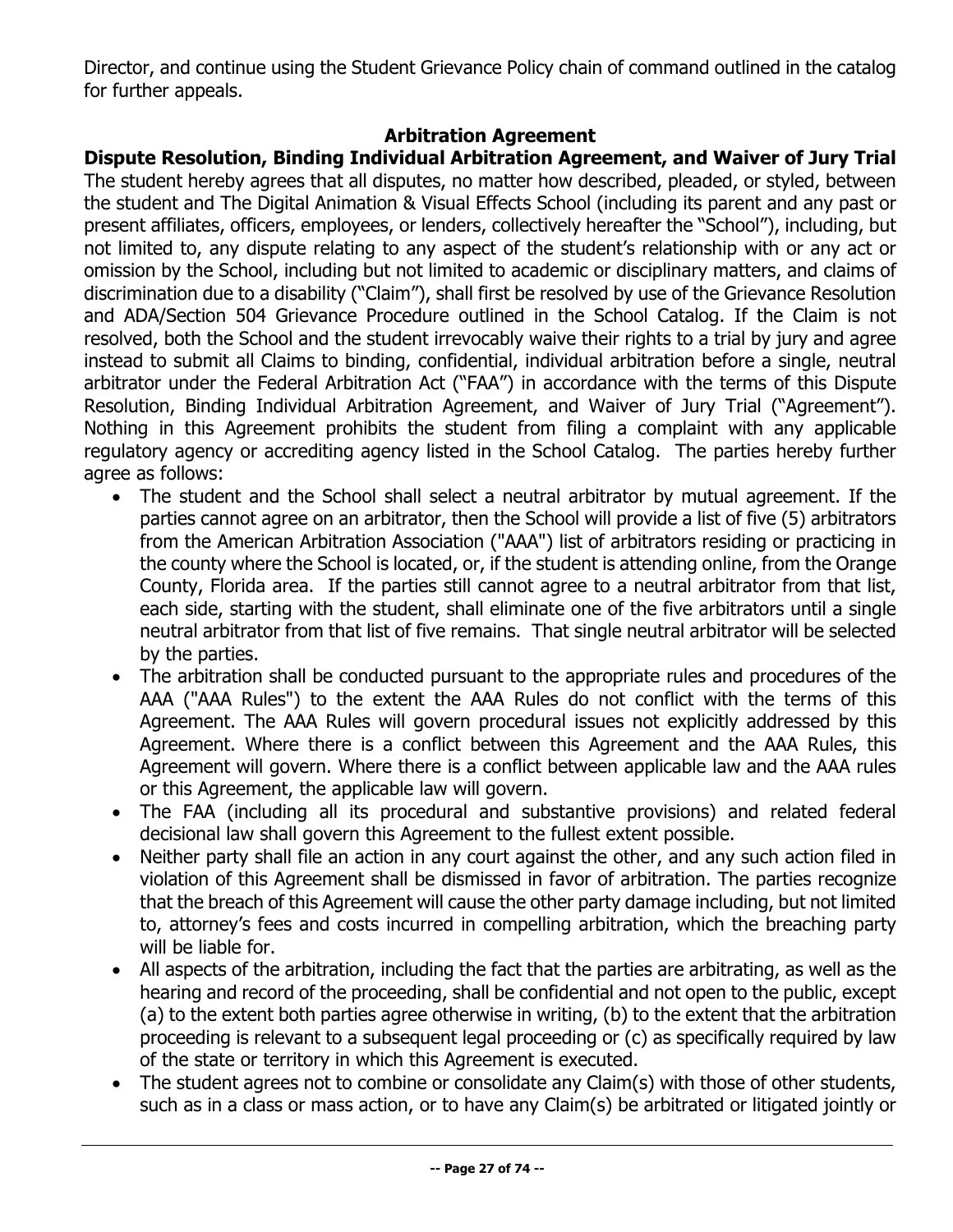Director, and continue using the Student Grievance Policy chain of command outlined in the catalog for further appeals.

## Arbitration Agreement

### Dispute Resolution, Binding Individual Arbitration Agreement, and Waiver of Jury Trial

The student hereby agrees that all disputes, no matter how described, pleaded, or styled, between the student and The Digital Animation & Visual Effects School (including its parent and any past or present affiliates, officers, employees, or lenders, collectively hereafter the "School"), including, but not limited to, any dispute relating to any aspect of the student's relationship with or any act or omission by the School, including but not limited to academic or disciplinary matters, and claims of discrimination due to a disability ("Claim"), shall first be resolved by use of the Grievance Resolution and ADA/Section 504 Grievance Procedure outlined in the School Catalog. If the Claim is not resolved, both the School and the student irrevocably waive their rights to a trial by jury and agree instead to submit all Claims to binding, confidential, individual arbitration before a single, neutral arbitrator under the Federal Arbitration Act ("FAA") in accordance with the terms of this Dispute Resolution, Binding Individual Arbitration Agreement, and Waiver of Jury Trial ("Agreement"). Nothing in this Agreement prohibits the student from filing a complaint with any applicable regulatory agency or accrediting agency listed in the School Catalog. The parties hereby further agree as follows:

- The student and the School shall select a neutral arbitrator by mutual agreement. If the parties cannot agree on an arbitrator, then the School will provide a list of five (5) arbitrators from the American Arbitration Association ("AAA") list of arbitrators residing or practicing in the county where the School is located, or, if the student is attending online, from the Orange County, Florida area. If the parties still cannot agree to a neutral arbitrator from that list, each side, starting with the student, shall eliminate one of the five arbitrators until a single neutral arbitrator from that list of five remains. That single neutral arbitrator will be selected by the parties.
- The arbitration shall be conducted pursuant to the appropriate rules and procedures of the AAA ("AAA Rules") to the extent the AAA Rules do not conflict with the terms of this Agreement. The AAA Rules will govern procedural issues not explicitly addressed by this Agreement. Where there is a conflict between this Agreement and the AAA Rules, this Agreement will govern. Where there is a conflict between applicable law and the AAA rules or this Agreement, the applicable law will govern.
- The FAA (including all its procedural and substantive provisions) and related federal decisional law shall govern this Agreement to the fullest extent possible.
- Neither party shall file an action in any court against the other, and any such action filed in violation of this Agreement shall be dismissed in favor of arbitration. The parties recognize that the breach of this Agreement will cause the other party damage including, but not limited to, attorney's fees and costs incurred in compelling arbitration, which the breaching party will be liable for.
- All aspects of the arbitration, including the fact that the parties are arbitrating, as well as the hearing and record of the proceeding, shall be confidential and not open to the public, except (a) to the extent both parties agree otherwise in writing, (b) to the extent that the arbitration proceeding is relevant to a subsequent legal proceeding or (c) as specifically required by law of the state or territory in which this Agreement is executed.
- The student agrees not to combine or consolidate any Claim(s) with those of other students, such as in a class or mass action, or to have any Claim(s) be arbitrated or litigated jointly or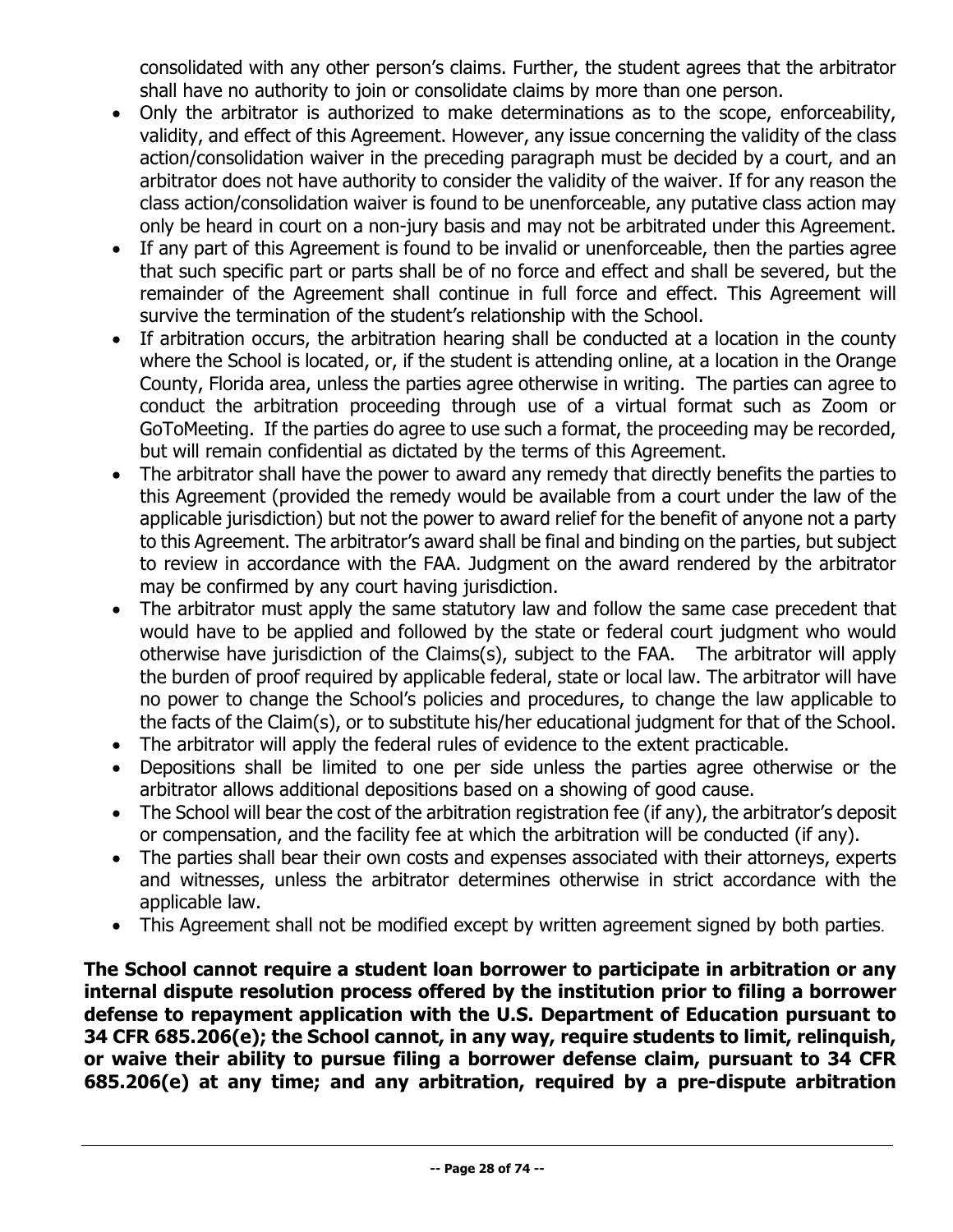consolidated with any other person's claims. Further, the student agrees that the arbitrator shall have no authority to join or consolidate claims by more than one person.

- Only the arbitrator is authorized to make determinations as to the scope, enforceability, validity, and effect of this Agreement. However, any issue concerning the validity of the class action/consolidation waiver in the preceding paragraph must be decided by a court, and an arbitrator does not have authority to consider the validity of the waiver. If for any reason the class action/consolidation waiver is found to be unenforceable, any putative class action may only be heard in court on a non-jury basis and may not be arbitrated under this Agreement.
- If any part of this Agreement is found to be invalid or unenforceable, then the parties agree that such specific part or parts shall be of no force and effect and shall be severed, but the remainder of the Agreement shall continue in full force and effect. This Agreement will survive the termination of the student's relationship with the School.
- If arbitration occurs, the arbitration hearing shall be conducted at a location in the county where the School is located, or, if the student is attending online, at a location in the Orange County, Florida area, unless the parties agree otherwise in writing. The parties can agree to conduct the arbitration proceeding through use of a virtual format such as Zoom or GoToMeeting. If the parties do agree to use such a format, the proceeding may be recorded, but will remain confidential as dictated by the terms of this Agreement.
- The arbitrator shall have the power to award any remedy that directly benefits the parties to this Agreement (provided the remedy would be available from a court under the law of the applicable jurisdiction) but not the power to award relief for the benefit of anyone not a party to this Agreement. The arbitrator's award shall be final and binding on the parties, but subject to review in accordance with the FAA. Judgment on the award rendered by the arbitrator may be confirmed by any court having jurisdiction.
- The arbitrator must apply the same statutory law and follow the same case precedent that would have to be applied and followed by the state or federal court judgment who would otherwise have jurisdiction of the Claims(s), subject to the FAA. The arbitrator will apply the burden of proof required by applicable federal, state or local law. The arbitrator will have no power to change the School's policies and procedures, to change the law applicable to the facts of the Claim(s), or to substitute his/her educational judgment for that of the School.
- The arbitrator will apply the federal rules of evidence to the extent practicable.
- Depositions shall be limited to one per side unless the parties agree otherwise or the arbitrator allows additional depositions based on a showing of good cause.
- The School will bear the cost of the arbitration registration fee (if any), the arbitrator's deposit or compensation, and the facility fee at which the arbitration will be conducted (if any).
- The parties shall bear their own costs and expenses associated with their attorneys, experts and witnesses, unless the arbitrator determines otherwise in strict accordance with the applicable law.
- This Agreement shall not be modified except by written agreement signed by both parties.

**The School cannot require a student loan borrower to participate in arbitration or any internal dispute resolution process offered by the institution prior to filing a borrower defense to repayment application with the U.S. Department of Education pursuant to 34 CFR 685.206(e); the School cannot, in any way, require students to limit, relinquish, or waive their ability to pursue filing a borrower defense claim, pursuant to 34 CFR 685.206(e) at any time; and any arbitration, required by a pre-dispute arbitration**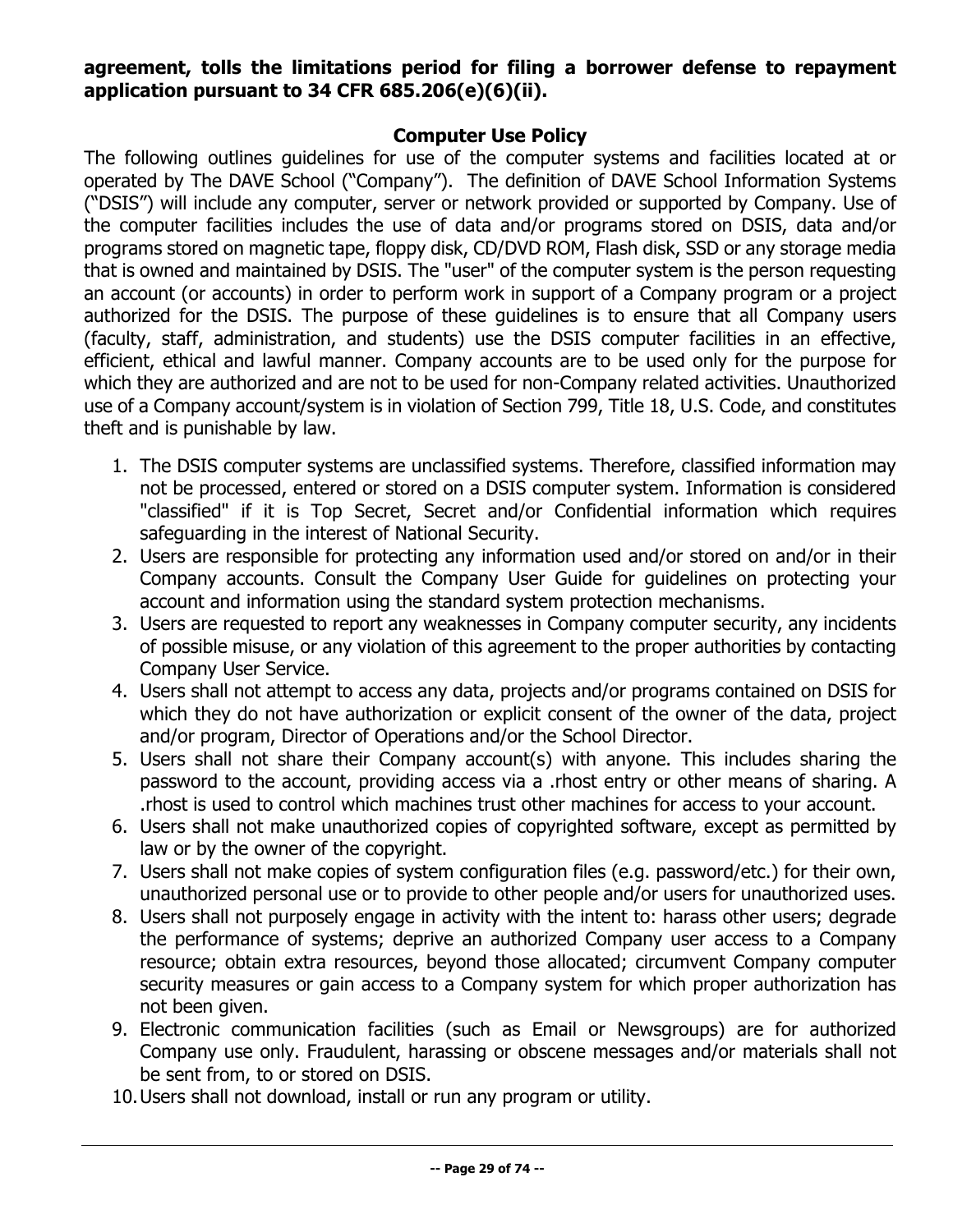**agreement, tolls the limitations period for filing a borrower defense to repayment application pursuant to 34 CFR 685.206(e)(6)(ii).**

## Computer Use Policy

The following outlines guidelines for use of the computer systems and facilities located at or operated by The DAVE School ("Company"). The definition of DAVE School Information Systems ("DSIS") will include any computer, server or network provided or supported by Company. Use of the computer facilities includes the use of data and/or programs stored on DSIS, data and/or programs stored on magnetic tape, floppy disk, CD/DVD ROM, Flash disk, SSD or any storage media that is owned and maintained by DSIS. The "user" of the computer system is the person requesting an account (or accounts) in order to perform work in support of a Company program or a project authorized for the DSIS. The purpose of these guidelines is to ensure that all Company users (faculty, staff, administration, and students) use the DSIS computer facilities in an effective, efficient, ethical and lawful manner. Company accounts are to be used only for the purpose for which they are authorized and are not to be used for non-Company related activities. Unauthorized use of a Company account/system is in violation of Section 799, Title 18, U.S. Code, and constitutes theft and is punishable by law.

1. The DSIS computer systems are unclassified systems. Therefore, classified information may not be processed, entered or stored on a DSIS computer system. Information is considered "classified" if it is Top Secret, Secret and/or Confidential information which requires safeguarding in the interest of National Security.
2. Users are responsible for protecting any information used and/or stored on and/or in their Company accounts. Consult the Company User Guide for guidelines on protecting your account and information using the standard system protection mechanisms.
3. Users are requested to report any weaknesses in Company computer security, any incidents of possible misuse, or any violation of this agreement to the proper authorities by contacting Company User Service.
4. Users shall not attempt to access any data, projects and/or programs contained on DSIS for which they do not have authorization or explicit consent of the owner of the data, project and/or program, Director of Operations and/or the School Director.
5. Users shall not share their Company account(s) with anyone. This includes sharing the password to the account, providing access via a .rhost entry or other means of sharing. A .rhost is used to control which machines trust other machines for access to your account.
6. Users shall not make unauthorized copies of copyrighted software, except as permitted by law or by the owner of the copyright.
7. Users shall not make copies of system configuration files (e.g. password/etc.) for their own, unauthorized personal use or to provide to other people and/or users for unauthorized uses.
8. Users shall not purposely engage in activity with the intent to: harass other users; degrade the performance of systems; deprive an authorized Company user access to a Company resource; obtain extra resources, beyond those allocated; circumvent Company computer security measures or gain access to a Company system for which proper authorization has not been given.
9. Electronic communication facilities (such as Email or Newsgroups) are for authorized Company use only. Fraudulent, harassing or obscene messages and/or materials shall not be sent from, to or stored on DSIS.
10. Users shall not download, install or run any program or utility.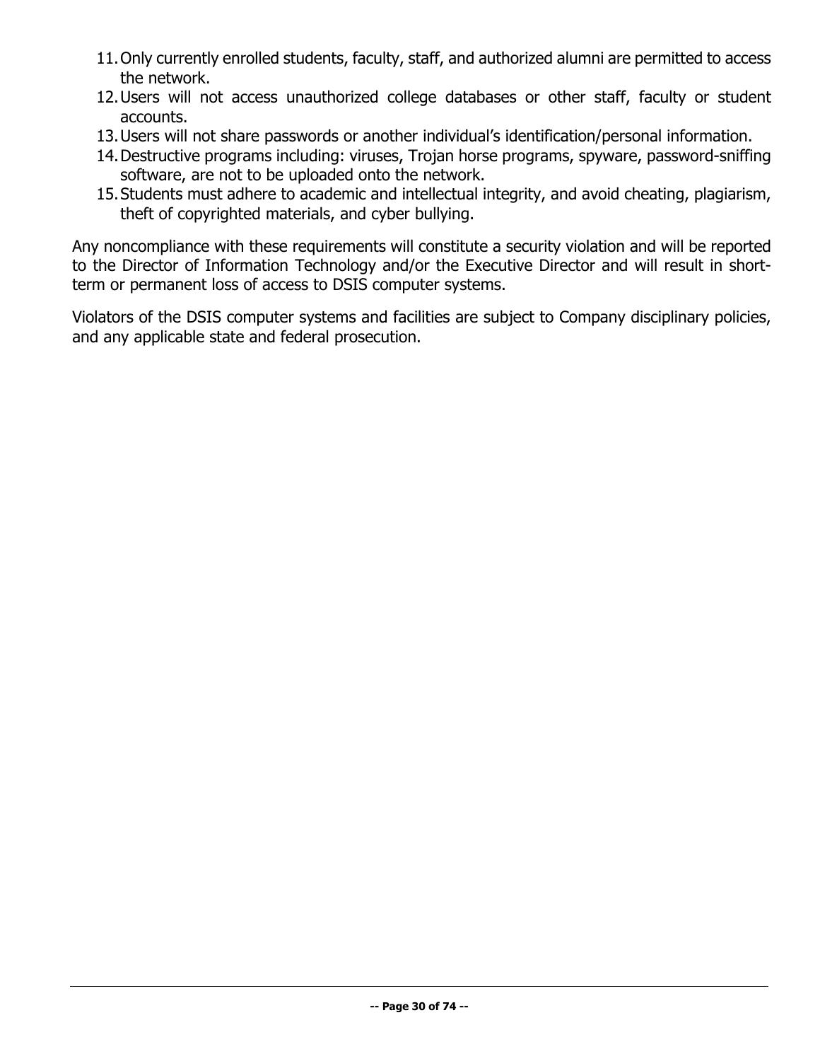11. Only currently enrolled students, faculty, staff, and authorized alumni are permitted to access the network.
12. Users will not access unauthorized college databases or other staff, faculty or student accounts.
13. Users will not share passwords or another individual's identification/personal information.
14. Destructive programs including: viruses, Trojan horse programs, spyware, password-sniffing software, are not to be uploaded onto the network.
15. Students must adhere to academic and intellectual integrity, and avoid cheating, plagiarism, theft of copyrighted materials, and cyber bullying.

Any noncompliance with these requirements will constitute a security violation and will be reported to the Director of Information Technology and/or the Executive Director and will result in short-term or permanent loss of access to DSIS computer systems.

Violators of the DSIS computer systems and facilities are subject to Company disciplinary policies, and any applicable state and federal prosecution.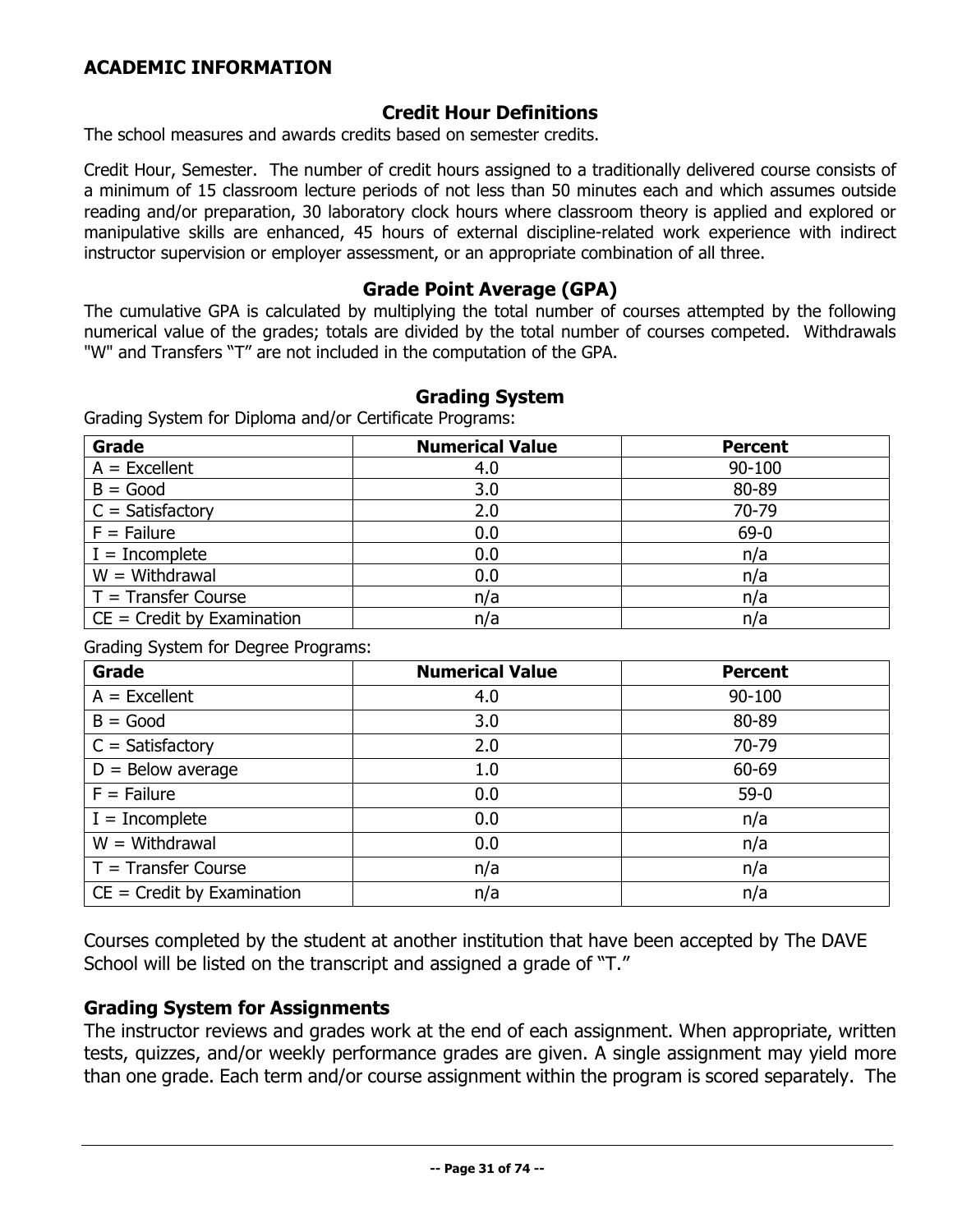## ACADEMIC INFORMATION

### Credit Hour Definitions

The school measures and awards credits based on semester credits.

Credit Hour, Semester. The number of credit hours assigned to a traditionally delivered course consists of a minimum of 15 classroom lecture periods of not less than 50 minutes each and which assumes outside reading and/or preparation, 30 laboratory clock hours where classroom theory is applied and explored or manipulative skills are enhanced, 45 hours of external discipline-related work experience with indirect instructor supervision or employer assessment, or an appropriate combination of all three.

### Grade Point Average (GPA)

The cumulative GPA is calculated by multiplying the total number of courses attempted by the following numerical value of the grades; totals are divided by the total number of courses competed. Withdrawals "W" and Transfers “T” are not included in the computation of the GPA.

### Grading System

Grading System for Diploma and/or Certificate Programs:

| Grade | Numerical Value | Percent |
|---|---|---|
| A = Excellent | 4.0 | 90-100 |
| B = Good | 3.0 | 80-89 |
| C = Satisfactory | 2.0 | 70-79 |
| F = Failure | 0.0 | 69-0 |
| I = Incomplete | 0.0 | n/a |
| W = Withdrawal | 0.0 | n/a |
| T = Transfer Course | n/a | n/a |
| CE = Credit by Examination | n/a | n/a |

Grading System for Degree Programs:

| Grade | Numerical Value | Percent |
|---|---|---|
| A = Excellent | 4.0 | 90-100 |
| B = Good | 3.0 | 80-89 |
| C = Satisfactory | 2.0 | 70-79 |
| D = Below average | 1.0 | 60-69 |
| F = Failure | 0.0 | 59-0 |
| I = Incomplete | 0.0 | n/a |
| W = Withdrawal | 0.0 | n/a |
| T = Transfer Course | n/a | n/a |
| CE = Credit by Examination | n/a | n/a |

Courses completed by the student at another institution that have been accepted by The DAVE School will be listed on the transcript and assigned a grade of “T.”

### Grading System for Assignments

The instructor reviews and grades work at the end of each assignment. When appropriate, written tests, quizzes, and/or weekly performance grades are given. A single assignment may yield more than one grade. Each term and/or course assignment within the program is scored separately. The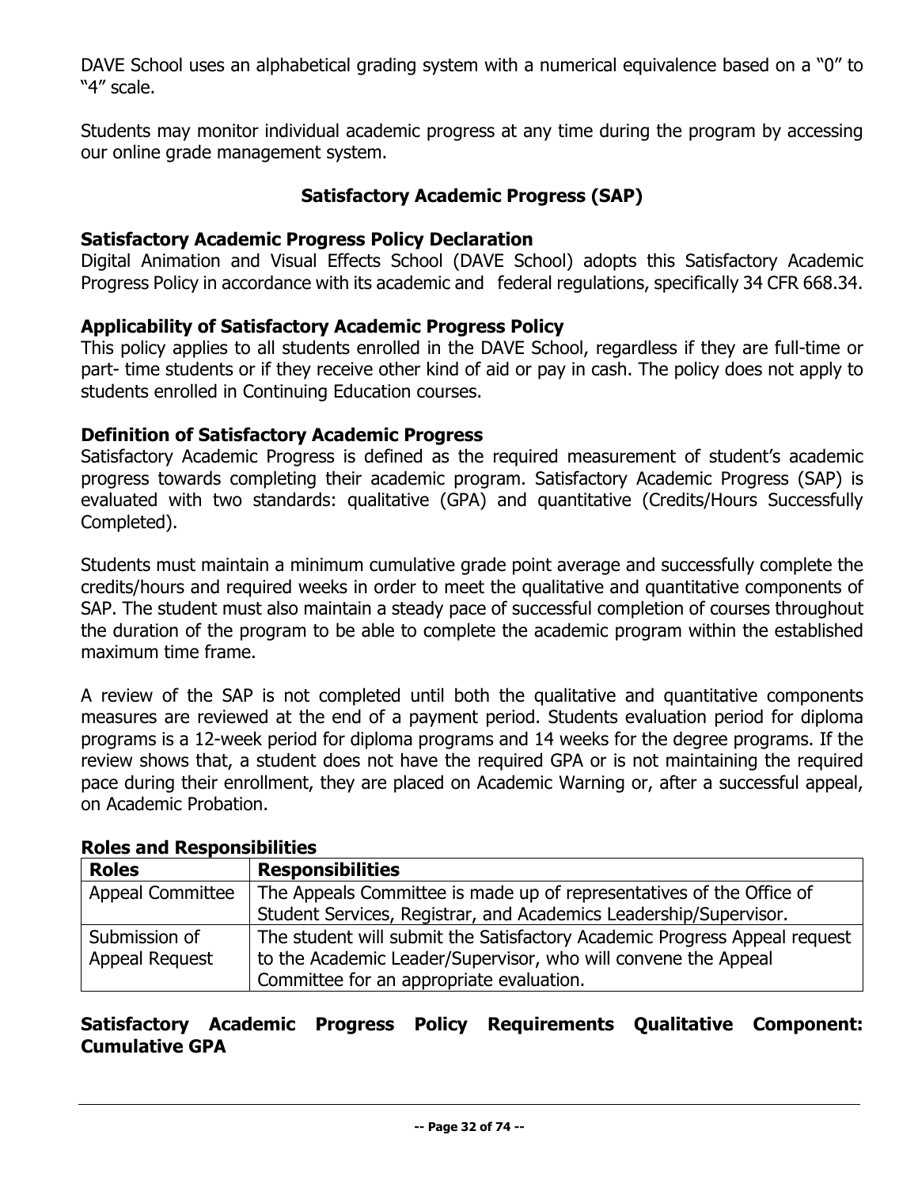DAVE School uses an alphabetical grading system with a numerical equivalence based on a "0" to "4" scale.

Students may monitor individual academic progress at any time during the program by accessing our online grade management system.

## Satisfactory Academic Progress (SAP)

### Satisfactory Academic Progress Policy Declaration

Digital Animation and Visual Effects School (DAVE School) adopts this Satisfactory Academic Progress Policy in accordance with its academic and federal regulations, specifically 34 CFR 668.34.

### Applicability of Satisfactory Academic Progress Policy

This policy applies to all students enrolled in the DAVE School, regardless if they are full-time or part- time students or if they receive other kind of aid or pay in cash. The policy does not apply to students enrolled in Continuing Education courses.

### Definition of Satisfactory Academic Progress

Satisfactory Academic Progress is defined as the required measurement of student's academic progress towards completing their academic program. Satisfactory Academic Progress (SAP) is evaluated with two standards: qualitative (GPA) and quantitative (Credits/Hours Successfully Completed).

Students must maintain a minimum cumulative grade point average and successfully complete the credits/hours and required weeks in order to meet the qualitative and quantitative components of SAP. The student must also maintain a steady pace of successful completion of courses throughout the duration of the program to be able to complete the academic program within the established maximum time frame.

A review of the SAP is not completed until both the qualitative and quantitative components measures are reviewed at the end of a payment period. Students evaluation period for diploma programs is a 12-week period for diploma programs and 14 weeks for the degree programs. If the review shows that, a student does not have the required GPA or is not maintaining the required pace during their enrollment, they are placed on Academic Warning or, after a successful appeal, on Academic Probation.

### Roles and Responsibilities

| Roles | Responsibilities |
| --- | --- |
| Appeal Committee | The Appeals Committee is made up of representatives of the Office of Student Services, Registrar, and Academics Leadership/Supervisor. |
| Submission of Appeal Request | The student will submit the Satisfactory Academic Progress Appeal request to the Academic Leader/Supervisor, who will convene the Appeal Committee for an appropriate evaluation. |

### Satisfactory Academic Progress Policy Requirements Qualitative Component: Cumulative GPA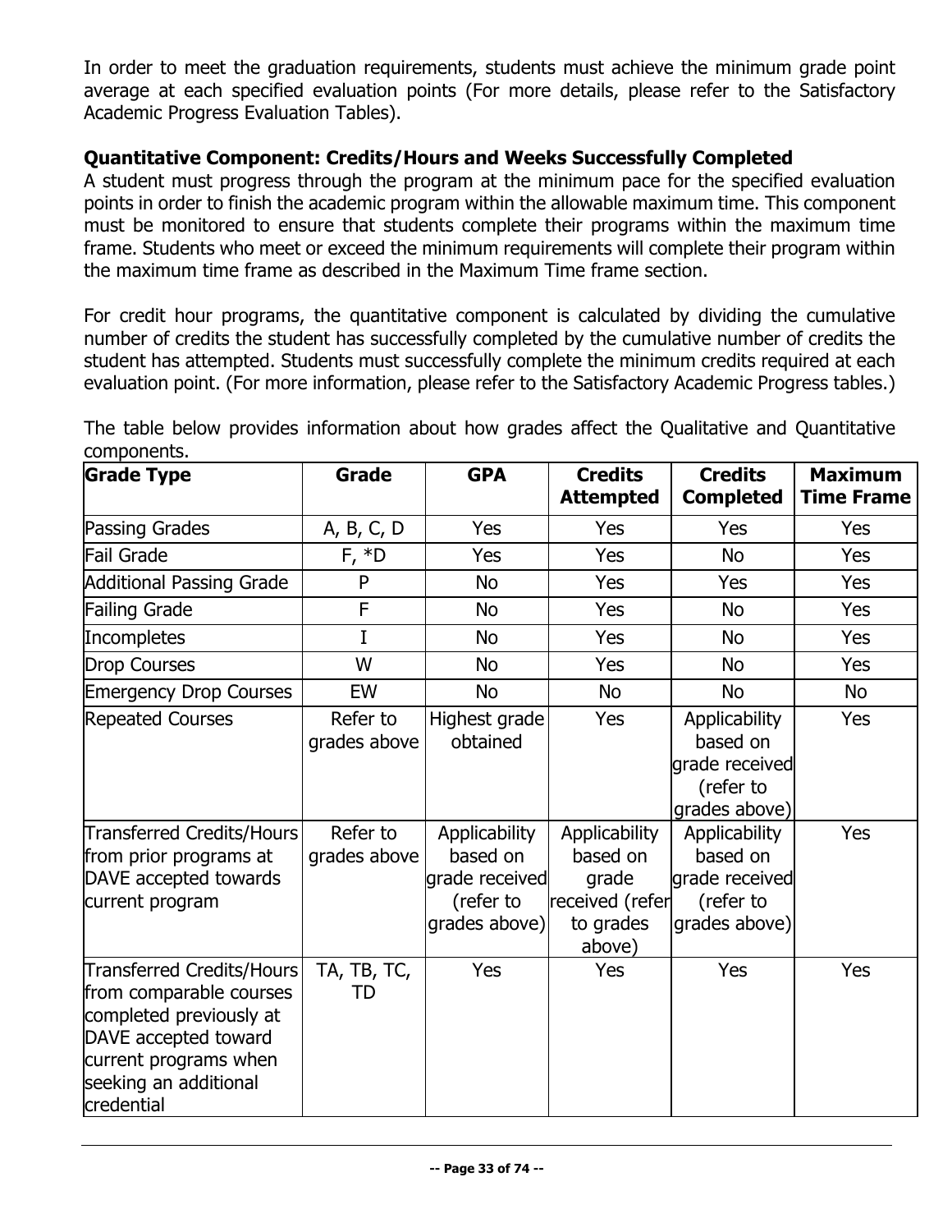In order to meet the graduation requirements, students must achieve the minimum grade point average at each specified evaluation points (For more details, please refer to the Satisfactory Academic Progress Evaluation Tables).

**Quantitative Component: Credits/Hours and Weeks Successfully Completed**

A student must progress through the program at the minimum pace for the specified evaluation points in order to finish the academic program within the allowable maximum time. This component must be monitored to ensure that students complete their programs within the maximum time frame. Students who meet or exceed the minimum requirements will complete their program within the maximum time frame as described in the Maximum Time frame section.

For credit hour programs, the quantitative component is calculated by dividing the cumulative number of credits the student has successfully completed by the cumulative number of credits the student has attempted. Students must successfully complete the minimum credits required at each evaluation point. (For more information, please refer to the Satisfactory Academic Progress tables.)

The table below provides information about how grades affect the Qualitative and Quantitative components.

| Grade Type | Grade | GPA | Credits Attempted | Credits Completed | Maximum Time Frame |
|---|---|---|---|---|---|
| Passing Grades | A, B, C, D | Yes | Yes | Yes | Yes |
| Fail Grade | F, *D | Yes | Yes | No | Yes |
| Additional Passing Grade | P | No | Yes | Yes | Yes |
| Failing Grade | F | No | Yes | No | Yes |
| Incompletes | I | No | Yes | No | Yes |
| Drop Courses | W | No | Yes | No | Yes |
| Emergency Drop Courses | EW | No | No | No | No |
| Repeated Courses | Refer to grades above | Highest grade obtained | Yes | Applicability based on grade received (refer to grades above) | Yes |
| Transferred Credits/Hours from prior programs at DAVE accepted towards current program | Refer to grades above | Applicability based on grade received (refer to grades above) | Applicability based on grade received (refer to grades above) | Applicability based on grade received (refer to grades above) | Yes |
| Transferred Credits/Hours from comparable courses completed previously at DAVE accepted toward current programs when seeking an additional credential | TA, TB, TC, TD | Yes | Yes | Yes | Yes |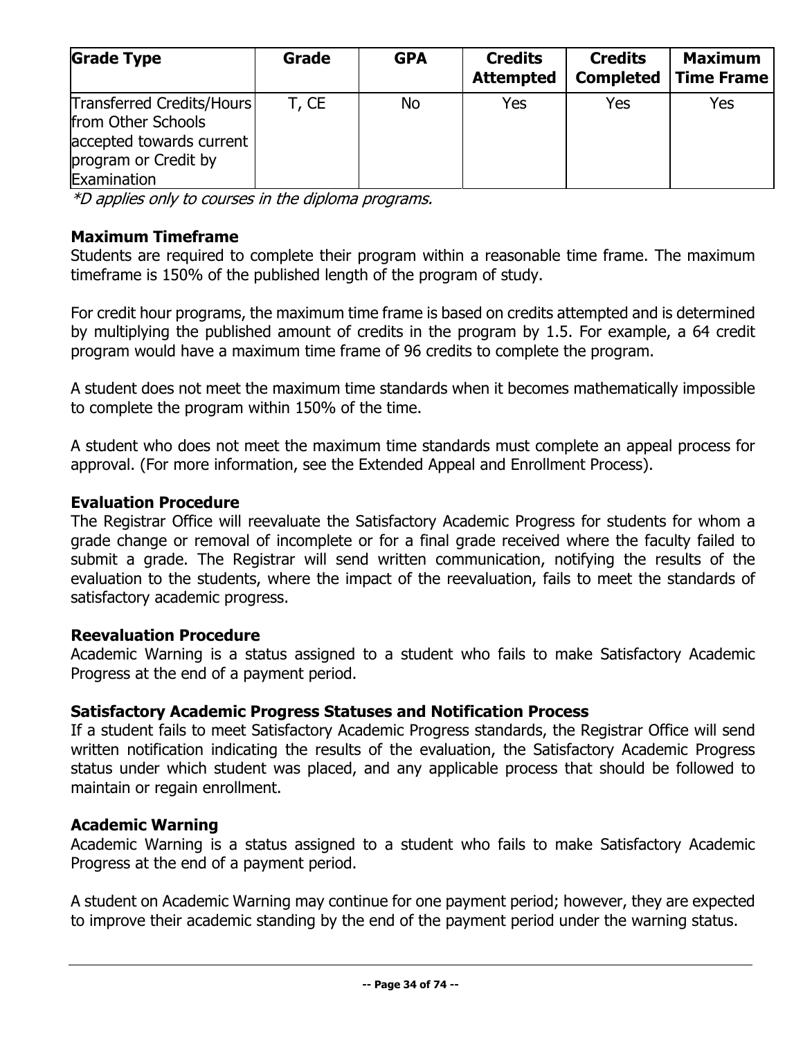| Grade Type | Grade | GPA | Credits Attempted | Credits Completed | Maximum Time Frame |
|---|---|---|---|---|---|
| Transferred Credits/Hours from Other Schools accepted towards current program or Credit by Examination | T, CE | No | Yes | Yes | Yes |

*\*D applies only to courses in the diploma programs.*

### Maximum Timeframe

Students are required to complete their program within a reasonable time frame. The maximum timeframe is 150% of the published length of the program of study.

For credit hour programs, the maximum time frame is based on credits attempted and is determined by multiplying the published amount of credits in the program by 1.5. For example, a 64 credit program would have a maximum time frame of 96 credits to complete the program.

A student does not meet the maximum time standards when it becomes mathematically impossible to complete the program within 150% of the time.

A student who does not meet the maximum time standards must complete an appeal process for approval. (For more information, see the Extended Appeal and Enrollment Process).

### Evaluation Procedure

The Registrar Office will reevaluate the Satisfactory Academic Progress for students for whom a grade change or removal of incomplete or for a final grade received where the faculty failed to submit a grade. The Registrar will send written communication, notifying the results of the evaluation to the students, where the impact of the reevaluation, fails to meet the standards of satisfactory academic progress.

### Reevaluation Procedure

Academic Warning is a status assigned to a student who fails to make Satisfactory Academic Progress at the end of a payment period.

### Satisfactory Academic Progress Statuses and Notification Process

If a student fails to meet Satisfactory Academic Progress standards, the Registrar Office will send written notification indicating the results of the evaluation, the Satisfactory Academic Progress status under which student was placed, and any applicable process that should be followed to maintain or regain enrollment.

### Academic Warning

Academic Warning is a status assigned to a student who fails to make Satisfactory Academic Progress at the end of a payment period.

A student on Academic Warning may continue for one payment period; however, they are expected to improve their academic standing by the end of the payment period under the warning status.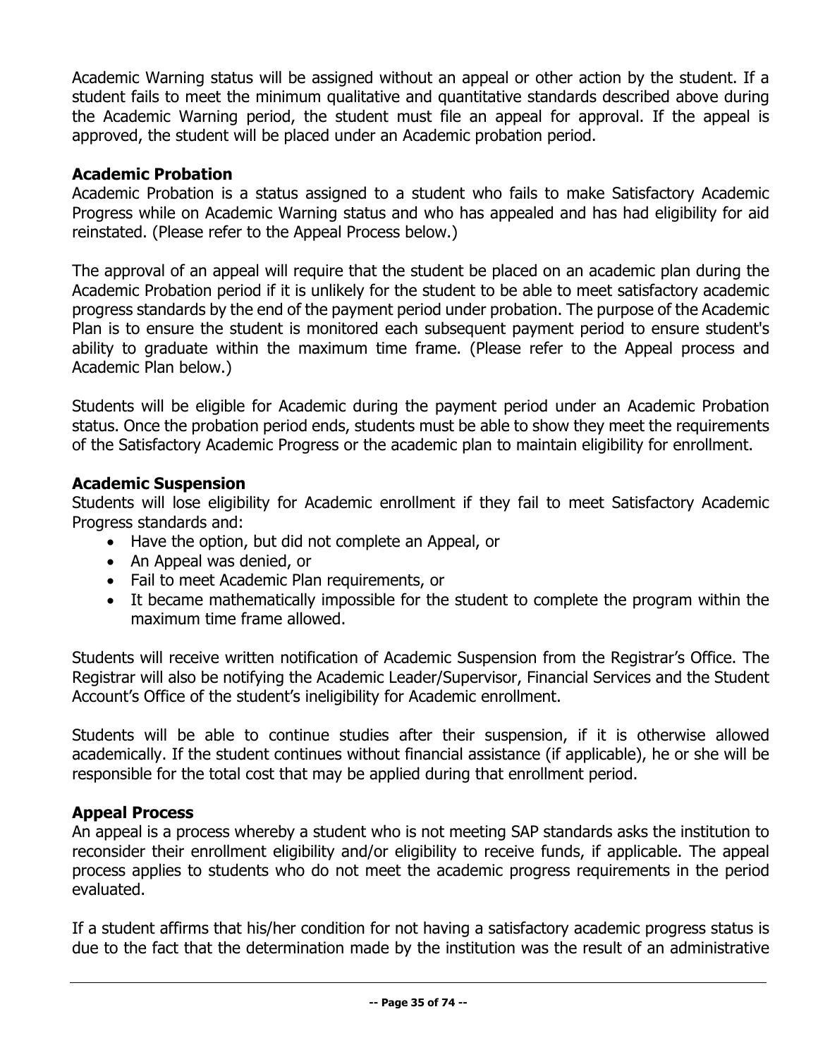Academic Warning status will be assigned without an appeal or other action by the student. If a student fails to meet the minimum qualitative and quantitative standards described above during the Academic Warning period, the student must file an appeal for approval. If the appeal is approved, the student will be placed under an Academic probation period.

**Academic Probation**

Academic Probation is a status assigned to a student who fails to make Satisfactory Academic Progress while on Academic Warning status and who has appealed and has had eligibility for aid reinstated. (Please refer to the Appeal Process below.)

The approval of an appeal will require that the student be placed on an academic plan during the Academic Probation period if it is unlikely for the student to be able to meet satisfactory academic progress standards by the end of the payment period under probation. The purpose of the Academic Plan is to ensure the student is monitored each subsequent payment period to ensure student's ability to graduate within the maximum time frame. (Please refer to the Appeal process and Academic Plan below.)

Students will be eligible for Academic during the payment period under an Academic Probation status. Once the probation period ends, students must be able to show they meet the requirements of the Satisfactory Academic Progress or the academic plan to maintain eligibility for enrollment.

**Academic Suspension**

Students will lose eligibility for Academic enrollment if they fail to meet Satisfactory Academic Progress standards and:

- Have the option, but did not complete an Appeal, or
- An Appeal was denied, or
- Fail to meet Academic Plan requirements, or
- It became mathematically impossible for the student to complete the program within the maximum time frame allowed.

Students will receive written notification of Academic Suspension from the Registrar's Office. The Registrar will also be notifying the Academic Leader/Supervisor, Financial Services and the Student Account's Office of the student's ineligibility for Academic enrollment.

Students will be able to continue studies after their suspension, if it is otherwise allowed academically. If the student continues without financial assistance (if applicable), he or she will be responsible for the total cost that may be applied during that enrollment period.

**Appeal Process**

An appeal is a process whereby a student who is not meeting SAP standards asks the institution to reconsider their enrollment eligibility and/or eligibility to receive funds, if applicable. The appeal process applies to students who do not meet the academic progress requirements in the period evaluated.

If a student affirms that his/her condition for not having a satisfactory academic progress status is due to the fact that the determination made by the institution was the result of an administrative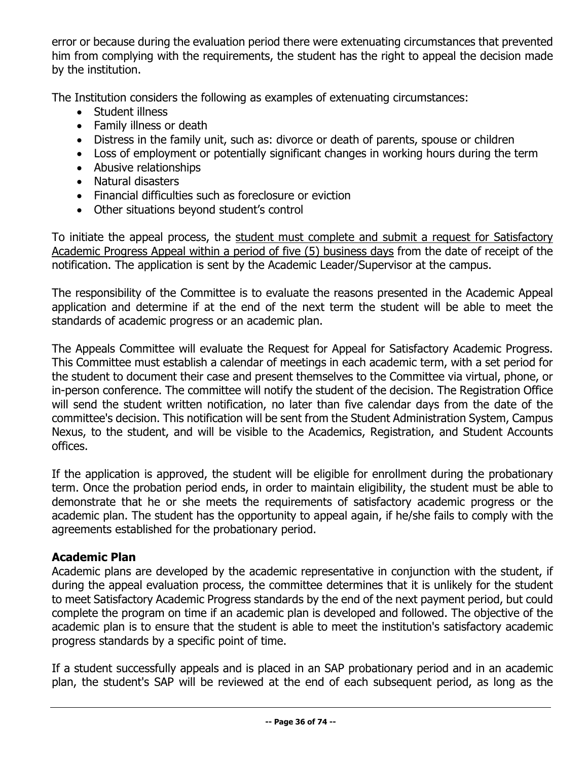error or because during the evaluation period there were extenuating circumstances that prevented him from complying with the requirements, the student has the right to appeal the decision made by the institution.

The Institution considers the following as examples of extenuating circumstances:

- Student illness
- Family illness or death
- Distress in the family unit, such as: divorce or death of parents, spouse or children
- Loss of employment or potentially significant changes in working hours during the term
- Abusive relationships
- Natural disasters
- Financial difficulties such as foreclosure or eviction
- Other situations beyond student's control

To initiate the appeal process, the <u>student must complete and submit a request for Satisfactory Academic Progress Appeal within a period of five (5) business days</u> from the date of receipt of the notification. The application is sent by the Academic Leader/Supervisor at the campus.

The responsibility of the Committee is to evaluate the reasons presented in the Academic Appeal application and determine if at the end of the next term the student will be able to meet the standards of academic progress or an academic plan.

The Appeals Committee will evaluate the Request for Appeal for Satisfactory Academic Progress. This Committee must establish a calendar of meetings in each academic term, with a set period for the student to document their case and present themselves to the Committee via virtual, phone, or in-person conference. The committee will notify the student of the decision. The Registration Office will send the student written notification, no later than five calendar days from the date of the committee's decision. This notification will be sent from the Student Administration System, Campus Nexus, to the student, and will be visible to the Academics, Registration, and Student Accounts offices.

If the application is approved, the student will be eligible for enrollment during the probationary term. Once the probation period ends, in order to maintain eligibility, the student must be able to demonstrate that he or she meets the requirements of satisfactory academic progress or the academic plan. The student has the opportunity to appeal again, if he/she fails to comply with the agreements established for the probationary period.

**Academic Plan**

Academic plans are developed by the academic representative in conjunction with the student, if during the appeal evaluation process, the committee determines that it is unlikely for the student to meet Satisfactory Academic Progress standards by the end of the next payment period, but could complete the program on time if an academic plan is developed and followed. The objective of the academic plan is to ensure that the student is able to meet the institution's satisfactory academic progress standards by a specific point of time.

If a student successfully appeals and is placed in an SAP probationary period and in an academic plan, the student's SAP will be reviewed at the end of each subsequent period, as long as the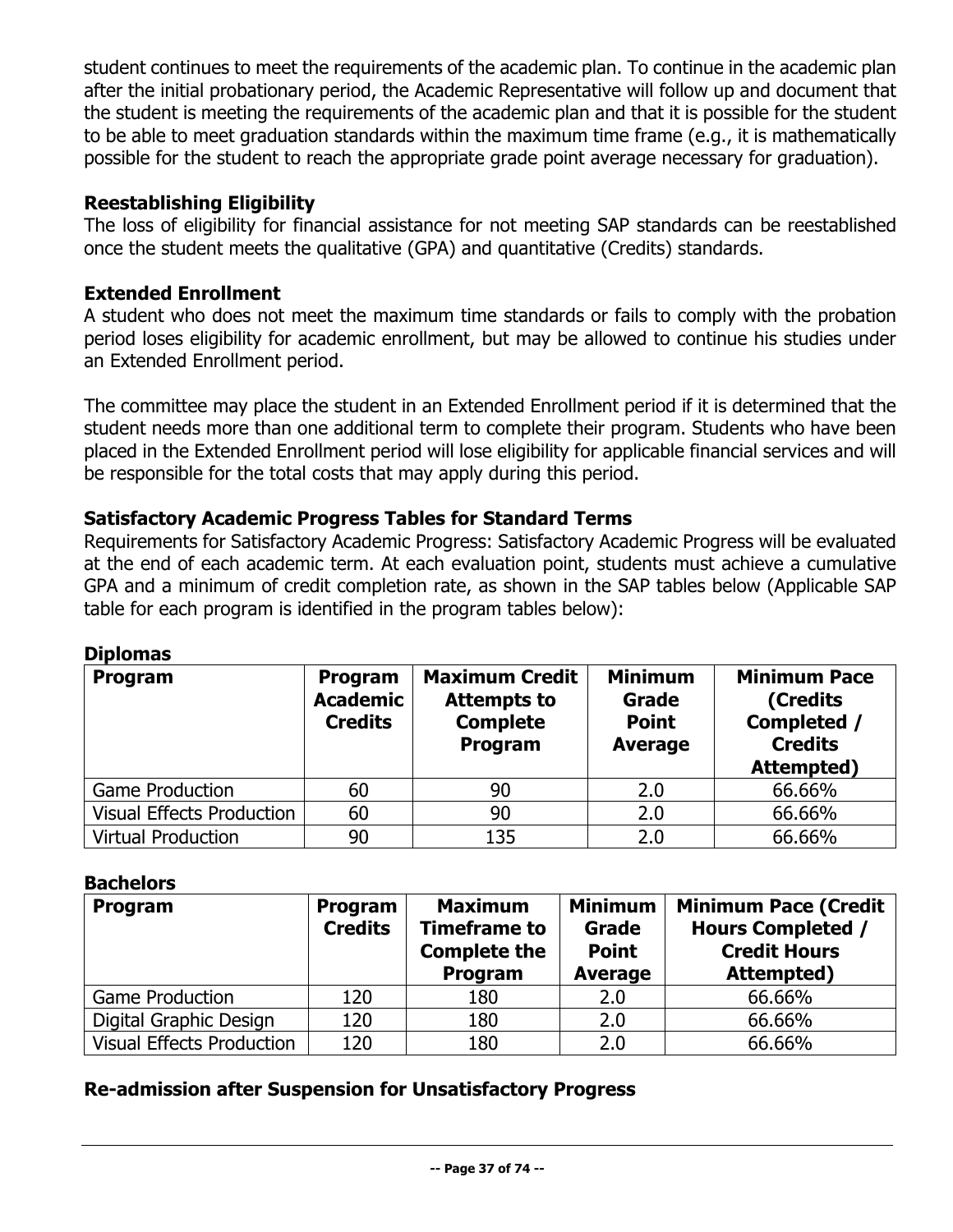student continues to meet the requirements of the academic plan. To continue in the academic plan after the initial probationary period, the Academic Representative will follow up and document that the student is meeting the requirements of the academic plan and that it is possible for the student to be able to meet graduation standards within the maximum time frame (e.g., it is mathematically possible for the student to reach the appropriate grade point average necessary for graduation).

### Reestablishing Eligibility

The loss of eligibility for financial assistance for not meeting SAP standards can be reestablished once the student meets the qualitative (GPA) and quantitative (Credits) standards.

### Extended Enrollment

A student who does not meet the maximum time standards or fails to comply with the probation period loses eligibility for academic enrollment, but may be allowed to continue his studies under an Extended Enrollment period.

The committee may place the student in an Extended Enrollment period if it is determined that the student needs more than one additional term to complete their program. Students who have been placed in the Extended Enrollment period will lose eligibility for applicable financial services and will be responsible for the total costs that may apply during this period.

### Satisfactory Academic Progress Tables for Standard Terms

Requirements for Satisfactory Academic Progress: Satisfactory Academic Progress will be evaluated at the end of each academic term. At each evaluation point, students must achieve a cumulative GPA and a minimum of credit completion rate, as shown in the SAP tables below (Applicable SAP table for each program is identified in the program tables below):

**Diplomas**

| Program | Program Academic Credits | Maximum Credit Attempts to Complete Program | Minimum Grade Point Average | Minimum Pace (Credits Completed / Credits Attempted) |
|---|---|---|---|---|
| Game Production | 60 | 90 | 2.0 | 66.66% |
| Visual Effects Production | 60 | 90 | 2.0 | 66.66% |
| Virtual Production | 90 | 135 | 2.0 | 66.66% |

**Bachelors**

| Program | Program Credits | Maximum Timeframe to Complete the Program | Minimum Grade Point Average | Minimum Pace (Credit Hours Completed / Credit Hours Attempted) |
|---|---|---|---|---|
| Game Production | 120 | 180 | 2.0 | 66.66% |
| Digital Graphic Design | 120 | 180 | 2.0 | 66.66% |
| Visual Effects Production | 120 | 180 | 2.0 | 66.66% |

### Re-admission after Suspension for Unsatisfactory Progress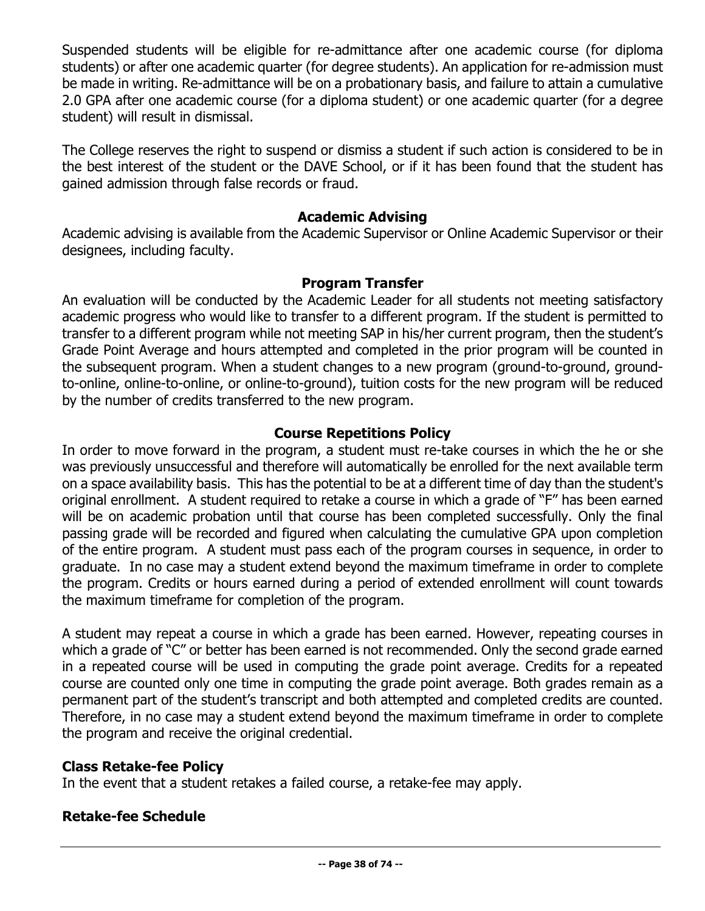Suspended students will be eligible for re-admittance after one academic course (for diploma students) or after one academic quarter (for degree students). An application for re-admission must be made in writing. Re-admittance will be on a probationary basis, and failure to attain a cumulative 2.0 GPA after one academic course (for a diploma student) or one academic quarter (for a degree student) will result in dismissal.

The College reserves the right to suspend or dismiss a student if such action is considered to be in the best interest of the student or the DAVE School, or if it has been found that the student has gained admission through false records or fraud.

## Academic Advising

Academic advising is available from the Academic Supervisor or Online Academic Supervisor or their designees, including faculty.

## Program Transfer

An evaluation will be conducted by the Academic Leader for all students not meeting satisfactory academic progress who would like to transfer to a different program. If the student is permitted to transfer to a different program while not meeting SAP in his/her current program, then the student's Grade Point Average and hours attempted and completed in the prior program will be counted in the subsequent program. When a student changes to a new program (ground-to-ground, ground-to-online, online-to-online, or online-to-ground), tuition costs for the new program will be reduced by the number of credits transferred to the new program.

## Course Repetitions Policy

In order to move forward in the program, a student must re-take courses in which the he or she was previously unsuccessful and therefore will automatically be enrolled for the next available term on a space availability basis. This has the potential to be at a different time of day than the student's original enrollment. A student required to retake a course in which a grade of "F" has been earned will be on academic probation until that course has been completed successfully. Only the final passing grade will be recorded and figured when calculating the cumulative GPA upon completion of the entire program. A student must pass each of the program courses in sequence, in order to graduate. In no case may a student extend beyond the maximum timeframe in order to complete the program. Credits or hours earned during a period of extended enrollment will count towards the maximum timeframe for completion of the program.

A student may repeat a course in which a grade has been earned. However, repeating courses in which a grade of "C" or better has been earned is not recommended. Only the second grade earned in a repeated course will be used in computing the grade point average. Credits for a repeated course are counted only one time in computing the grade point average. Both grades remain as a permanent part of the student's transcript and both attempted and completed credits are counted. Therefore, in no case may a student extend beyond the maximum timeframe in order to complete the program and receive the original credential.

### Class Retake-fee Policy

In the event that a student retakes a failed course, a retake-fee may apply.

### Retake-fee Schedule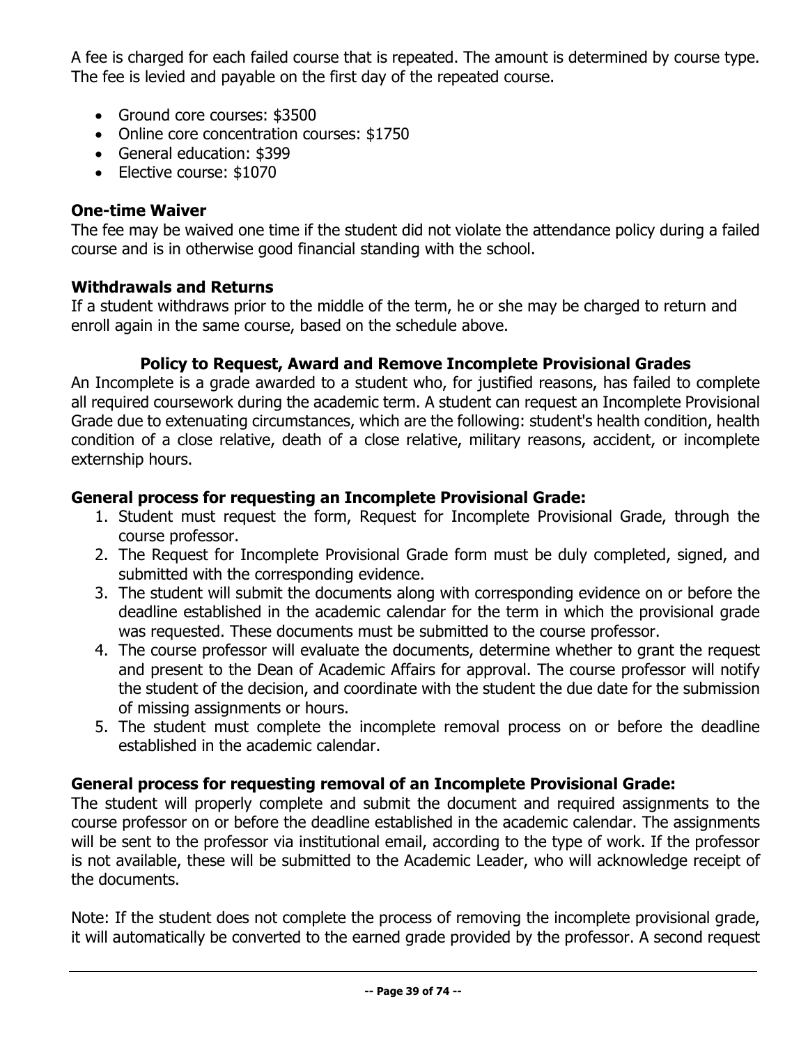A fee is charged for each failed course that is repeated. The amount is determined by course type. The fee is levied and payable on the first day of the repeated course.

- Ground core courses: $3500
- Online core concentration courses: $1750
- General education: $399
- Elective course: $1070

**One-time Waiver**

The fee may be waived one time if the student did not violate the attendance policy during a failed course and is in otherwise good financial standing with the school.

**Withdrawals and Returns**

If a student withdraws prior to the middle of the term, he or she may be charged to return and enroll again in the same course, based on the schedule above.

## Policy to Request, Award and Remove Incomplete Provisional Grades

An Incomplete is a grade awarded to a student who, for justified reasons, has failed to complete all required coursework during the academic term. A student can request an Incomplete Provisional Grade due to extenuating circumstances, which are the following: student's health condition, health condition of a close relative, death of a close relative, military reasons, accident, or incomplete externship hours.

**General process for requesting an Incomplete Provisional Grade:**

1. Student must request the form, Request for Incomplete Provisional Grade, through the course professor.
2. The Request for Incomplete Provisional Grade form must be duly completed, signed, and submitted with the corresponding evidence.
3. The student will submit the documents along with corresponding evidence on or before the deadline established in the academic calendar for the term in which the provisional grade was requested. These documents must be submitted to the course professor.
4. The course professor will evaluate the documents, determine whether to grant the request and present to the Dean of Academic Affairs for approval. The course professor will notify the student of the decision, and coordinate with the student the due date for the submission of missing assignments or hours.
5. The student must complete the incomplete removal process on or before the deadline established in the academic calendar.

**General process for requesting removal of an Incomplete Provisional Grade:**

The student will properly complete and submit the document and required assignments to the course professor on or before the deadline established in the academic calendar. The assignments will be sent to the professor via institutional email, according to the type of work. If the professor is not available, these will be submitted to the Academic Leader, who will acknowledge receipt of the documents.

Note: If the student does not complete the process of removing the incomplete provisional grade, it will automatically be converted to the earned grade provided by the professor. A second request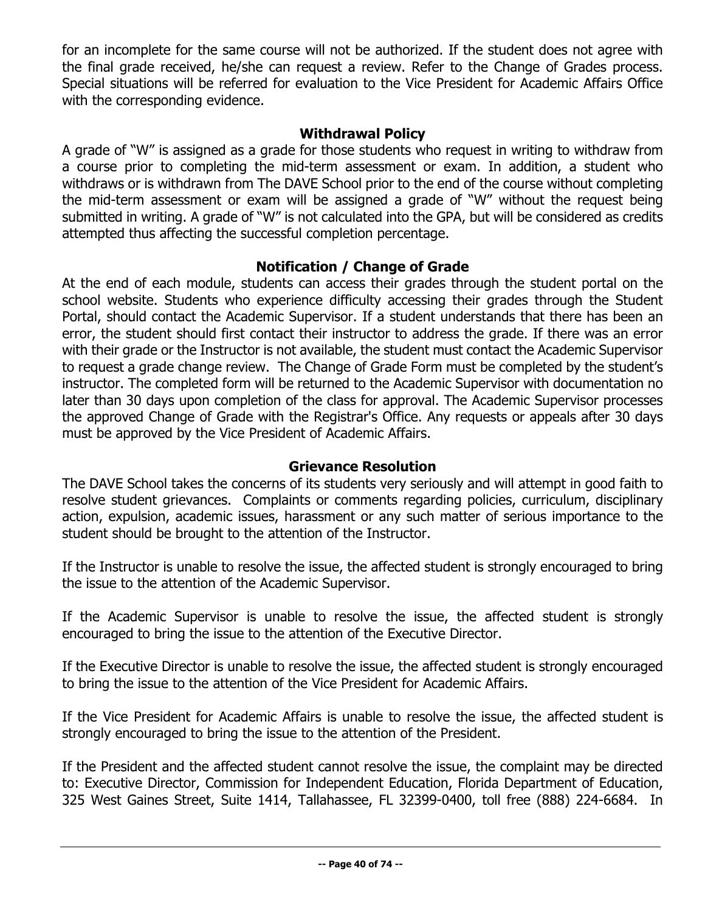for an incomplete for the same course will not be authorized. If the student does not agree with the final grade received, he/she can request a review. Refer to the Change of Grades process. Special situations will be referred for evaluation to the Vice President for Academic Affairs Office with the corresponding evidence.

## Withdrawal Policy

A grade of "W" is assigned as a grade for those students who request in writing to withdraw from a course prior to completing the mid-term assessment or exam. In addition, a student who withdraws or is withdrawn from The DAVE School prior to the end of the course without completing the mid-term assessment or exam will be assigned a grade of "W" without the request being submitted in writing. A grade of "W" is not calculated into the GPA, but will be considered as credits attempted thus affecting the successful completion percentage.

## Notification / Change of Grade

At the end of each module, students can access their grades through the student portal on the school website. Students who experience difficulty accessing their grades through the Student Portal, should contact the Academic Supervisor. If a student understands that there has been an error, the student should first contact their instructor to address the grade. If there was an error with their grade or the Instructor is not available, the student must contact the Academic Supervisor to request a grade change review. The Change of Grade Form must be completed by the student's instructor. The completed form will be returned to the Academic Supervisor with documentation no later than 30 days upon completion of the class for approval. The Academic Supervisor processes the approved Change of Grade with the Registrar's Office. Any requests or appeals after 30 days must be approved by the Vice President of Academic Affairs.

## Grievance Resolution

The DAVE School takes the concerns of its students very seriously and will attempt in good faith to resolve student grievances. Complaints or comments regarding policies, curriculum, disciplinary action, expulsion, academic issues, harassment or any such matter of serious importance to the student should be brought to the attention of the Instructor.

If the Instructor is unable to resolve the issue, the affected student is strongly encouraged to bring the issue to the attention of the Academic Supervisor.

If the Academic Supervisor is unable to resolve the issue, the affected student is strongly encouraged to bring the issue to the attention of the Executive Director.

If the Executive Director is unable to resolve the issue, the affected student is strongly encouraged to bring the issue to the attention of the Vice President for Academic Affairs.

If the Vice President for Academic Affairs is unable to resolve the issue, the affected student is strongly encouraged to bring the issue to the attention of the President.

If the President and the affected student cannot resolve the issue, the complaint may be directed to: Executive Director, Commission for Independent Education, Florida Department of Education, 325 West Gaines Street, Suite 1414, Tallahassee, FL 32399-0400, toll free (888) 224-6684. In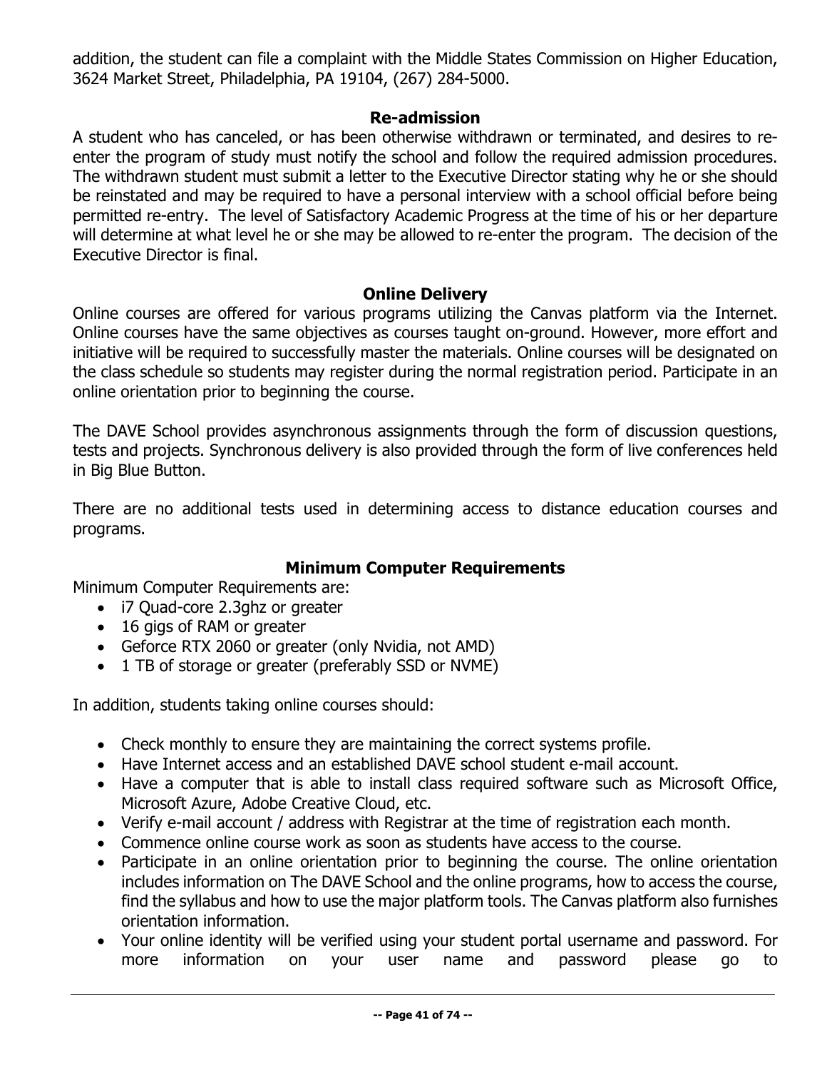addition, the student can file a complaint with the Middle States Commission on Higher Education, 3624 Market Street, Philadelphia, PA 19104, (267) 284-5000.

## Re-admission

A student who has canceled, or has been otherwise withdrawn or terminated, and desires to re-enter the program of study must notify the school and follow the required admission procedures. The withdrawn student must submit a letter to the Executive Director stating why he or she should be reinstated and may be required to have a personal interview with a school official before being permitted re-entry. The level of Satisfactory Academic Progress at the time of his or her departure will determine at what level he or she may be allowed to re-enter the program. The decision of the Executive Director is final.

## Online Delivery

Online courses are offered for various programs utilizing the Canvas platform via the Internet. Online courses have the same objectives as courses taught on-ground. However, more effort and initiative will be required to successfully master the materials. Online courses will be designated on the class schedule so students may register during the normal registration period. Participate in an online orientation prior to beginning the course.

The DAVE School provides asynchronous assignments through the form of discussion questions, tests and projects. Synchronous delivery is also provided through the form of live conferences held in Big Blue Button.

There are no additional tests used in determining access to distance education courses and programs.

## Minimum Computer Requirements

Minimum Computer Requirements are:

- i7 Quad-core 2.3ghz or greater
- 16 gigs of RAM or greater
- Geforce RTX 2060 or greater (only Nvidia, not AMD)
- 1 TB of storage or greater (preferably SSD or NVME)

In addition, students taking online courses should:

- Check monthly to ensure they are maintaining the correct systems profile.
- Have Internet access and an established DAVE school student e-mail account.
- Have a computer that is able to install class required software such as Microsoft Office, Microsoft Azure, Adobe Creative Cloud, etc.
- Verify e-mail account / address with Registrar at the time of registration each month.
- Commence online course work as soon as students have access to the course.
- Participate in an online orientation prior to beginning the course. The online orientation includes information on The DAVE School and the online programs, how to access the course, find the syllabus and how to use the major platform tools. The Canvas platform also furnishes orientation information.
- Your online identity will be verified using your student portal username and password. For more information on your user name and password please go to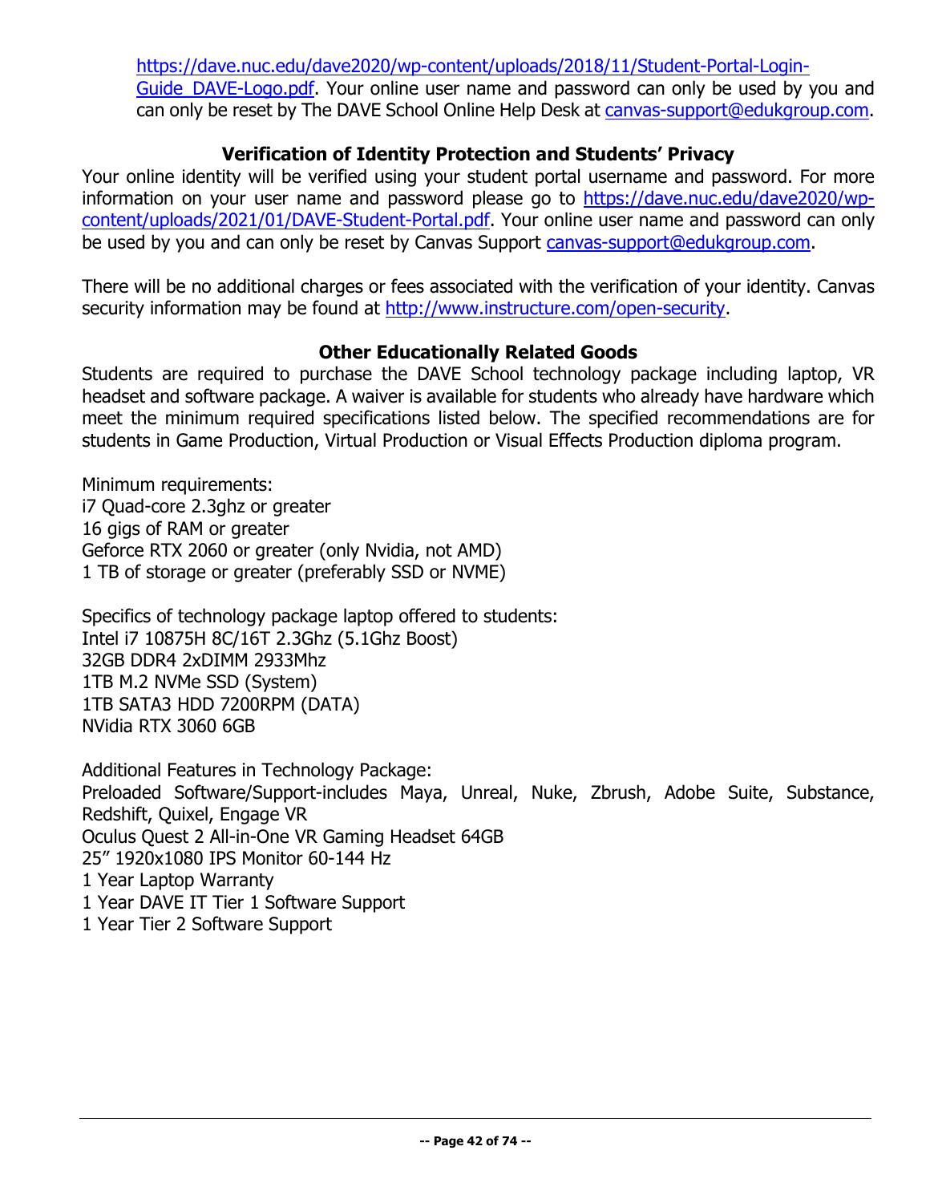[https://dave.nuc.edu/dave2020/wp-content/uploads/2018/11/Student-Portal-Login-Guide_DAVE-Logo.pdf](https://dave.nuc.edu/dave2020/wp-content/uploads/2018/11/Student-Portal-Login-Guide_DAVE-Logo.pdf). Your online user name and password can only be used by you and can only be reset by The DAVE School Online Help Desk at [canvas-support@edukgroup.com](mailto:canvas-support@edukgroup.com).

### Verification of Identity Protection and Students' Privacy

Your online identity will be verified using your student portal username and password. For more information on your user name and password please go to [https://dave.nuc.edu/dave2020/wp-content/uploads/2021/01/DAVE-Student-Portal.pdf](https://dave.nuc.edu/dave2020/wp-content/uploads/2021/01/DAVE-Student-Portal.pdf). Your online user name and password can only be used by you and can only be reset by Canvas Support [canvas-support@edukgroup.com](mailto:canvas-support@edukgroup.com).

There will be no additional charges or fees associated with the verification of your identity. Canvas security information may be found at [http://www.instructure.com/open-security](http://www.instructure.com/open-security).

### Other Educationally Related Goods

Students are required to purchase the DAVE School technology package including laptop, VR headset and software package. A waiver is available for students who already have hardware which meet the minimum required specifications listed below. The specified recommendations are for students in Game Production, Virtual Production or Visual Effects Production diploma program.

Minimum requirements:
i7 Quad-core 2.3ghz or greater
16 gigs of RAM or greater
Geforce RTX 2060 or greater (only Nvidia, not AMD)
1 TB of storage or greater (preferably SSD or NVME)

Specifics of technology package laptop offered to students:
Intel i7 10875H 8C/16T 2.3Ghz (5.1Ghz Boost)
32GB DDR4 2xDIMM 2933Mhz
1TB M.2 NVMe SSD (System)
1TB SATA3 HDD 7200RPM (DATA)
NVidia RTX 3060 6GB

Additional Features in Technology Package:
Preloaded Software/Support-includes Maya, Unreal, Nuke, Zbrush, Adobe Suite, Substance, Redshift, Quixel, Engage VR
Oculus Quest 2 All-in-One VR Gaming Headset 64GB
25" 1920x1080 IPS Monitor 60-144 Hz
1 Year Laptop Warranty
1 Year DAVE IT Tier 1 Software Support
1 Year Tier 2 Software Support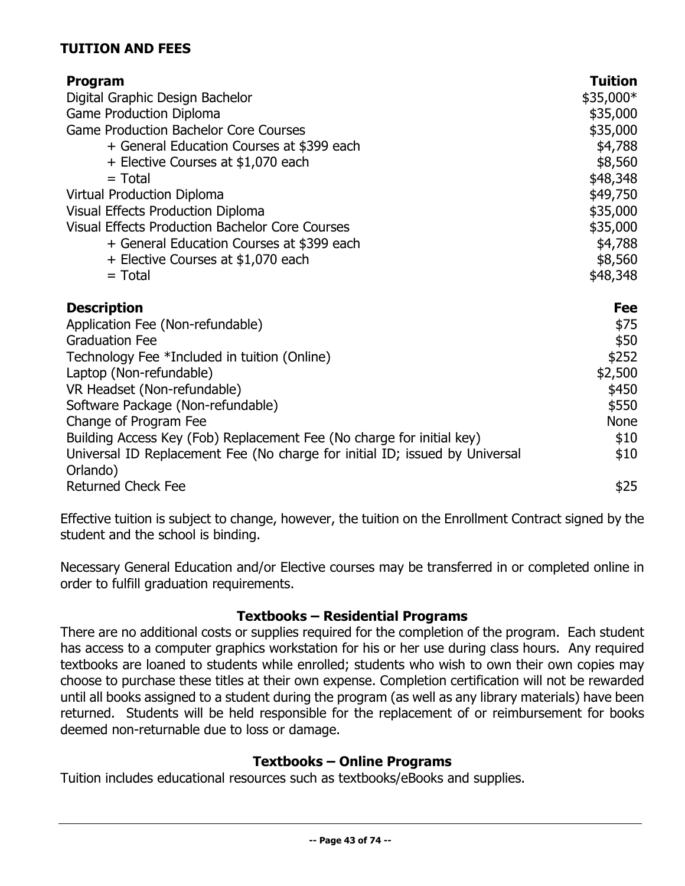## TUITION AND FEES

| Program | Tuition |
|---|---|
| Digital Graphic Design Bachelor | $35,000* |
| Game Production Diploma | $35,000 |
| Game Production Bachelor Core Courses | $35,000 |
| + General Education Courses at $399 each | $4,788 |
| + Elective Courses at $1,070 each | $8,560 |
| = Total | $48,348 |
| Virtual Production Diploma | $49,750 |
| Visual Effects Production Diploma | $35,000 |
| Visual Effects Production Bachelor Core Courses | $35,000 |
| + General Education Courses at $399 each | $4,788 |
| + Elective Courses at $1,070 each | $8,560 |
| = Total | $48,348 |

| Description | Fee |
|---|---|
| Application Fee (Non-refundable) | $75 |
| Graduation Fee | $50 |
| Technology Fee *Included in tuition (Online) | $252 |
| Laptop (Non-refundable) | $2,500 |
| VR Headset (Non-refundable) | $450 |
| Software Package (Non-refundable) | $550 |
| Change of Program Fee | None |
| Building Access Key (Fob) Replacement Fee (No charge for initial key) | $10 |
| Universal ID Replacement Fee (No charge for initial ID; issued by Universal Orlando) | $10 |
| Returned Check Fee | $25 |

Effective tuition is subject to change, however, the tuition on the Enrollment Contract signed by the student and the school is binding.

Necessary General Education and/or Elective courses may be transferred in or completed online in order to fulfill graduation requirements.

### Textbooks – Residential Programs

There are no additional costs or supplies required for the completion of the program. Each student has access to a computer graphics workstation for his or her use during class hours. Any required textbooks are loaned to students while enrolled; students who wish to own their own copies may choose to purchase these titles at their own expense. Completion certification will not be rewarded until all books assigned to a student during the program (as well as any library materials) have been returned. Students will be held responsible for the replacement of or reimbursement for books deemed non-returnable due to loss or damage.

### Textbooks – Online Programs

Tuition includes educational resources such as textbooks/eBooks and supplies.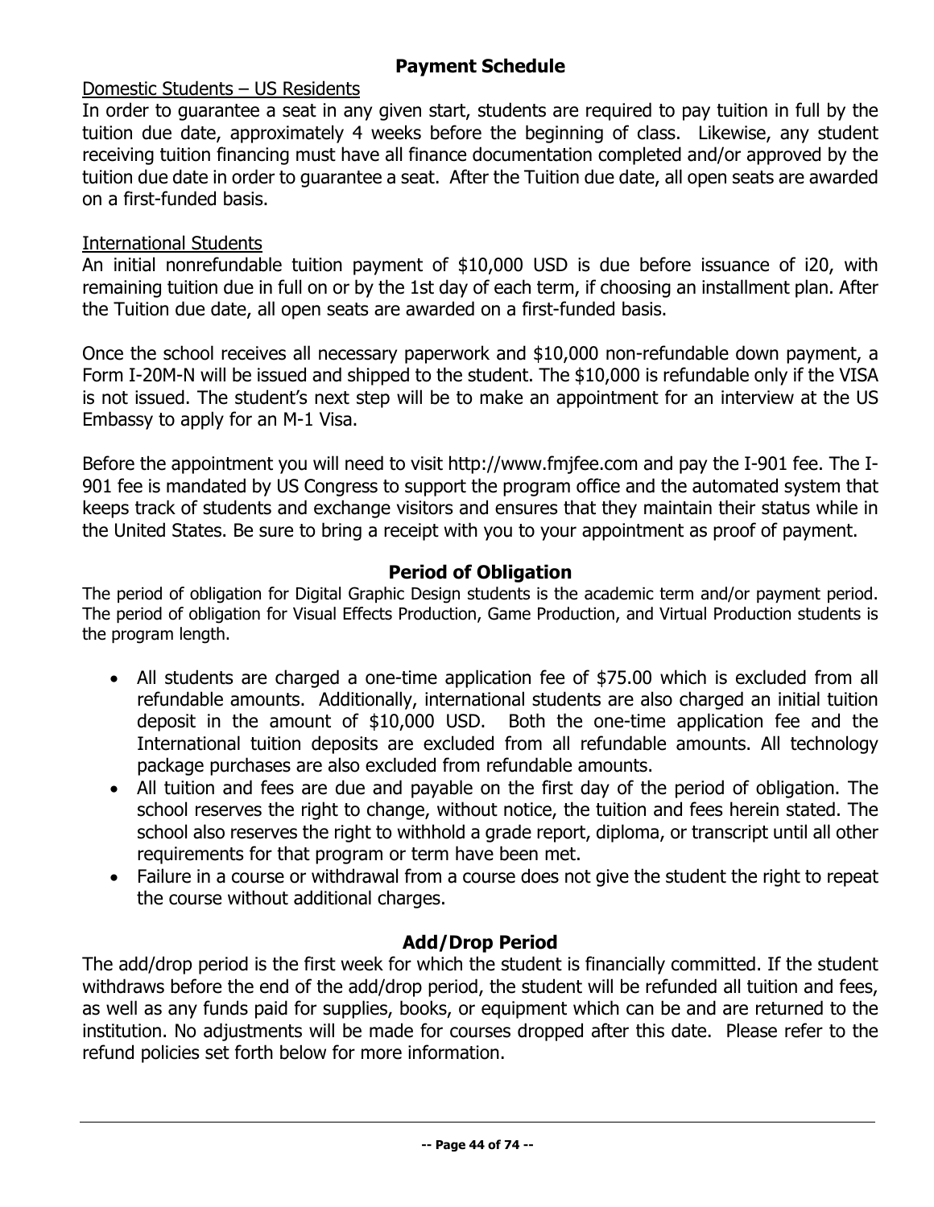## Payment Schedule

Domestic Students – US Residents

In order to guarantee a seat in any given start, students are required to pay tuition in full by the tuition due date, approximately 4 weeks before the beginning of class. Likewise, any student receiving tuition financing must have all finance documentation completed and/or approved by the tuition due date in order to guarantee a seat. After the Tuition due date, all open seats are awarded on a first-funded basis.

International Students

An initial nonrefundable tuition payment of $10,000 USD is due before issuance of i20, with remaining tuition due in full on or by the 1st day of each term, if choosing an installment plan. After the Tuition due date, all open seats are awarded on a first-funded basis.

Once the school receives all necessary paperwork and $10,000 non-refundable down payment, a Form I-20M-N will be issued and shipped to the student. The $10,000 is refundable only if the VISA is not issued. The student's next step will be to make an appointment for an interview at the US Embassy to apply for an M-1 Visa.

Before the appointment you will need to visit http://www.fmjfee.com and pay the I-901 fee. The I-901 fee is mandated by US Congress to support the program office and the automated system that keeps track of students and exchange visitors and ensures that they maintain their status while in the United States. Be sure to bring a receipt with you to your appointment as proof of payment.

## Period of Obligation

The period of obligation for Digital Graphic Design students is the academic term and/or payment period. The period of obligation for Visual Effects Production, Game Production, and Virtual Production students is the program length.

- All students are charged a one-time application fee of $75.00 which is excluded from all refundable amounts. Additionally, international students are also charged an initial tuition deposit in the amount of $10,000 USD. Both the one-time application fee and the International tuition deposits are excluded from all refundable amounts. All technology package purchases are also excluded from refundable amounts.
- All tuition and fees are due and payable on the first day of the period of obligation. The school reserves the right to change, without notice, the tuition and fees herein stated. The school also reserves the right to withhold a grade report, diploma, or transcript until all other requirements for that program or term have been met.
- Failure in a course or withdrawal from a course does not give the student the right to repeat the course without additional charges.

## Add/Drop Period

The add/drop period is the first week for which the student is financially committed. If the student withdraws before the end of the add/drop period, the student will be refunded all tuition and fees, as well as any funds paid for supplies, books, or equipment which can be and are returned to the institution. No adjustments will be made for courses dropped after this date. Please refer to the refund policies set forth below for more information.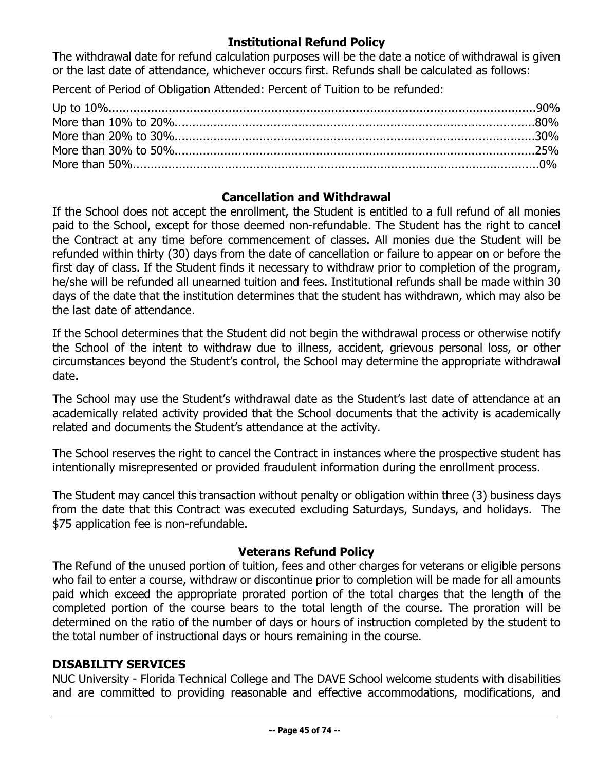## Institutional Refund Policy

The withdrawal date for refund calculation purposes will be the date a notice of withdrawal is given or the last date of attendance, whichever occurs first. Refunds shall be calculated as follows:

Percent of Period of Obligation Attended: Percent of Tuition to be refunded:

Up to 10%...........................................................................................................90%
More than 10% to 20%......................................................................................80%
More than 20% to 30%......................................................................................30%
More than 30% to 50%......................................................................................25%
More than 50%......................................................................................................0%

## Cancellation and Withdrawal

If the School does not accept the enrollment, the Student is entitled to a full refund of all monies paid to the School, except for those deemed non-refundable. The Student has the right to cancel the Contract at any time before commencement of classes. All monies due the Student will be refunded within thirty (30) days from the date of cancellation or failure to appear on or before the first day of class. If the Student finds it necessary to withdraw prior to completion of the program, he/she will be refunded all unearned tuition and fees. Institutional refunds shall be made within 30 days of the date that the institution determines that the student has withdrawn, which may also be the last date of attendance.

If the School determines that the Student did not begin the withdrawal process or otherwise notify the School of the intent to withdraw due to illness, accident, grievous personal loss, or other circumstances beyond the Student's control, the School may determine the appropriate withdrawal date.

The School may use the Student's withdrawal date as the Student's last date of attendance at an academically related activity provided that the School documents that the activity is academically related and documents the Student's attendance at the activity.

The School reserves the right to cancel the Contract in instances where the prospective student has intentionally misrepresented or provided fraudulent information during the enrollment process.

The Student may cancel this transaction without penalty or obligation within three (3) business days from the date that this Contract was executed excluding Saturdays, Sundays, and holidays. The $75 application fee is non-refundable.

## Veterans Refund Policy

The Refund of the unused portion of tuition, fees and other charges for veterans or eligible persons who fail to enter a course, withdraw or discontinue prior to completion will be made for all amounts paid which exceed the appropriate prorated portion of the total charges that the length of the completed portion of the course bears to the total length of the course. The proration will be determined on the ratio of the number of days or hours of instruction completed by the student to the total number of instructional days or hours remaining in the course.

## DISABILITY SERVICES

NUC University - Florida Technical College and The DAVE School welcome students with disabilities and are committed to providing reasonable and effective accommodations, modifications, and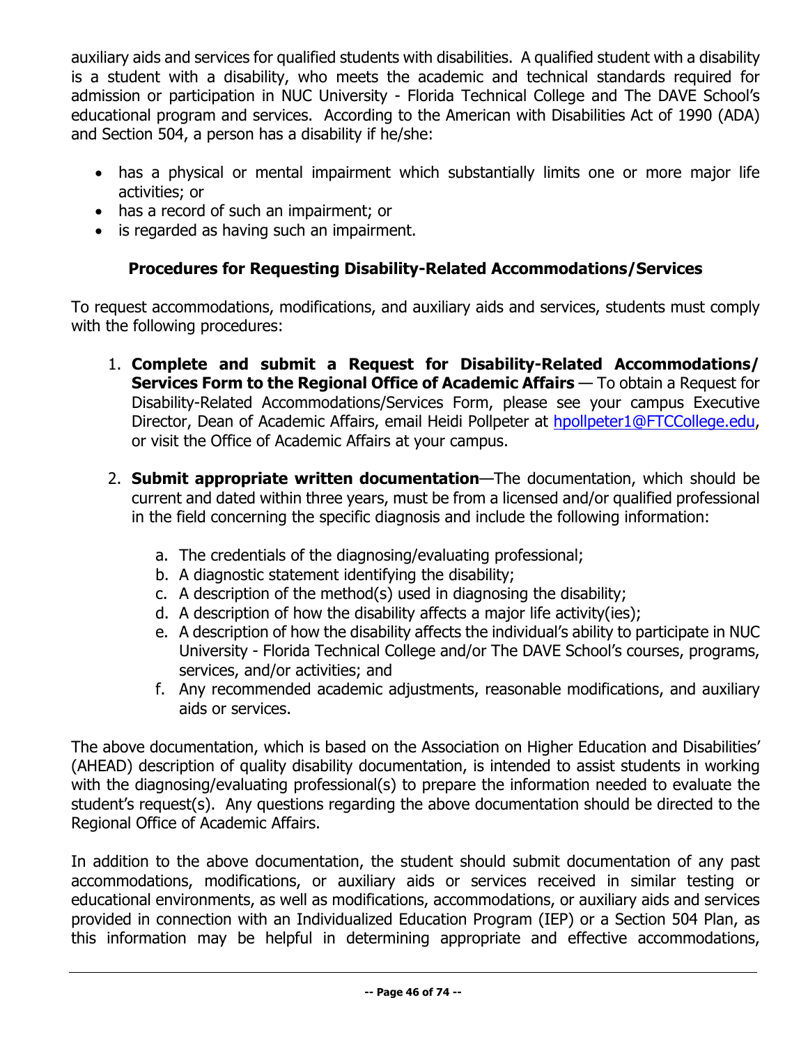auxiliary aids and services for qualified students with disabilities. A qualified student with a disability is a student with a disability, who meets the academic and technical standards required for admission or participation in NUC University - Florida Technical College and The DAVE School's educational program and services. According to the American with Disabilities Act of 1990 (ADA) and Section 504, a person has a disability if he/she:

- has a physical or mental impairment which substantially limits one or more major life activities; or
- has a record of such an impairment; or
- is regarded as having such an impairment.

### Procedures for Requesting Disability-Related Accommodations/Services

To request accommodations, modifications, and auxiliary aids and services, students must comply with the following procedures:

1. **Complete and submit a Request for Disability-Related Accommodations/ Services Form to the Regional Office of Academic Affairs** — To obtain a Request for Disability-Related Accommodations/Services Form, please see your campus Executive Director, Dean of Academic Affairs, email Heidi Pollpeter at hpollpeter1@FTCCollege.edu, or visit the Office of Academic Affairs at your campus.

2. **Submit appropriate written documentation**—The documentation, which should be current and dated within three years, must be from a licensed and/or qualified professional in the field concerning the specific diagnosis and include the following information:

    a. The credentials of the diagnosing/evaluating professional;
    b. A diagnostic statement identifying the disability;
    c. A description of the method(s) used in diagnosing the disability;
    d. A description of how the disability affects a major life activity(ies);
    e. A description of how the disability affects the individual's ability to participate in NUC University - Florida Technical College and/or The DAVE School's courses, programs, services, and/or activities; and
    f. Any recommended academic adjustments, reasonable modifications, and auxiliary aids or services.

The above documentation, which is based on the Association on Higher Education and Disabilities' (AHEAD) description of quality disability documentation, is intended to assist students in working with the diagnosing/evaluating professional(s) to prepare the information needed to evaluate the student's request(s). Any questions regarding the above documentation should be directed to the Regional Office of Academic Affairs.

In addition to the above documentation, the student should submit documentation of any past accommodations, modifications, or auxiliary aids or services received in similar testing or educational environments, as well as modifications, accommodations, or auxiliary aids and services provided in connection with an Individualized Education Program (IEP) or a Section 504 Plan, as this information may be helpful in determining appropriate and effective accommodations,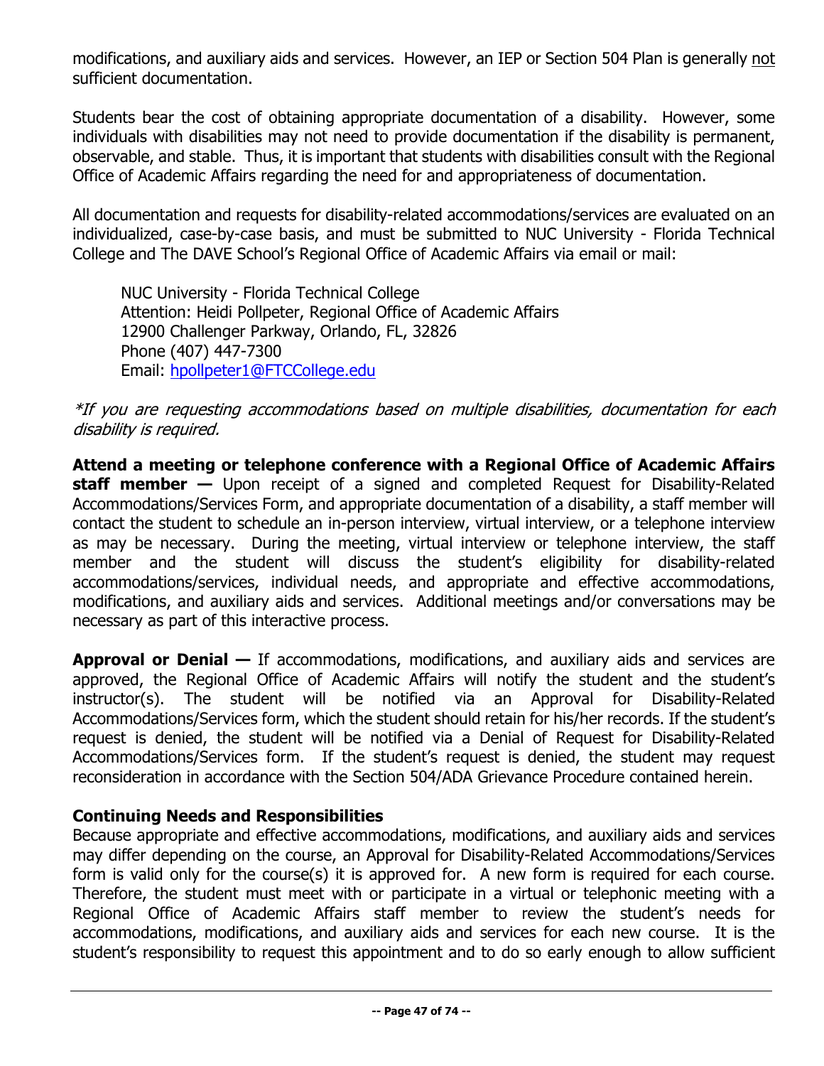modifications, and auxiliary aids and services. However, an IEP or Section 504 Plan is generally <u>not</u> sufficient documentation.

Students bear the cost of obtaining appropriate documentation of a disability. However, some individuals with disabilities may not need to provide documentation if the disability is permanent, observable, and stable. Thus, it is important that students with disabilities consult with the Regional Office of Academic Affairs regarding the need for and appropriateness of documentation.

All documentation and requests for disability-related accommodations/services are evaluated on an individualized, case-by-case basis, and must be submitted to NUC University - Florida Technical College and The DAVE School's Regional Office of Academic Affairs via email or mail:

> NUC University - Florida Technical College
> Attention: Heidi Pollpeter, Regional Office of Academic Affairs
> 12900 Challenger Parkway, Orlando, FL, 32826
> Phone (407) 447-7300
> Email: hpollpeter1@FTCCollege.edu

*\*If you are requesting accommodations based on multiple disabilities, documentation for each disability is required.*

**Attend a meeting or telephone conference with a Regional Office of Academic Affairs staff member —** Upon receipt of a signed and completed Request for Disability-Related Accommodations/Services Form, and appropriate documentation of a disability, a staff member will contact the student to schedule an in-person interview, virtual interview, or a telephone interview as may be necessary. During the meeting, virtual interview or telephone interview, the staff member and the student will discuss the student's eligibility for disability-related accommodations/services, individual needs, and appropriate and effective accommodations, modifications, and auxiliary aids and services. Additional meetings and/or conversations may be necessary as part of this interactive process.

**Approval or Denial —** If accommodations, modifications, and auxiliary aids and services are approved, the Regional Office of Academic Affairs will notify the student and the student's instructor(s). The student will be notified via an Approval for Disability-Related Accommodations/Services form, which the student should retain for his/her records. If the student's request is denied, the student will be notified via a Denial of Request for Disability-Related Accommodations/Services form. If the student's request is denied, the student may request reconsideration in accordance with the Section 504/ADA Grievance Procedure contained herein.

**Continuing Needs and Responsibilities**

Because appropriate and effective accommodations, modifications, and auxiliary aids and services may differ depending on the course, an Approval for Disability-Related Accommodations/Services form is valid only for the course(s) it is approved for. A new form is required for each course. Therefore, the student must meet with or participate in a virtual or telephonic meeting with a Regional Office of Academic Affairs staff member to review the student's needs for accommodations, modifications, and auxiliary aids and services for each new course. It is the student's responsibility to request this appointment and to do so early enough to allow sufficient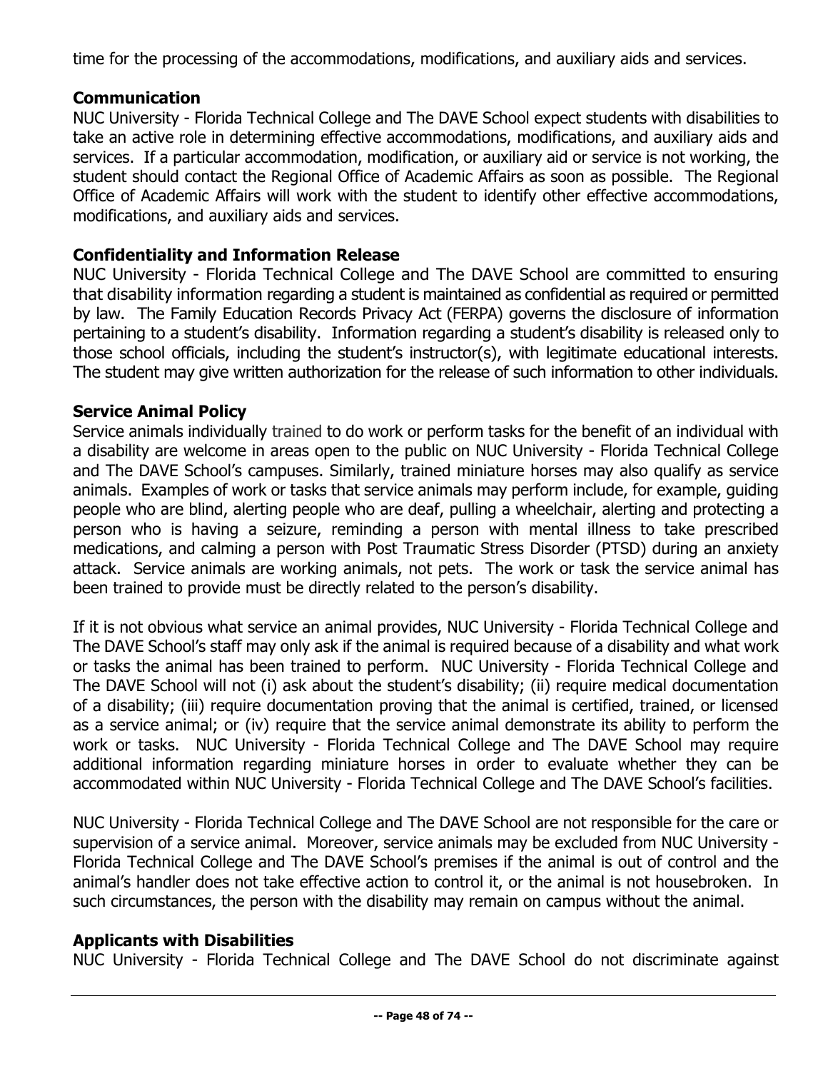time for the processing of the accommodations, modifications, and auxiliary aids and services.

**Communication**

NUC University - Florida Technical College and The DAVE School expect students with disabilities to take an active role in determining effective accommodations, modifications, and auxiliary aids and services. If a particular accommodation, modification, or auxiliary aid or service is not working, the student should contact the Regional Office of Academic Affairs as soon as possible. The Regional Office of Academic Affairs will work with the student to identify other effective accommodations, modifications, and auxiliary aids and services.

**Confidentiality and Information Release**

NUC University - Florida Technical College and The DAVE School are committed to ensuring that disability information regarding a student is maintained as confidential as required or permitted by law. The Family Education Records Privacy Act (FERPA) governs the disclosure of information pertaining to a student's disability. Information regarding a student's disability is released only to those school officials, including the student's instructor(s), with legitimate educational interests. The student may give written authorization for the release of such information to other individuals.

**Service Animal Policy**

Service animals individually trained to do work or perform tasks for the benefit of an individual with a disability are welcome in areas open to the public on NUC University - Florida Technical College and The DAVE School's campuses. Similarly, trained miniature horses may also qualify as service animals. Examples of work or tasks that service animals may perform include, for example, guiding people who are blind, alerting people who are deaf, pulling a wheelchair, alerting and protecting a person who is having a seizure, reminding a person with mental illness to take prescribed medications, and calming a person with Post Traumatic Stress Disorder (PTSD) during an anxiety attack. Service animals are working animals, not pets. The work or task the service animal has been trained to provide must be directly related to the person's disability.

If it is not obvious what service an animal provides, NUC University - Florida Technical College and The DAVE School's staff may only ask if the animal is required because of a disability and what work or tasks the animal has been trained to perform. NUC University - Florida Technical College and The DAVE School will not (i) ask about the student's disability; (ii) require medical documentation of a disability; (iii) require documentation proving that the animal is certified, trained, or licensed as a service animal; or (iv) require that the service animal demonstrate its ability to perform the work or tasks. NUC University - Florida Technical College and The DAVE School may require additional information regarding miniature horses in order to evaluate whether they can be accommodated within NUC University - Florida Technical College and The DAVE School's facilities.

NUC University - Florida Technical College and The DAVE School are not responsible for the care or supervision of a service animal. Moreover, service animals may be excluded from NUC University - Florida Technical College and The DAVE School's premises if the animal is out of control and the animal's handler does not take effective action to control it, or the animal is not housebroken. In such circumstances, the person with the disability may remain on campus without the animal.

**Applicants with Disabilities**

NUC University - Florida Technical College and The DAVE School do not discriminate against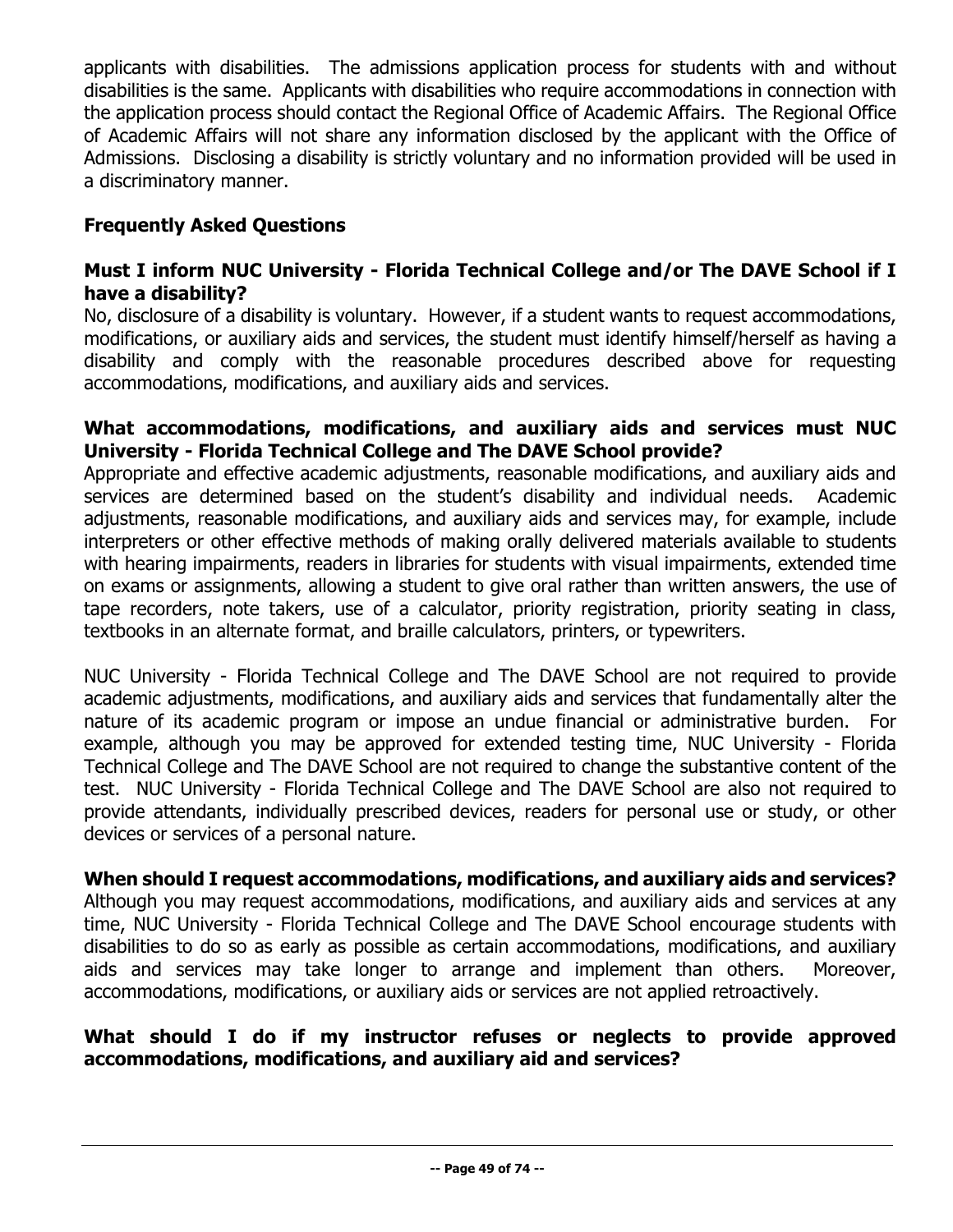applicants with disabilities. The admissions application process for students with and without disabilities is the same. Applicants with disabilities who require accommodations in connection with the application process should contact the Regional Office of Academic Affairs. The Regional Office of Academic Affairs will not share any information disclosed by the applicant with the Office of Admissions. Disclosing a disability is strictly voluntary and no information provided will be used in a discriminatory manner.

## Frequently Asked Questions

### Must I inform NUC University - Florida Technical College and/or The DAVE School if I have a disability?

No, disclosure of a disability is voluntary. However, if a student wants to request accommodations, modifications, or auxiliary aids and services, the student must identify himself/herself as having a disability and comply with the reasonable procedures described above for requesting accommodations, modifications, and auxiliary aids and services.

### What accommodations, modifications, and auxiliary aids and services must NUC University - Florida Technical College and The DAVE School provide?

Appropriate and effective academic adjustments, reasonable modifications, and auxiliary aids and services are determined based on the student's disability and individual needs. Academic adjustments, reasonable modifications, and auxiliary aids and services may, for example, include interpreters or other effective methods of making orally delivered materials available to students with hearing impairments, readers in libraries for students with visual impairments, extended time on exams or assignments, allowing a student to give oral rather than written answers, the use of tape recorders, note takers, use of a calculator, priority registration, priority seating in class, textbooks in an alternate format, and braille calculators, printers, or typewriters.

NUC University - Florida Technical College and The DAVE School are not required to provide academic adjustments, modifications, and auxiliary aids and services that fundamentally alter the nature of its academic program or impose an undue financial or administrative burden. For example, although you may be approved for extended testing time, NUC University - Florida Technical College and The DAVE School are not required to change the substantive content of the test. NUC University - Florida Technical College and The DAVE School are also not required to provide attendants, individually prescribed devices, readers for personal use or study, or other devices or services of a personal nature.

### When should I request accommodations, modifications, and auxiliary aids and services?

Although you may request accommodations, modifications, and auxiliary aids and services at any time, NUC University - Florida Technical College and The DAVE School encourage students with disabilities to do so as early as possible as certain accommodations, modifications, and auxiliary aids and services may take longer to arrange and implement than others. Moreover, accommodations, modifications, or auxiliary aids or services are not applied retroactively.

### What should I do if my instructor refuses or neglects to provide approved accommodations, modifications, and auxiliary aid and services?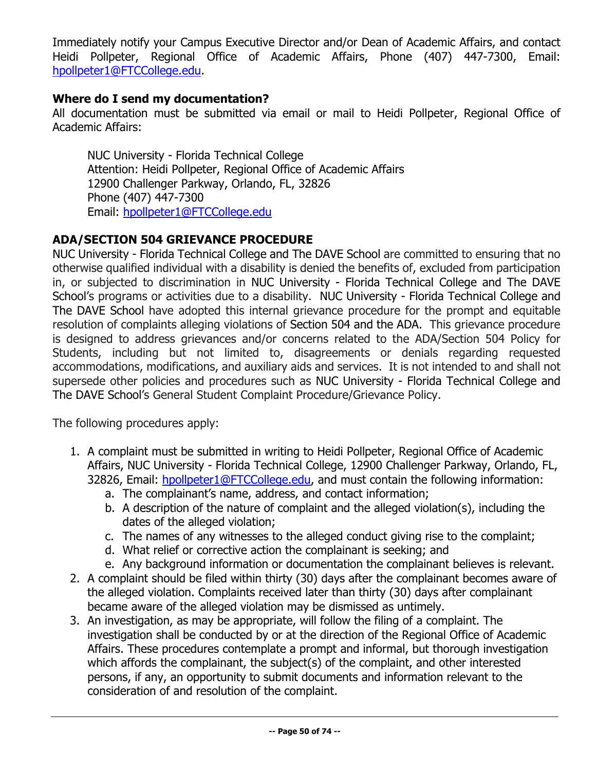Immediately notify your Campus Executive Director and/or Dean of Academic Affairs, and contact Heidi Pollpeter, Regional Office of Academic Affairs, Phone (407) 447-7300, Email: hpollpeter1@FTCCollege.edu.

**Where do I send my documentation?**

All documentation must be submitted via email or mail to Heidi Pollpeter, Regional Office of Academic Affairs:

NUC University - Florida Technical College
Attention: Heidi Pollpeter, Regional Office of Academic Affairs
12900 Challenger Parkway, Orlando, FL, 32826
Phone (407) 447-7300
Email: hpollpeter1@FTCCollege.edu

**ADA/SECTION 504 GRIEVANCE PROCEDURE**

NUC University - Florida Technical College and The DAVE School are committed to ensuring that no otherwise qualified individual with a disability is denied the benefits of, excluded from participation in, or subjected to discrimination in NUC University - Florida Technical College and The DAVE School's programs or activities due to a disability. NUC University - Florida Technical College and The DAVE School have adopted this internal grievance procedure for the prompt and equitable resolution of complaints alleging violations of Section 504 and the ADA. This grievance procedure is designed to address grievances and/or concerns related to the ADA/Section 504 Policy for Students, including but not limited to, disagreements or denials regarding requested accommodations, modifications, and auxiliary aids and services. It is not intended to and shall not supersede other policies and procedures such as NUC University - Florida Technical College and The DAVE School's General Student Complaint Procedure/Grievance Policy.

The following procedures apply:

1. A complaint must be submitted in writing to Heidi Pollpeter, Regional Office of Academic Affairs, NUC University - Florida Technical College, 12900 Challenger Parkway, Orlando, FL, 32826, Email: hpollpeter1@FTCCollege.edu, and must contain the following information:
   a. The complainant's name, address, and contact information;
   b. A description of the nature of complaint and the alleged violation(s), including the dates of the alleged violation;
   c. The names of any witnesses to the alleged conduct giving rise to the complaint;
   d. What relief or corrective action the complainant is seeking; and
   e. Any background information or documentation the complainant believes is relevant.
2. A complaint should be filed within thirty (30) days after the complainant becomes aware of the alleged violation. Complaints received later than thirty (30) days after complainant became aware of the alleged violation may be dismissed as untimely.
3. An investigation, as may be appropriate, will follow the filing of a complaint. The investigation shall be conducted by or at the direction of the Regional Office of Academic Affairs. These procedures contemplate a prompt and informal, but thorough investigation which affords the complainant, the subject(s) of the complaint, and other interested persons, if any, an opportunity to submit documents and information relevant to the consideration of and resolution of the complaint.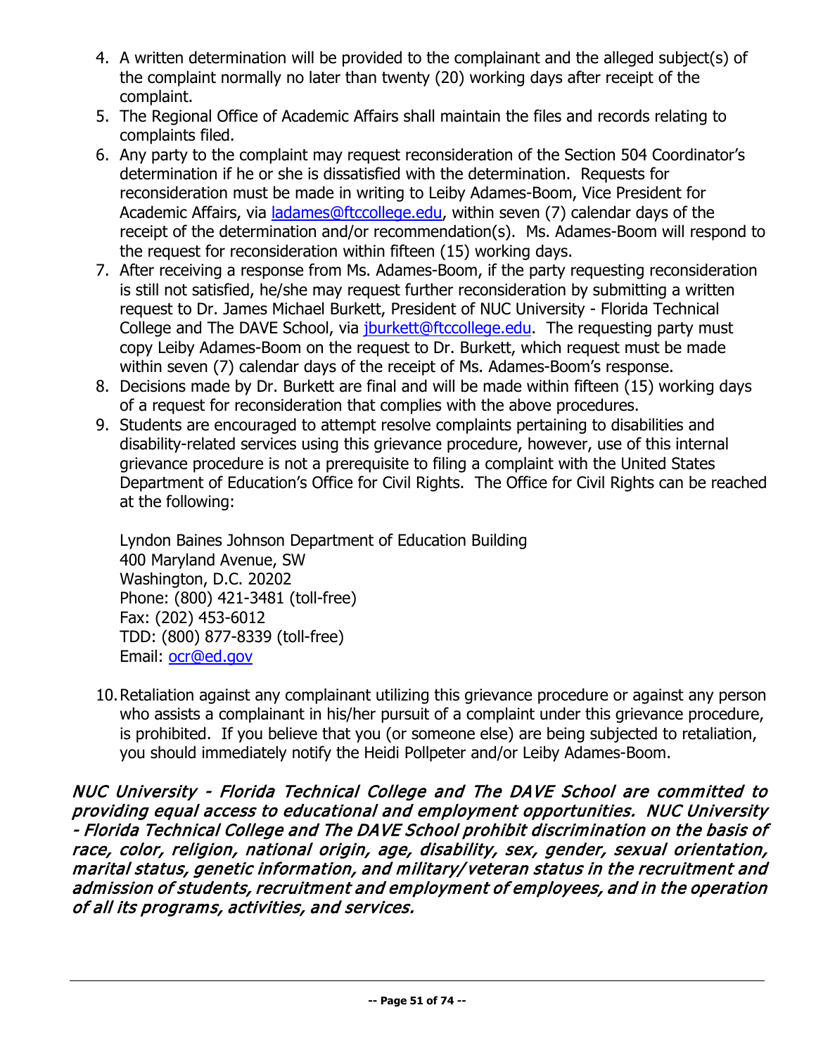4. A written determination will be provided to the complainant and the alleged subject(s) of the complaint normally no later than twenty (20) working days after receipt of the complaint.
5. The Regional Office of Academic Affairs shall maintain the files and records relating to complaints filed.
6. Any party to the complaint may request reconsideration of the Section 504 Coordinator's determination if he or she is dissatisfied with the determination. Requests for reconsideration must be made in writing to Leiby Adames-Boom, Vice President for Academic Affairs, via [ladames@ftccollege.edu](mailto:ladames@ftccollege.edu), within seven (7) calendar days of the receipt of the determination and/or recommendation(s). Ms. Adames-Boom will respond to the request for reconsideration within fifteen (15) working days.
7. After receiving a response from Ms. Adames-Boom, if the party requesting reconsideration is still not satisfied, he/she may request further reconsideration by submitting a written request to Dr. James Michael Burkett, President of NUC University - Florida Technical College and The DAVE School, via [jburkett@ftccollege.edu](mailto:jburkett@ftccollege.edu). The requesting party must copy Leiby Adames-Boom on the request to Dr. Burkett, which request must be made within seven (7) calendar days of the receipt of Ms. Adames-Boom's response.
8. Decisions made by Dr. Burkett are final and will be made within fifteen (15) working days of a request for reconsideration that complies with the above procedures.
9. Students are encouraged to attempt resolve complaints pertaining to disabilities and disability-related services using this grievance procedure, however, use of this internal grievance procedure is not a prerequisite to filing a complaint with the United States Department of Education's Office for Civil Rights. The Office for Civil Rights can be reached at the following:

   Lyndon Baines Johnson Department of Education Building
   400 Maryland Avenue, SW
   Washington, D.C. 20202
   Phone: (800) 421-3481 (toll-free)
   Fax: (202) 453-6012
   TDD: (800) 877-8339 (toll-free)
   Email: [ocr@ed.gov](mailto:ocr@ed.gov)

10. Retaliation against any complainant utilizing this grievance procedure or against any person who assists a complainant in his/her pursuit of a complaint under this grievance procedure, is prohibited. If you believe that you (or someone else) are being subjected to retaliation, you should immediately notify the Heidi Pollpeter and/or Leiby Adames-Boom.

***NUC University - Florida Technical College and The DAVE School are committed to providing equal access to educational and employment opportunities. NUC University - Florida Technical College and The DAVE School prohibit discrimination on the basis of race, color, religion, national origin, age, disability, sex, gender, sexual orientation, marital status, genetic information, and military/veteran status in the recruitment and admission of students, recruitment and employment of employees, and in the operation of all its programs, activities, and services.***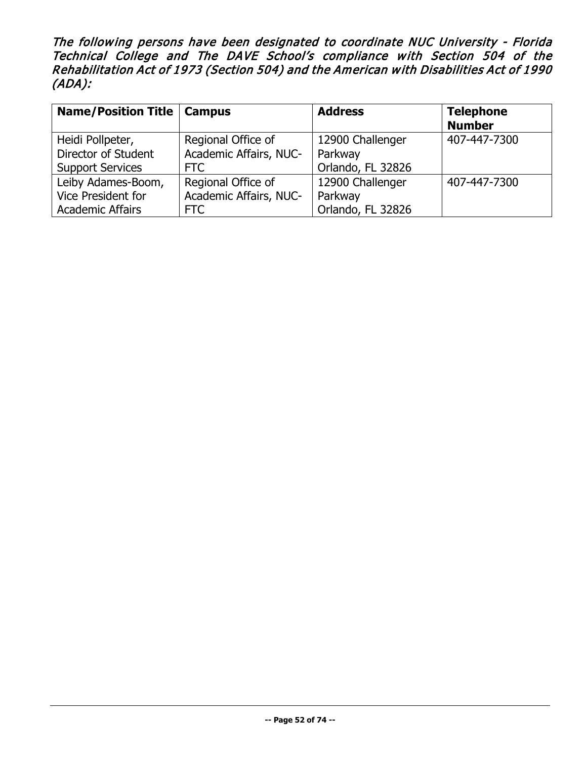*The following persons have been designated to coordinate NUC University - Florida Technical College and The DAVE School's compliance with Section 504 of the Rehabilitation Act of 1973 (Section 504) and the American with Disabilities Act of 1990 (ADA):*

| **Name/Position Title** | **Campus** | **Address** | **Telephone Number** |
|---|---|---|---|
| Heidi Pollpeter, Director of Student Support Services | Regional Office of Academic Affairs, NUC-FTC | 12900 Challenger Parkway Orlando, FL 32826 | 407-447-7300 |
| Leiby Adames-Boom, Vice President for Academic Affairs | Regional Office of Academic Affairs, NUC-FTC | 12900 Challenger Parkway Orlando, FL 32826 | 407-447-7300 |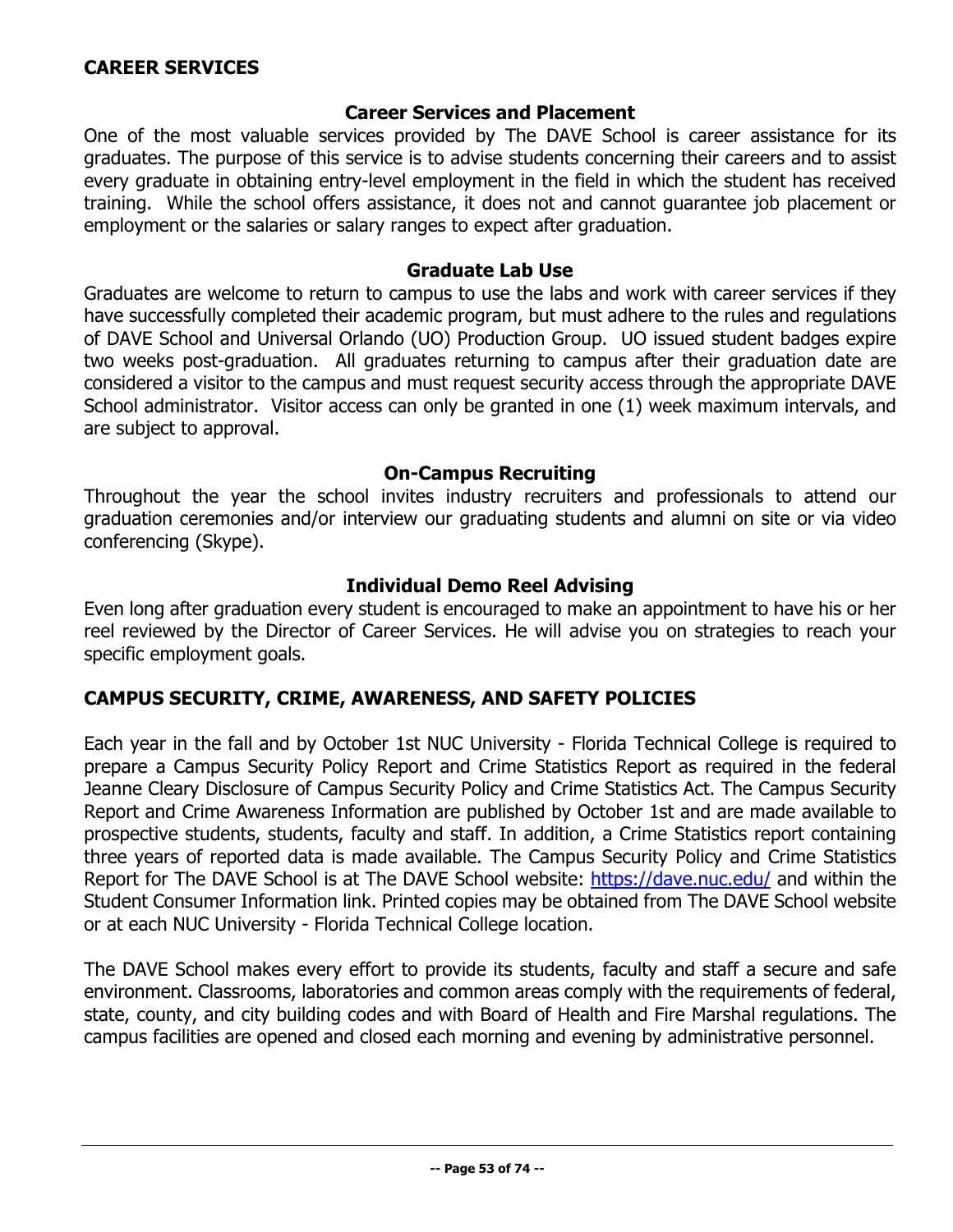## CAREER SERVICES

### Career Services and Placement

One of the most valuable services provided by The DAVE School is career assistance for its graduates. The purpose of this service is to advise students concerning their careers and to assist every graduate in obtaining entry-level employment in the field in which the student has received training. While the school offers assistance, it does not and cannot guarantee job placement or employment or the salaries or salary ranges to expect after graduation.

### Graduate Lab Use

Graduates are welcome to return to campus to use the labs and work with career services if they have successfully completed their academic program, but must adhere to the rules and regulations of DAVE School and Universal Orlando (UO) Production Group. UO issued student badges expire two weeks post-graduation. All graduates returning to campus after their graduation date are considered a visitor to the campus and must request security access through the appropriate DAVE School administrator. Visitor access can only be granted in one (1) week maximum intervals, and are subject to approval.

### On-Campus Recruiting

Throughout the year the school invites industry recruiters and professionals to attend our graduation ceremonies and/or interview our graduating students and alumni on site or via video conferencing (Skype).

### Individual Demo Reel Advising

Even long after graduation every student is encouraged to make an appointment to have his or her reel reviewed by the Director of Career Services. He will advise you on strategies to reach your specific employment goals.

## CAMPUS SECURITY, CRIME, AWARENESS, AND SAFETY POLICIES

Each year in the fall and by October 1st NUC University - Florida Technical College is required to prepare a Campus Security Policy Report and Crime Statistics Report as required in the federal Jeanne Cleary Disclosure of Campus Security Policy and Crime Statistics Act. The Campus Security Report and Crime Awareness Information are published by October 1st and are made available to prospective students, students, faculty and staff. In addition, a Crime Statistics report containing three years of reported data is made available. The Campus Security Policy and Crime Statistics Report for The DAVE School is at The DAVE School website: [https://dave.nuc.edu/](https://dave.nuc.edu/) and within the Student Consumer Information link. Printed copies may be obtained from The DAVE School website or at each NUC University - Florida Technical College location.

The DAVE School makes every effort to provide its students, faculty and staff a secure and safe environment. Classrooms, laboratories and common areas comply with the requirements of federal, state, county, and city building codes and with Board of Health and Fire Marshal regulations. The campus facilities are opened and closed each morning and evening by administrative personnel.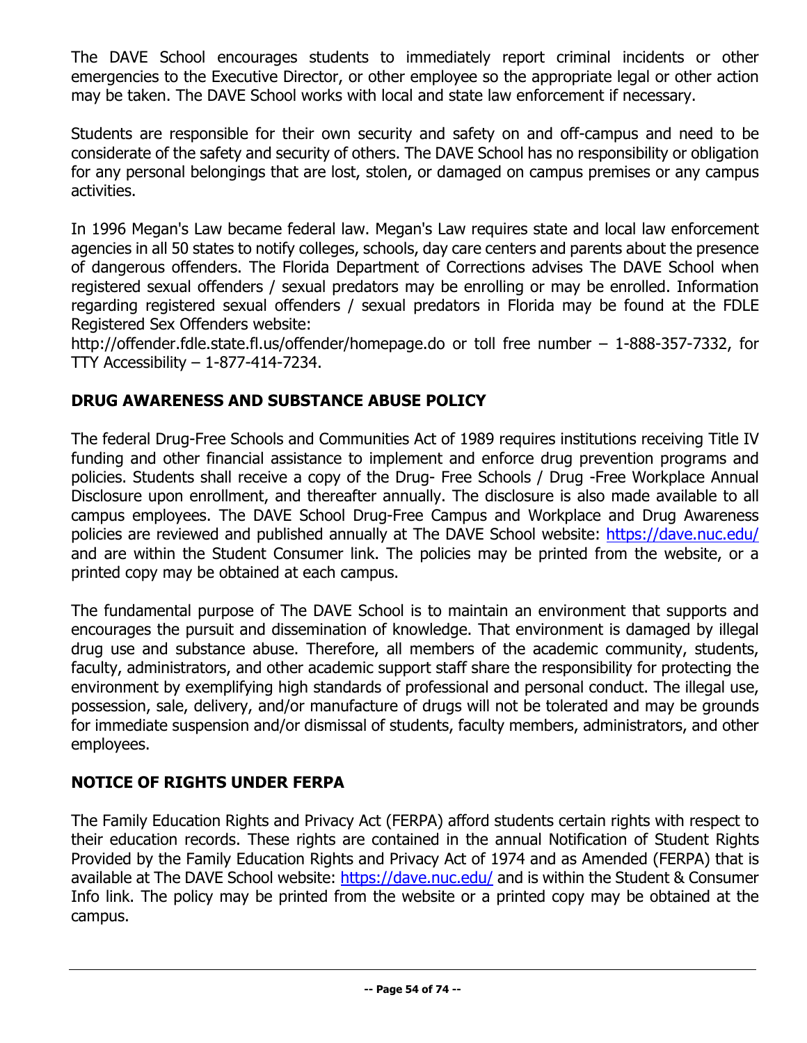The DAVE School encourages students to immediately report criminal incidents or other emergencies to the Executive Director, or other employee so the appropriate legal or other action may be taken. The DAVE School works with local and state law enforcement if necessary.

Students are responsible for their own security and safety on and off-campus and need to be considerate of the safety and security of others. The DAVE School has no responsibility or obligation for any personal belongings that are lost, stolen, or damaged on campus premises or any campus activities.

In 1996 Megan's Law became federal law. Megan's Law requires state and local law enforcement agencies in all 50 states to notify colleges, schools, day care centers and parents about the presence of dangerous offenders. The Florida Department of Corrections advises The DAVE School when registered sexual offenders / sexual predators may be enrolling or may be enrolled. Information regarding registered sexual offenders / sexual predators in Florida may be found at the FDLE Registered Sex Offenders website:
http://offender.fdle.state.fl.us/offender/homepage.do or toll free number – 1-888-357-7332, for TTY Accessibility – 1-877-414-7234.

## DRUG AWARENESS AND SUBSTANCE ABUSE POLICY

The federal Drug-Free Schools and Communities Act of 1989 requires institutions receiving Title IV funding and other financial assistance to implement and enforce drug prevention programs and policies. Students shall receive a copy of the Drug- Free Schools / Drug -Free Workplace Annual Disclosure upon enrollment, and thereafter annually. The disclosure is also made available to all campus employees. The DAVE School Drug-Free Campus and Workplace and Drug Awareness policies are reviewed and published annually at The DAVE School website: https://dave.nuc.edu/ and are within the Student Consumer link. The policies may be printed from the website, or a printed copy may be obtained at each campus.

The fundamental purpose of The DAVE School is to maintain an environment that supports and encourages the pursuit and dissemination of knowledge. That environment is damaged by illegal drug use and substance abuse. Therefore, all members of the academic community, students, faculty, administrators, and other academic support staff share the responsibility for protecting the environment by exemplifying high standards of professional and personal conduct. The illegal use, possession, sale, delivery, and/or manufacture of drugs will not be tolerated and may be grounds for immediate suspension and/or dismissal of students, faculty members, administrators, and other employees.

## NOTICE OF RIGHTS UNDER FERPA

The Family Education Rights and Privacy Act (FERPA) afford students certain rights with respect to their education records. These rights are contained in the annual Notification of Student Rights Provided by the Family Education Rights and Privacy Act of 1974 and as Amended (FERPA) that is available at The DAVE School website: https://dave.nuc.edu/ and is within the Student & Consumer Info link. The policy may be printed from the website or a printed copy may be obtained at the campus.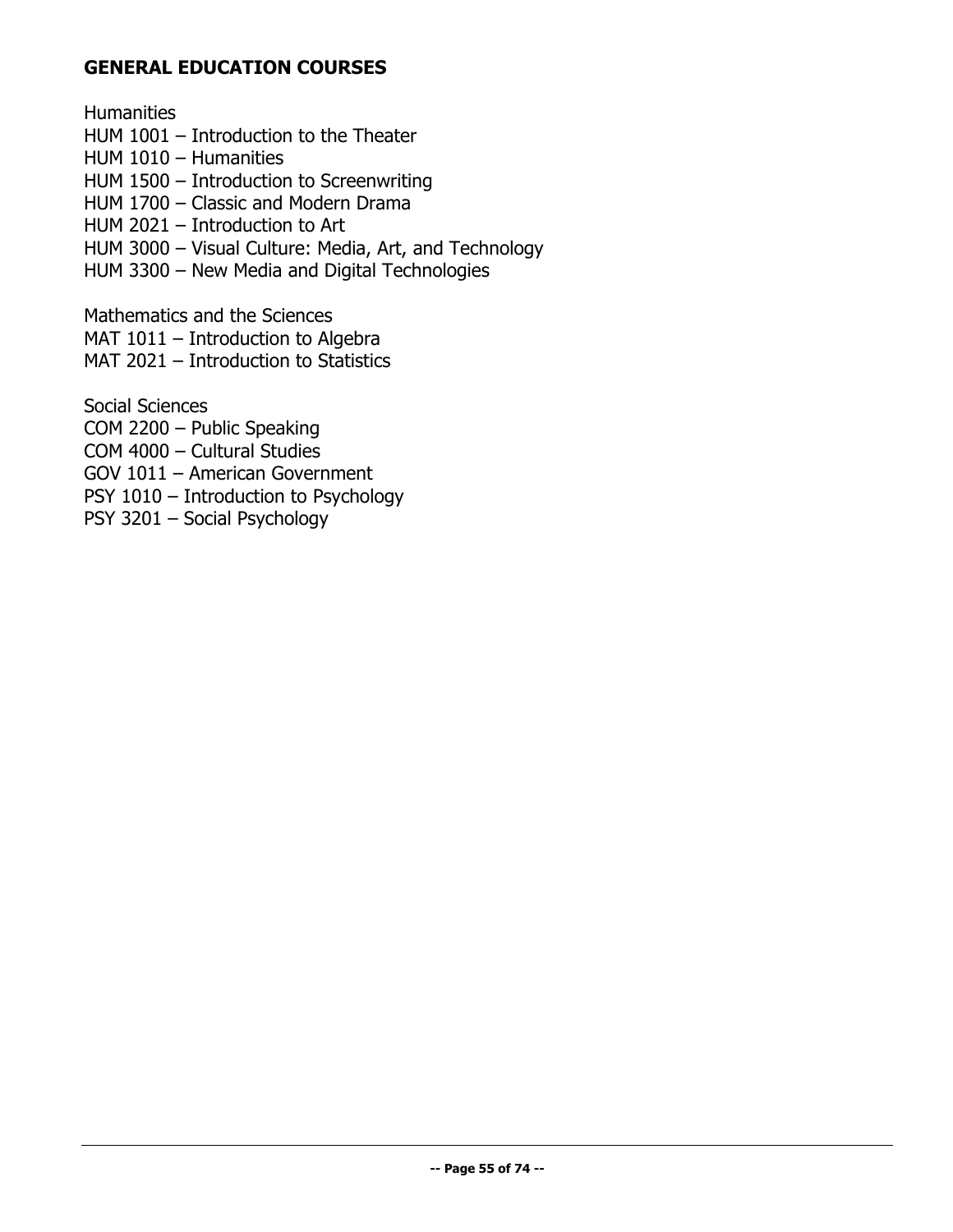## GENERAL EDUCATION COURSES

Humanities
HUM 1001 – Introduction to the Theater
HUM 1010 – Humanities
HUM 1500 – Introduction to Screenwriting
HUM 1700 – Classic and Modern Drama
HUM 2021 – Introduction to Art
HUM 3000 – Visual Culture: Media, Art, and Technology
HUM 3300 – New Media and Digital Technologies

Mathematics and the Sciences
MAT 1011 – Introduction to Algebra
MAT 2021 – Introduction to Statistics

Social Sciences
COM 2200 – Public Speaking
COM 4000 – Cultural Studies
GOV 1011 – American Government
PSY 1010 – Introduction to Psychology
PSY 3201 – Social Psychology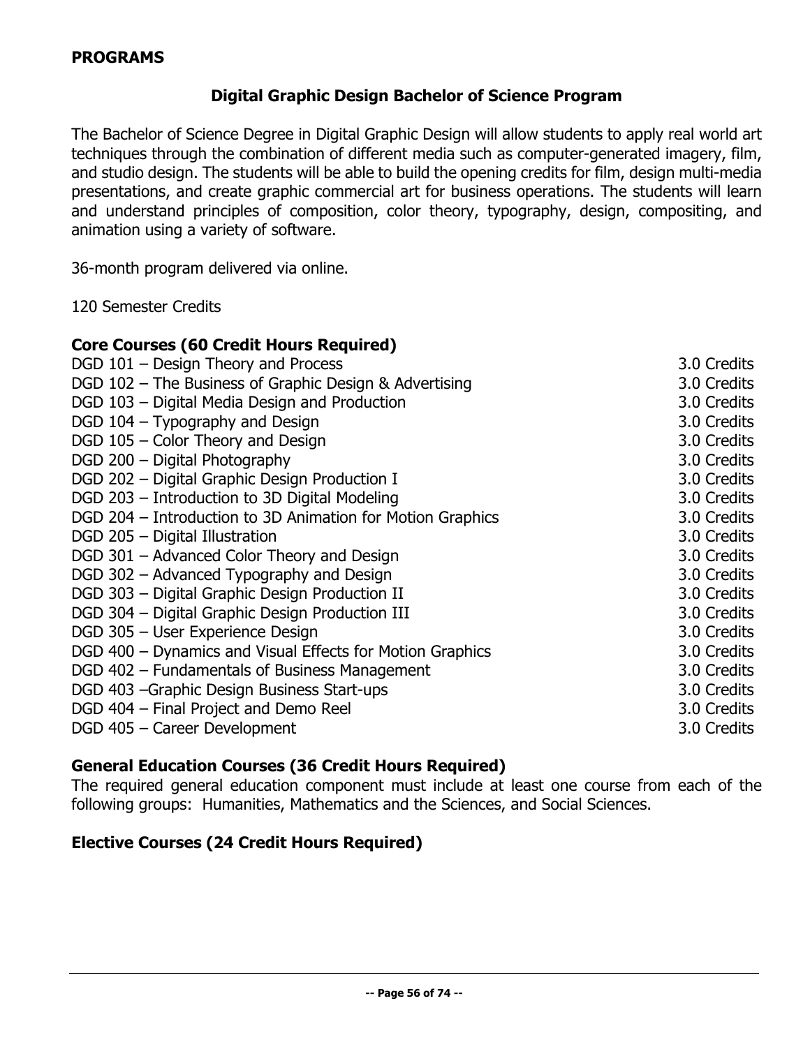## PROGRAMS

### Digital Graphic Design Bachelor of Science Program

The Bachelor of Science Degree in Digital Graphic Design will allow students to apply real world art techniques through the combination of different media such as computer-generated imagery, film, and studio design. The students will be able to build the opening credits for film, design multi-media presentations, and create graphic commercial art for business operations. The students will learn and understand principles of composition, color theory, typography, design, compositing, and animation using a variety of software.

36-month program delivered via online.

120 Semester Credits

**Core Courses (60 Credit Hours Required)**

| Course | Credits |
| --- | --- |
| DGD 101 – Design Theory and Process | 3.0 Credits |
| DGD 102 – The Business of Graphic Design & Advertising | 3.0 Credits |
| DGD 103 – Digital Media Design and Production | 3.0 Credits |
| DGD 104 – Typography and Design | 3.0 Credits |
| DGD 105 – Color Theory and Design | 3.0 Credits |
| DGD 200 – Digital Photography | 3.0 Credits |
| DGD 202 – Digital Graphic Design Production I | 3.0 Credits |
| DGD 203 – Introduction to 3D Digital Modeling | 3.0 Credits |
| DGD 204 – Introduction to 3D Animation for Motion Graphics | 3.0 Credits |
| DGD 205 – Digital Illustration | 3.0 Credits |
| DGD 301 – Advanced Color Theory and Design | 3.0 Credits |
| DGD 302 – Advanced Typography and Design | 3.0 Credits |
| DGD 303 – Digital Graphic Design Production II | 3.0 Credits |
| DGD 304 – Digital Graphic Design Production III | 3.0 Credits |
| DGD 305 – User Experience Design | 3.0 Credits |
| DGD 400 – Dynamics and Visual Effects for Motion Graphics | 3.0 Credits |
| DGD 402 – Fundamentals of Business Management | 3.0 Credits |
| DGD 403 –Graphic Design Business Start-ups | 3.0 Credits |
| DGD 404 – Final Project and Demo Reel | 3.0 Credits |
| DGD 405 – Career Development | 3.0 Credits |

**General Education Courses (36 Credit Hours Required)**

The required general education component must include at least one course from each of the following groups: Humanities, Mathematics and the Sciences, and Social Sciences.

**Elective Courses (24 Credit Hours Required)**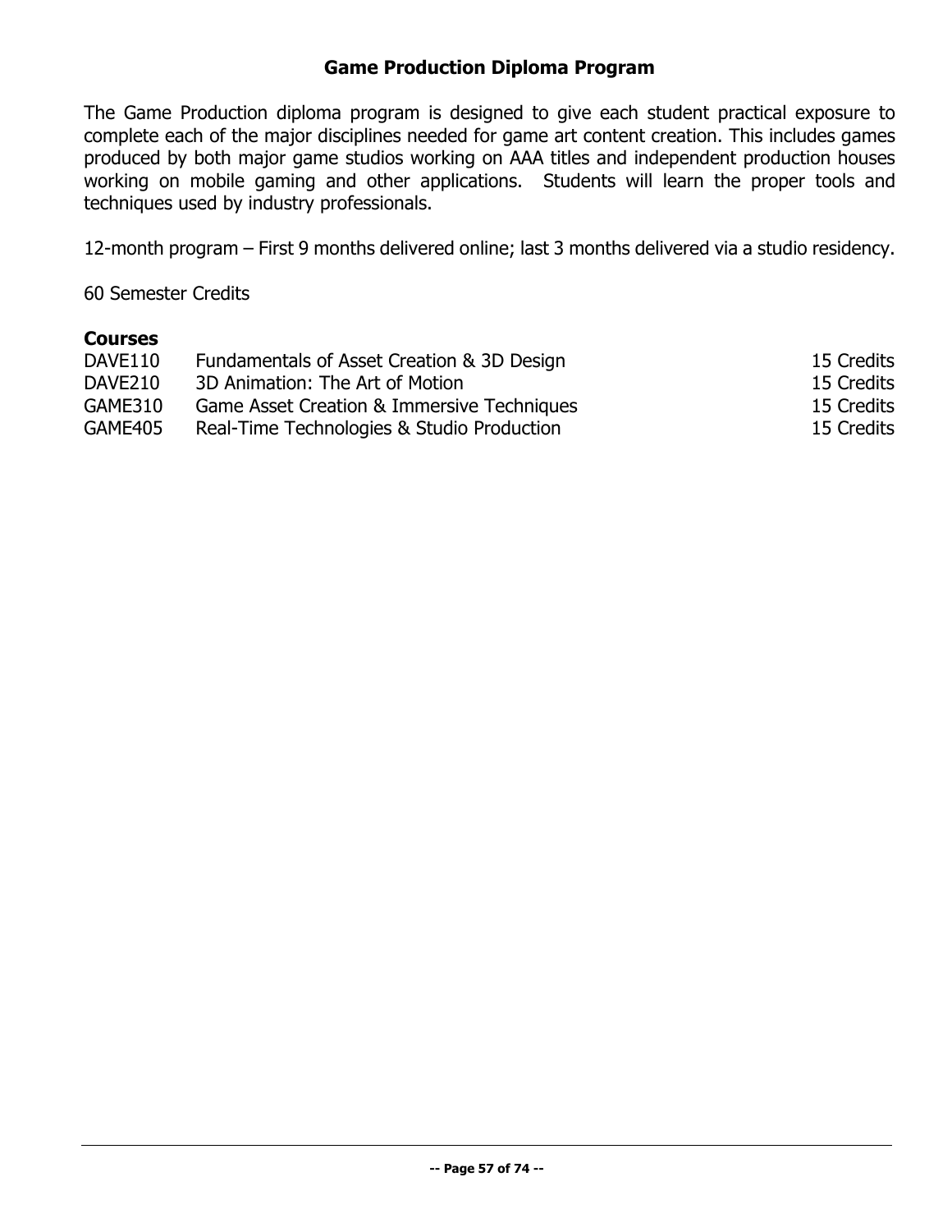## Game Production Diploma Program

The Game Production diploma program is designed to give each student practical exposure to complete each of the major disciplines needed for game art content creation. This includes games produced by both major game studios working on AAA titles and independent production houses working on mobile gaming and other applications. Students will learn the proper tools and techniques used by industry professionals.

12-month program – First 9 months delivered online; last 3 months delivered via a studio residency.

60 Semester Credits

**Courses**

| | | |
|---|---|---|
| DAVE110 | Fundamentals of Asset Creation & 3D Design | 15 Credits |
| DAVE210 | 3D Animation: The Art of Motion | 15 Credits |
| GAME310 | Game Asset Creation & Immersive Techniques | 15 Credits |
| GAME405 | Real-Time Technologies & Studio Production | 15 Credits |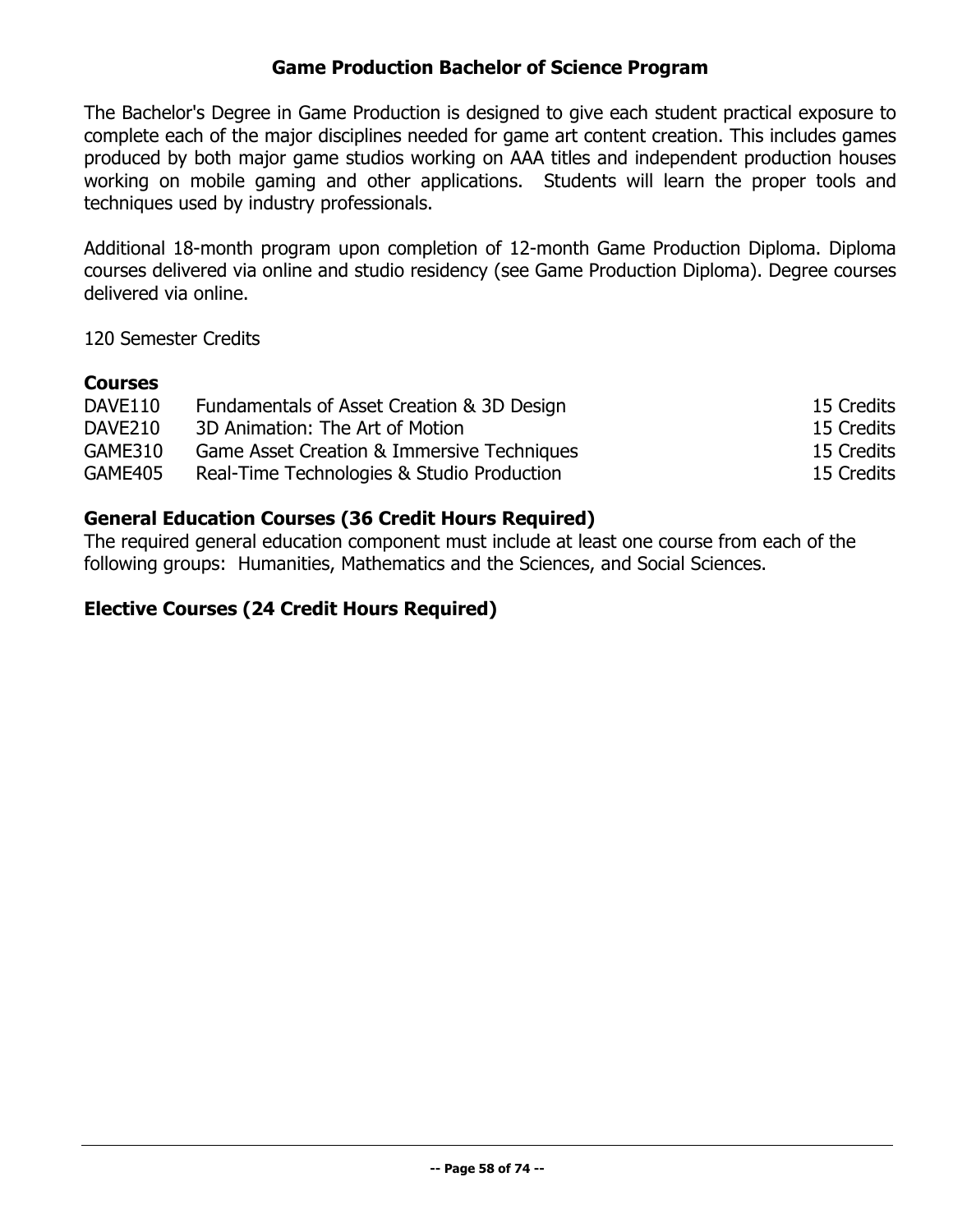## Game Production Bachelor of Science Program

The Bachelor's Degree in Game Production is designed to give each student practical exposure to complete each of the major disciplines needed for game art content creation. This includes games produced by both major game studios working on AAA titles and independent production houses working on mobile gaming and other applications. Students will learn the proper tools and techniques used by industry professionals.

Additional 18-month program upon completion of 12-month Game Production Diploma. Diploma courses delivered via online and studio residency (see Game Production Diploma). Degree courses delivered via online.

120 Semester Credits

### Courses

| | | |
|---|---|---|
| DAVE110 | Fundamentals of Asset Creation & 3D Design | 15 Credits |
| DAVE210 | 3D Animation: The Art of Motion | 15 Credits |
| GAME310 | Game Asset Creation & Immersive Techniques | 15 Credits |
| GAME405 | Real-Time Technologies & Studio Production | 15 Credits |

### General Education Courses (36 Credit Hours Required)

The required general education component must include at least one course from each of the following groups: Humanities, Mathematics and the Sciences, and Social Sciences.

### Elective Courses (24 Credit Hours Required)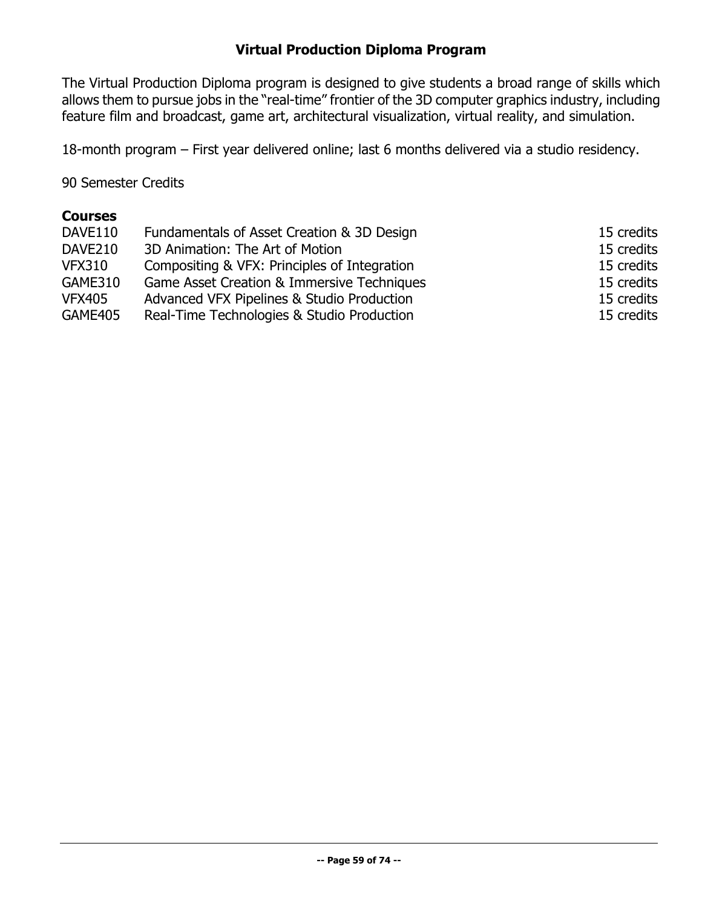## Virtual Production Diploma Program

The Virtual Production Diploma program is designed to give students a broad range of skills which allows them to pursue jobs in the "real-time" frontier of the 3D computer graphics industry, including feature film and broadcast, game art, architectural visualization, virtual reality, and simulation.

18-month program – First year delivered online; last 6 months delivered via a studio residency.

90 Semester Credits

### Courses

| | | |
|---|---|---|
| DAVE110 | Fundamentals of Asset Creation & 3D Design | 15 credits |
| DAVE210 | 3D Animation: The Art of Motion | 15 credits |
| VFX310 | Compositing & VFX: Principles of Integration | 15 credits |
| GAME310 | Game Asset Creation & Immersive Techniques | 15 credits |
| VFX405 | Advanced VFX Pipelines & Studio Production | 15 credits |
| GAME405 | Real-Time Technologies & Studio Production | 15 credits |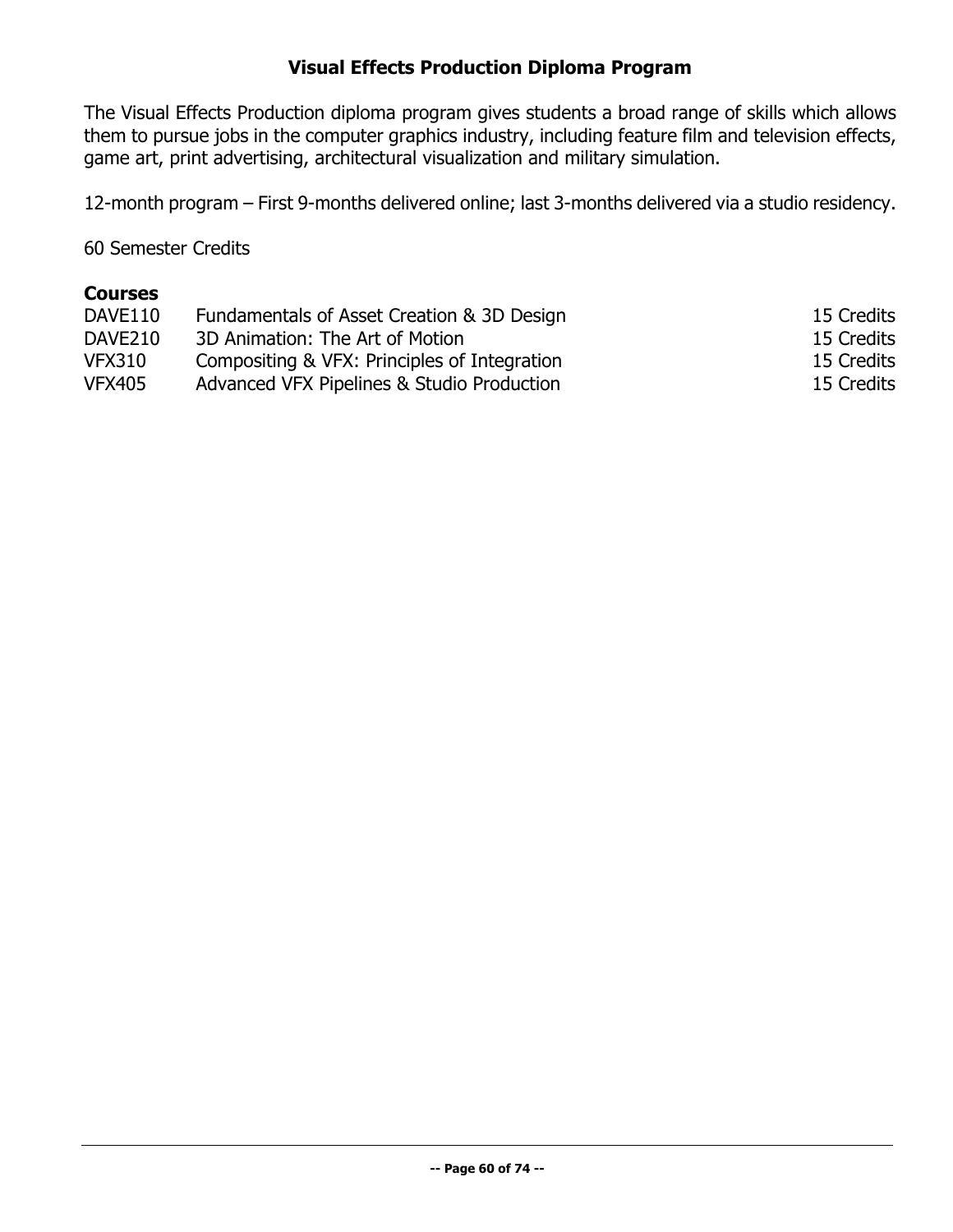## Visual Effects Production Diploma Program

The Visual Effects Production diploma program gives students a broad range of skills which allows them to pursue jobs in the computer graphics industry, including feature film and television effects, game art, print advertising, architectural visualization and military simulation.

12-month program – First 9-months delivered online; last 3-months delivered via a studio residency.

60 Semester Credits

### Courses

| | | |
|---|---|---|
| DAVE110 | Fundamentals of Asset Creation & 3D Design | 15 Credits |
| DAVE210 | 3D Animation: The Art of Motion | 15 Credits |
| VFX310 | Compositing & VFX: Principles of Integration | 15 Credits |
| VFX405 | Advanced VFX Pipelines & Studio Production | 15 Credits |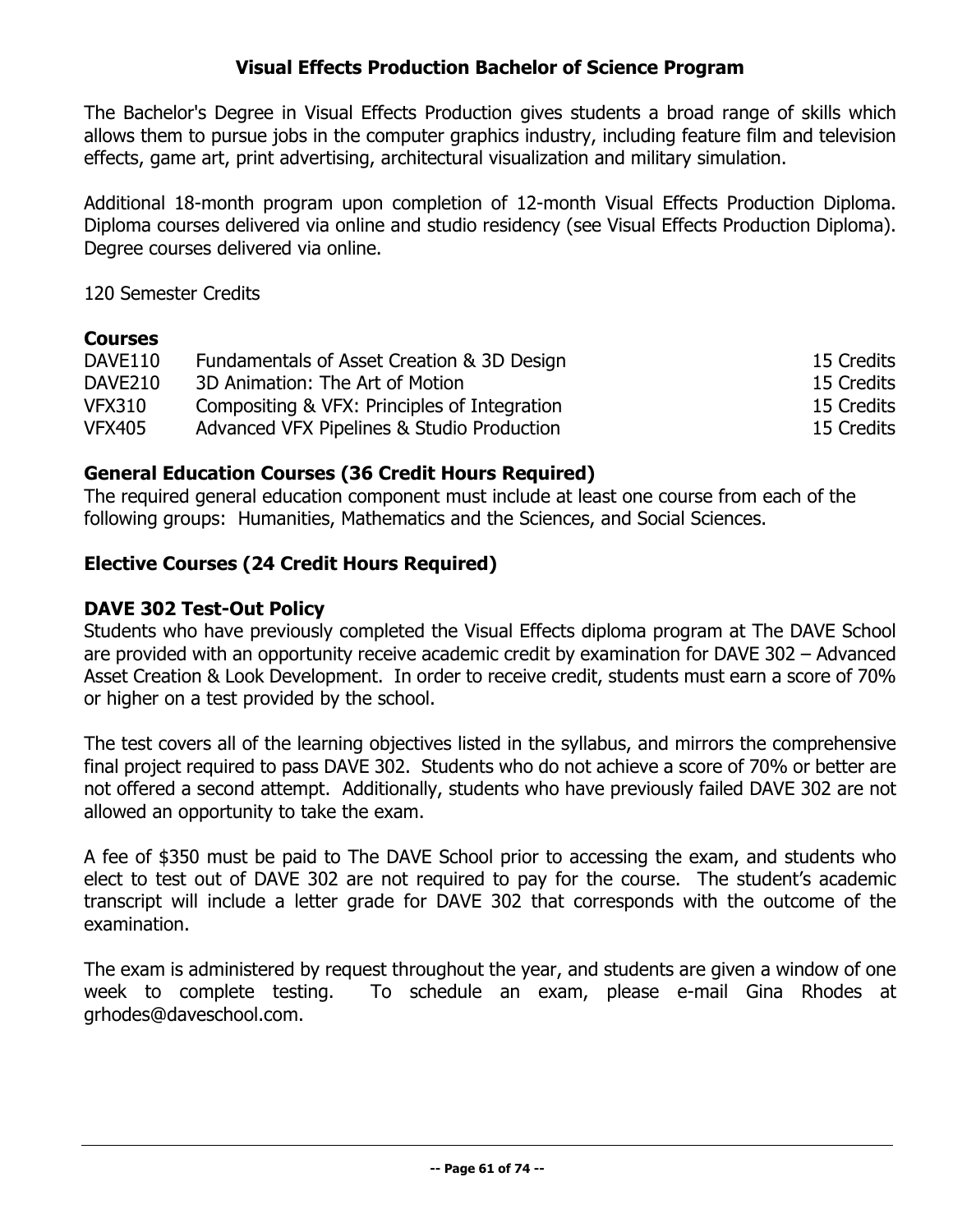## Visual Effects Production Bachelor of Science Program

The Bachelor's Degree in Visual Effects Production gives students a broad range of skills which allows them to pursue jobs in the computer graphics industry, including feature film and television effects, game art, print advertising, architectural visualization and military simulation.

Additional 18-month program upon completion of 12-month Visual Effects Production Diploma. Diploma courses delivered via online and studio residency (see Visual Effects Production Diploma). Degree courses delivered via online.

120 Semester Credits

### Courses

| | | |
|---|---|---|
| DAVE110 | Fundamentals of Asset Creation & 3D Design | 15 Credits |
| DAVE210 | 3D Animation: The Art of Motion | 15 Credits |
| VFX310 | Compositing & VFX: Principles of Integration | 15 Credits |
| VFX405 | Advanced VFX Pipelines & Studio Production | 15 Credits |

### General Education Courses (36 Credit Hours Required)

The required general education component must include at least one course from each of the following groups: Humanities, Mathematics and the Sciences, and Social Sciences.

### Elective Courses (24 Credit Hours Required)

### DAVE 302 Test-Out Policy

Students who have previously completed the Visual Effects diploma program at The DAVE School are provided with an opportunity receive academic credit by examination for DAVE 302 – Advanced Asset Creation & Look Development. In order to receive credit, students must earn a score of 70% or higher on a test provided by the school.

The test covers all of the learning objectives listed in the syllabus, and mirrors the comprehensive final project required to pass DAVE 302. Students who do not achieve a score of 70% or better are not offered a second attempt. Additionally, students who have previously failed DAVE 302 are not allowed an opportunity to take the exam.

A fee of $350 must be paid to The DAVE School prior to accessing the exam, and students who elect to test out of DAVE 302 are not required to pay for the course. The student's academic transcript will include a letter grade for DAVE 302 that corresponds with the outcome of the examination.

The exam is administered by request throughout the year, and students are given a window of one week to complete testing. To schedule an exam, please e-mail Gina Rhodes at grhodes@daveschool.com.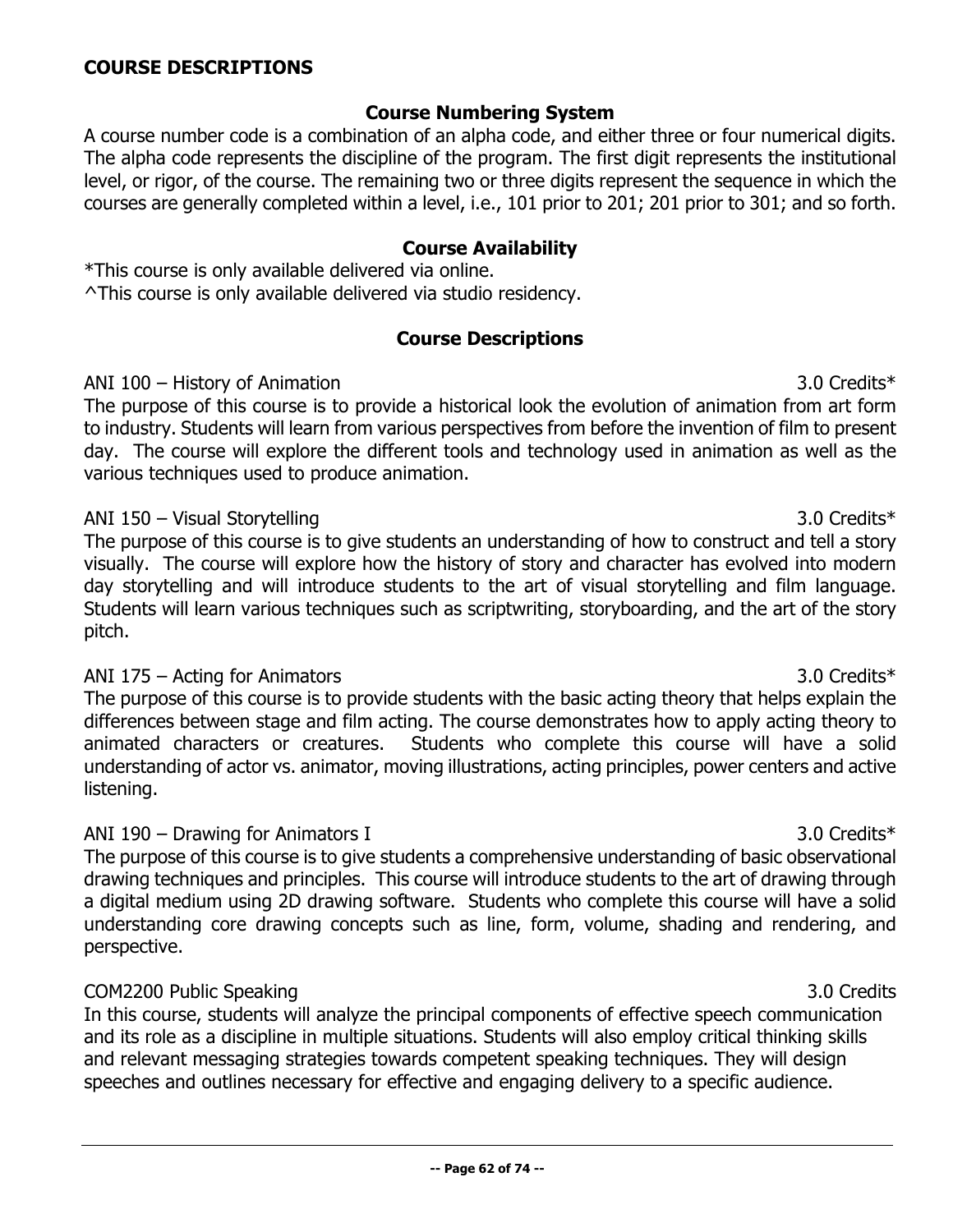## COURSE DESCRIPTIONS

### Course Numbering System

A course number code is a combination of an alpha code, and either three or four numerical digits. The alpha code represents the discipline of the program. The first digit represents the institutional level, or rigor, of the course. The remaining two or three digits represent the sequence in which the courses are generally completed within a level, i.e., 101 prior to 201; 201 prior to 301; and so forth.

### Course Availability

*This course is only available delivered via online.
^This course is only available delivered via studio residency.

### Course Descriptions

ANI 100 – History of Animation — 3.0 Credits*

The purpose of this course is to provide a historical look the evolution of animation from art form to industry. Students will learn from various perspectives from before the invention of film to present day. The course will explore the different tools and technology used in animation as well as the various techniques used to produce animation.

ANI 150 – Visual Storytelling — 3.0 Credits*

The purpose of this course is to give students an understanding of how to construct and tell a story visually. The course will explore how the history of story and character has evolved into modern day storytelling and will introduce students to the art of visual storytelling and film language. Students will learn various techniques such as scriptwriting, storyboarding, and the art of the story pitch.

ANI 175 – Acting for Animators — 3.0 Credits*

The purpose of this course is to provide students with the basic acting theory that helps explain the differences between stage and film acting. The course demonstrates how to apply acting theory to animated characters or creatures. Students who complete this course will have a solid understanding of actor vs. animator, moving illustrations, acting principles, power centers and active listening.

ANI 190 – Drawing for Animators I — 3.0 Credits*

The purpose of this course is to give students a comprehensive understanding of basic observational drawing techniques and principles. This course will introduce students to the art of drawing through a digital medium using 2D drawing software. Students who complete this course will have a solid understanding core drawing concepts such as line, form, volume, shading and rendering, and perspective.

COM2200 Public Speaking — 3.0 Credits

In this course, students will analyze the principal components of effective speech communication and its role as a discipline in multiple situations. Students will also employ critical thinking skills and relevant messaging strategies towards competent speaking techniques. They will design speeches and outlines necessary for effective and engaging delivery to a specific audience.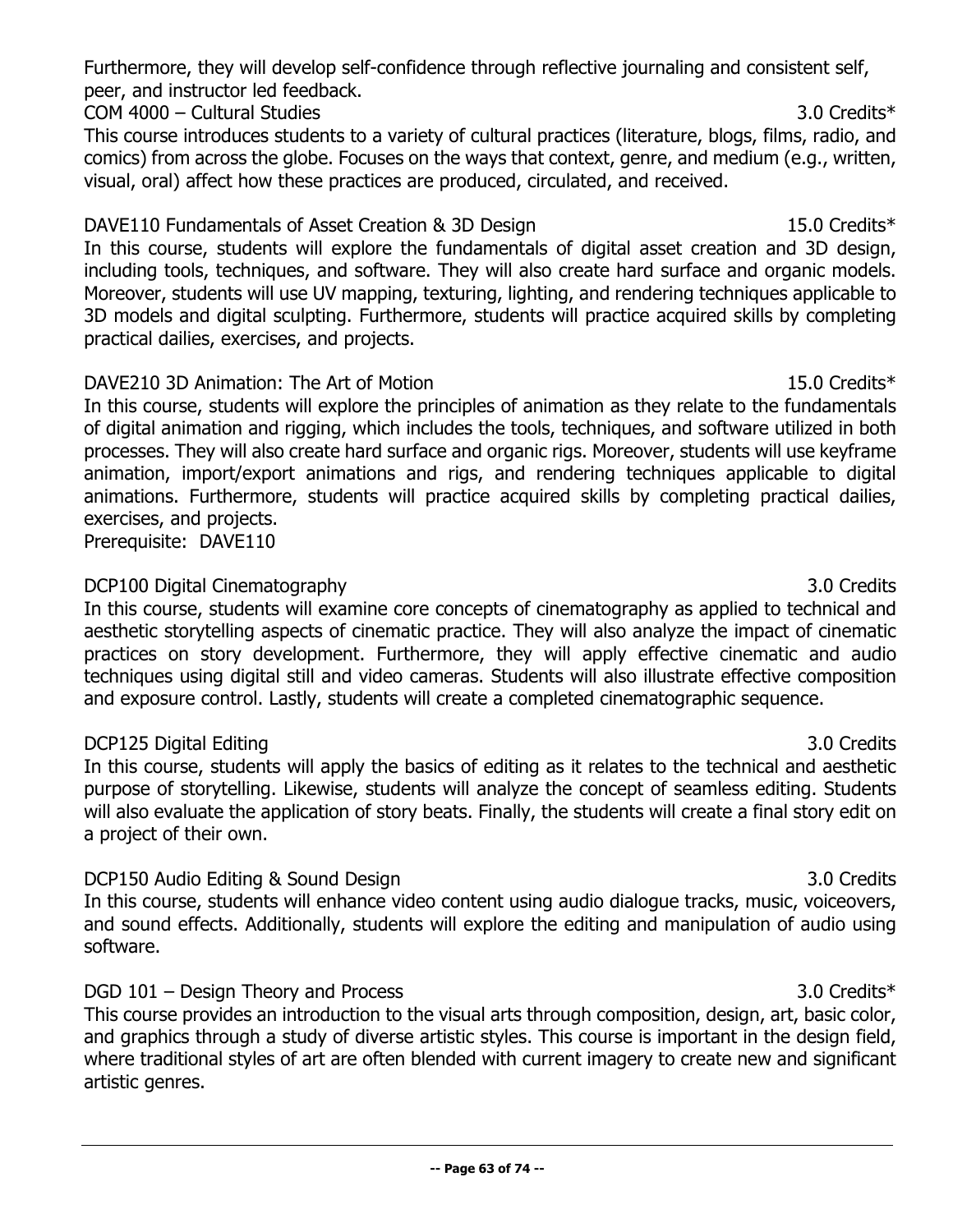Furthermore, they will develop self-confidence through reflective journaling and consistent self, peer, and instructor led feedback.

COM 4000 – Cultural Studies 3.0 Credits*

This course introduces students to a variety of cultural practices (literature, blogs, films, radio, and comics) from across the globe. Focuses on the ways that context, genre, and medium (e.g., written, visual, oral) affect how these practices are produced, circulated, and received.

DAVE110 Fundamentals of Asset Creation & 3D Design 15.0 Credits*

In this course, students will explore the fundamentals of digital asset creation and 3D design, including tools, techniques, and software. They will also create hard surface and organic models. Moreover, students will use UV mapping, texturing, lighting, and rendering techniques applicable to 3D models and digital sculpting. Furthermore, students will practice acquired skills by completing practical dailies, exercises, and projects.

DAVE210 3D Animation: The Art of Motion 15.0 Credits*

In this course, students will explore the principles of animation as they relate to the fundamentals of digital animation and rigging, which includes the tools, techniques, and software utilized in both processes. They will also create hard surface and organic rigs. Moreover, students will use keyframe animation, import/export animations and rigs, and rendering techniques applicable to digital animations. Furthermore, students will practice acquired skills by completing practical dailies, exercises, and projects.

Prerequisite: DAVE110

DCP100 Digital Cinematography 3.0 Credits

In this course, students will examine core concepts of cinematography as applied to technical and aesthetic storytelling aspects of cinematic practice. They will also analyze the impact of cinematic practices on story development. Furthermore, they will apply effective cinematic and audio techniques using digital still and video cameras. Students will also illustrate effective composition and exposure control. Lastly, students will create a completed cinematographic sequence.

DCP125 Digital Editing 3.0 Credits

In this course, students will apply the basics of editing as it relates to the technical and aesthetic purpose of storytelling. Likewise, students will analyze the concept of seamless editing. Students will also evaluate the application of story beats. Finally, the students will create a final story edit on a project of their own.

DCP150 Audio Editing & Sound Design 3.0 Credits

In this course, students will enhance video content using audio dialogue tracks, music, voiceovers, and sound effects. Additionally, students will explore the editing and manipulation of audio using software.

DGD 101 – Design Theory and Process 3.0 Credits*

This course provides an introduction to the visual arts through composition, design, art, basic color, and graphics through a study of diverse artistic styles. This course is important in the design field, where traditional styles of art are often blended with current imagery to create new and significant artistic genres.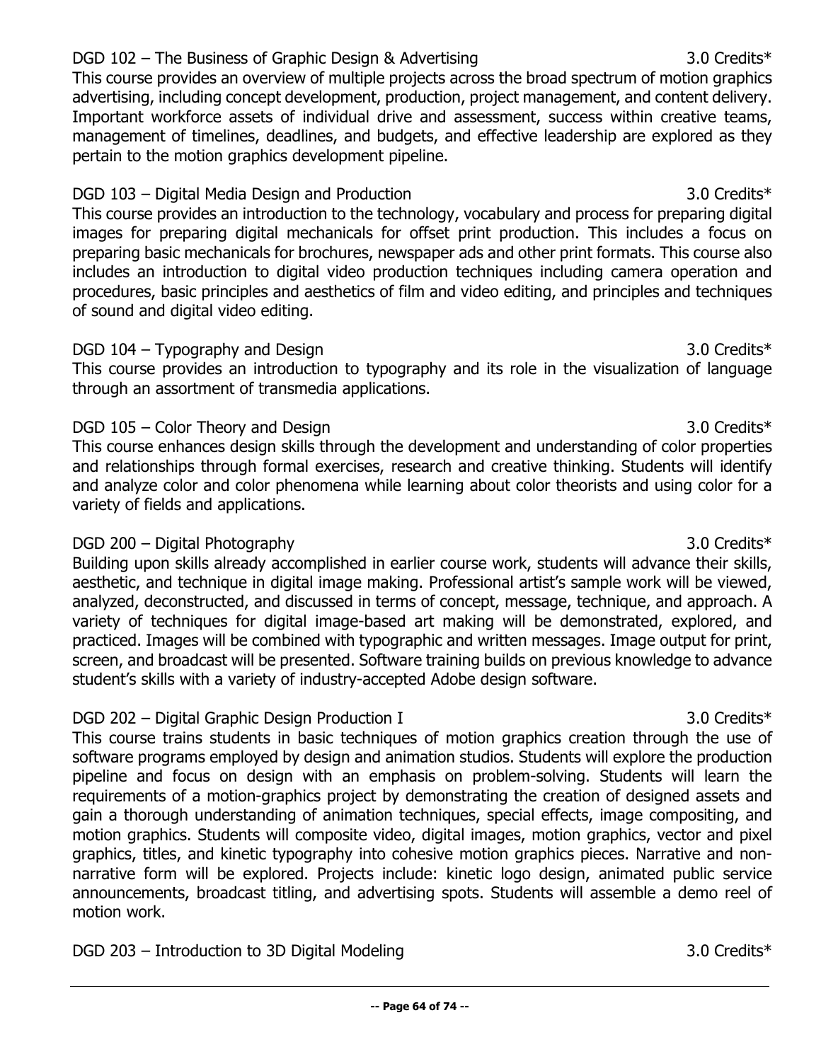DGD 102 – The Business of Graphic Design & Advertising 3.0 Credits*

This course provides an overview of multiple projects across the broad spectrum of motion graphics advertising, including concept development, production, project management, and content delivery. Important workforce assets of individual drive and assessment, success within creative teams, management of timelines, deadlines, and budgets, and effective leadership are explored as they pertain to the motion graphics development pipeline.

DGD 103 – Digital Media Design and Production 3.0 Credits*

This course provides an introduction to the technology, vocabulary and process for preparing digital images for preparing digital mechanicals for offset print production. This includes a focus on preparing basic mechanicals for brochures, newspaper ads and other print formats. This course also includes an introduction to digital video production techniques including camera operation and procedures, basic principles and aesthetics of film and video editing, and principles and techniques of sound and digital video editing.

DGD 104 – Typography and Design 3.0 Credits*

This course provides an introduction to typography and its role in the visualization of language through an assortment of transmedia applications.

DGD 105 – Color Theory and Design 3.0 Credits*

This course enhances design skills through the development and understanding of color properties and relationships through formal exercises, research and creative thinking. Students will identify and analyze color and color phenomena while learning about color theorists and using color for a variety of fields and applications.

DGD 200 – Digital Photography 3.0 Credits*

Building upon skills already accomplished in earlier course work, students will advance their skills, aesthetic, and technique in digital image making. Professional artist's sample work will be viewed, analyzed, deconstructed, and discussed in terms of concept, message, technique, and approach. A variety of techniques for digital image-based art making will be demonstrated, explored, and practiced. Images will be combined with typographic and written messages. Image output for print, screen, and broadcast will be presented. Software training builds on previous knowledge to advance student's skills with a variety of industry-accepted Adobe design software.

DGD 202 – Digital Graphic Design Production I 3.0 Credits*

This course trains students in basic techniques of motion graphics creation through the use of software programs employed by design and animation studios. Students will explore the production pipeline and focus on design with an emphasis on problem-solving. Students will learn the requirements of a motion-graphics project by demonstrating the creation of designed assets and gain a thorough understanding of animation techniques, special effects, image compositing, and motion graphics. Students will composite video, digital images, motion graphics, vector and pixel graphics, titles, and kinetic typography into cohesive motion graphics pieces. Narrative and non-narrative form will be explored. Projects include: kinetic logo design, animated public service announcements, broadcast titling, and advertising spots. Students will assemble a demo reel of motion work.

DGD 203 – Introduction to 3D Digital Modeling 3.0 Credits*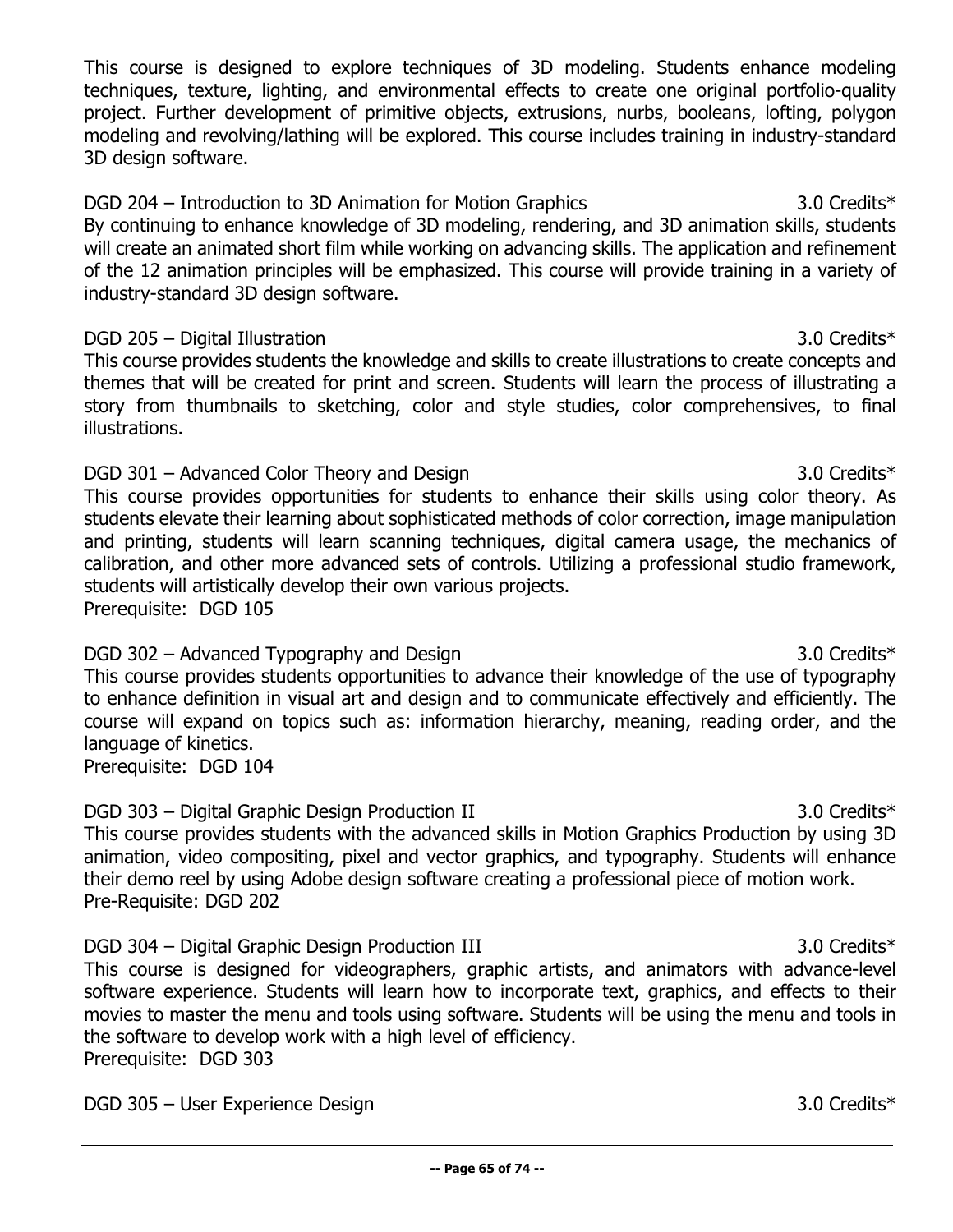This course is designed to explore techniques of 3D modeling. Students enhance modeling techniques, texture, lighting, and environmental effects to create one original portfolio-quality project. Further development of primitive objects, extrusions, nurbs, booleans, lofting, polygon modeling and revolving/lathing will be explored. This course includes training in industry-standard 3D design software.

DGD 204 – Introduction to 3D Animation for Motion Graphics 3.0 Credits*
By continuing to enhance knowledge of 3D modeling, rendering, and 3D animation skills, students will create an animated short film while working on advancing skills. The application and refinement of the 12 animation principles will be emphasized. This course will provide training in a variety of industry-standard 3D design software.

DGD 205 – Digital Illustration 3.0 Credits*
This course provides students the knowledge and skills to create illustrations to create concepts and themes that will be created for print and screen. Students will learn the process of illustrating a story from thumbnails to sketching, color and style studies, color comprehensives, to final illustrations.

DGD 301 – Advanced Color Theory and Design 3.0 Credits*
This course provides opportunities for students to enhance their skills using color theory. As students elevate their learning about sophisticated methods of color correction, image manipulation and printing, students will learn scanning techniques, digital camera usage, the mechanics of calibration, and other more advanced sets of controls. Utilizing a professional studio framework, students will artistically develop their own various projects.
Prerequisite: DGD 105

DGD 302 – Advanced Typography and Design 3.0 Credits*
This course provides students opportunities to advance their knowledge of the use of typography to enhance definition in visual art and design and to communicate effectively and efficiently. The course will expand on topics such as: information hierarchy, meaning, reading order, and the language of kinetics.
Prerequisite: DGD 104

DGD 303 – Digital Graphic Design Production II 3.0 Credits*
This course provides students with the advanced skills in Motion Graphics Production by using 3D animation, video compositing, pixel and vector graphics, and typography. Students will enhance their demo reel by using Adobe design software creating a professional piece of motion work.
Pre-Requisite: DGD 202

DGD 304 – Digital Graphic Design Production III 3.0 Credits*
This course is designed for videographers, graphic artists, and animators with advance-level software experience. Students will learn how to incorporate text, graphics, and effects to their movies to master the menu and tools using software. Students will be using the menu and tools in the software to develop work with a high level of efficiency.
Prerequisite: DGD 303

DGD 305 – User Experience Design 3.0 Credits*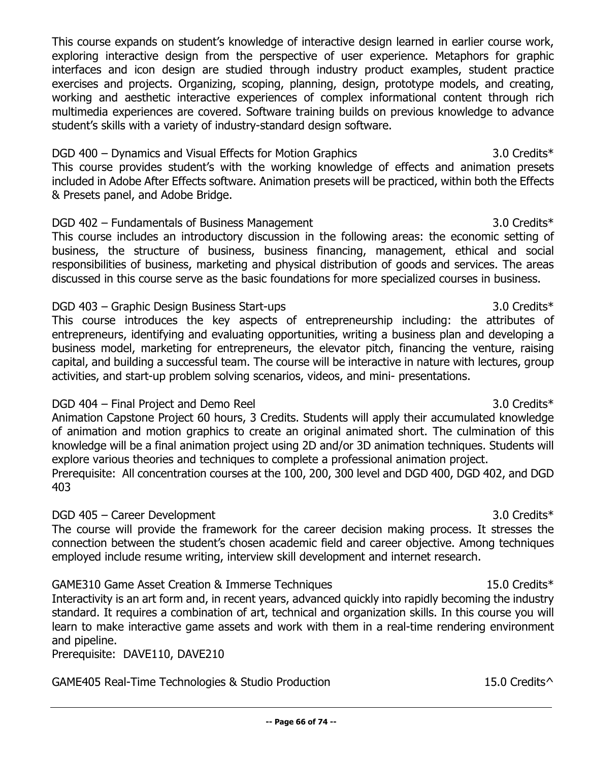This course expands on student's knowledge of interactive design learned in earlier course work, exploring interactive design from the perspective of user experience. Metaphors for graphic interfaces and icon design are studied through industry product examples, student practice exercises and projects. Organizing, scoping, planning, design, prototype models, and creating, working and aesthetic interactive experiences of complex informational content through rich multimedia experiences are covered. Software training builds on previous knowledge to advance student's skills with a variety of industry-standard design software.

DGD 400 – Dynamics and Visual Effects for Motion Graphics 3.0 Credits*
This course provides student's with the working knowledge of effects and animation presets included in Adobe After Effects software. Animation presets will be practiced, within both the Effects & Presets panel, and Adobe Bridge.

DGD 402 – Fundamentals of Business Management 3.0 Credits*
This course includes an introductory discussion in the following areas: the economic setting of business, the structure of business, business financing, management, ethical and social responsibilities of business, marketing and physical distribution of goods and services. The areas discussed in this course serve as the basic foundations for more specialized courses in business.

DGD 403 – Graphic Design Business Start-ups 3.0 Credits*
This course introduces the key aspects of entrepreneurship including: the attributes of entrepreneurs, identifying and evaluating opportunities, writing a business plan and developing a business model, marketing for entrepreneurs, the elevator pitch, financing the venture, raising capital, and building a successful team. The course will be interactive in nature with lectures, group activities, and start-up problem solving scenarios, videos, and mini- presentations.

DGD 404 – Final Project and Demo Reel 3.0 Credits*
Animation Capstone Project 60 hours, 3 Credits. Students will apply their accumulated knowledge of animation and motion graphics to create an original animated short. The culmination of this knowledge will be a final animation project using 2D and/or 3D animation techniques. Students will explore various theories and techniques to complete a professional animation project.
Prerequisite: All concentration courses at the 100, 200, 300 level and DGD 400, DGD 402, and DGD 403

DGD 405 – Career Development 3.0 Credits*
The course will provide the framework for the career decision making process. It stresses the connection between the student's chosen academic field and career objective. Among techniques employed include resume writing, interview skill development and internet research.

GAME310 Game Asset Creation & Immerse Techniques 15.0 Credits*
Interactivity is an art form and, in recent years, advanced quickly into rapidly becoming the industry standard. It requires a combination of art, technical and organization skills. In this course you will learn to make interactive game assets and work with them in a real-time rendering environment and pipeline.
Prerequisite: DAVE110, DAVE210

GAME405 Real-Time Technologies & Studio Production 15.0 Credits^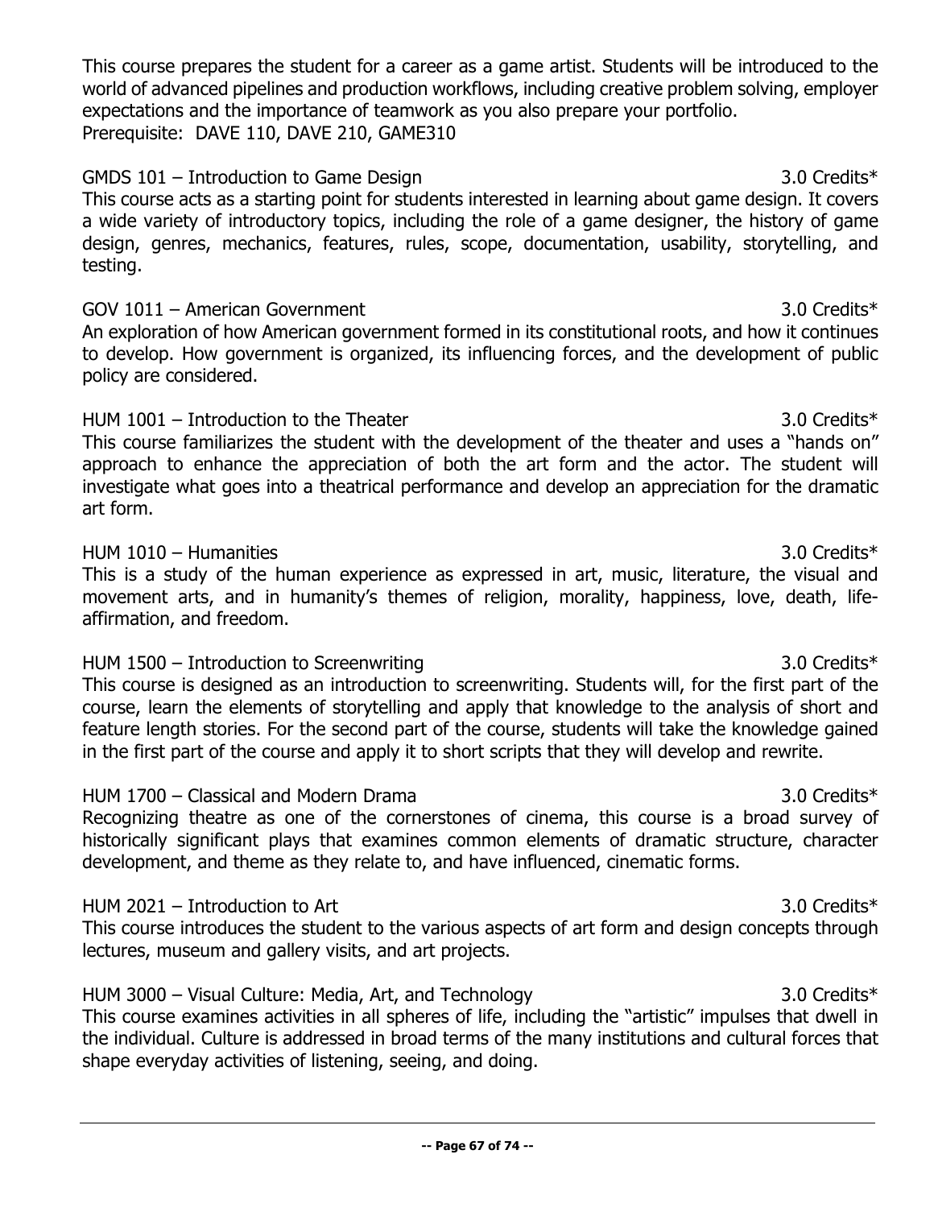This course prepares the student for a career as a game artist. Students will be introduced to the world of advanced pipelines and production workflows, including creative problem solving, employer expectations and the importance of teamwork as you also prepare your portfolio.
Prerequisite: DAVE 110, DAVE 210, GAME310

GMDS 101 – Introduction to Game Design 3.0 Credits*
This course acts as a starting point for students interested in learning about game design. It covers a wide variety of introductory topics, including the role of a game designer, the history of game design, genres, mechanics, features, rules, scope, documentation, usability, storytelling, and testing.

GOV 1011 – American Government 3.0 Credits*
An exploration of how American government formed in its constitutional roots, and how it continues to develop. How government is organized, its influencing forces, and the development of public policy are considered.

HUM 1001 – Introduction to the Theater 3.0 Credits*
This course familiarizes the student with the development of the theater and uses a "hands on" approach to enhance the appreciation of both the art form and the actor. The student will investigate what goes into a theatrical performance and develop an appreciation for the dramatic art form.

HUM 1010 – Humanities 3.0 Credits*
This is a study of the human experience as expressed in art, music, literature, the visual and movement arts, and in humanity's themes of religion, morality, happiness, love, death, life-affirmation, and freedom.

HUM 1500 – Introduction to Screenwriting 3.0 Credits*
This course is designed as an introduction to screenwriting. Students will, for the first part of the course, learn the elements of storytelling and apply that knowledge to the analysis of short and feature length stories. For the second part of the course, students will take the knowledge gained in the first part of the course and apply it to short scripts that they will develop and rewrite.

HUM 1700 – Classical and Modern Drama 3.0 Credits*
Recognizing theatre as one of the cornerstones of cinema, this course is a broad survey of historically significant plays that examines common elements of dramatic structure, character development, and theme as they relate to, and have influenced, cinematic forms.

HUM 2021 – Introduction to Art 3.0 Credits*
This course introduces the student to the various aspects of art form and design concepts through lectures, museum and gallery visits, and art projects.

HUM 3000 – Visual Culture: Media, Art, and Technology 3.0 Credits*
This course examines activities in all spheres of life, including the "artistic" impulses that dwell in the individual. Culture is addressed in broad terms of the many institutions and cultural forces that shape everyday activities of listening, seeing, and doing.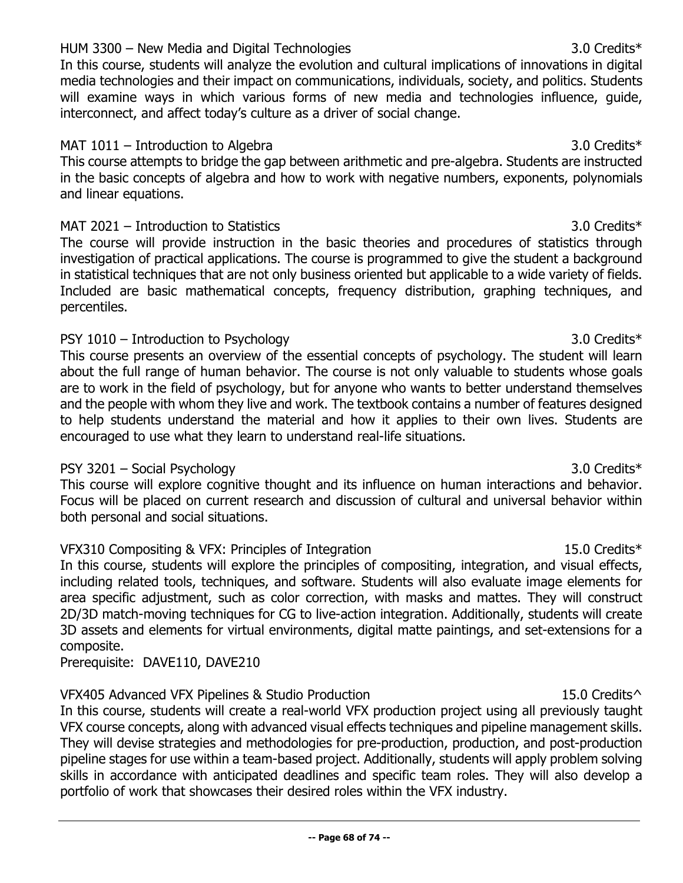HUM 3300 – New Media and Digital Technologies 3.0 Credits*

In this course, students will analyze the evolution and cultural implications of innovations in digital media technologies and their impact on communications, individuals, society, and politics. Students will examine ways in which various forms of new media and technologies influence, guide, interconnect, and affect today's culture as a driver of social change.

MAT 1011 – Introduction to Algebra 3.0 Credits*

This course attempts to bridge the gap between arithmetic and pre-algebra. Students are instructed in the basic concepts of algebra and how to work with negative numbers, exponents, polynomials and linear equations.

MAT 2021 – Introduction to Statistics 3.0 Credits*

The course will provide instruction in the basic theories and procedures of statistics through investigation of practical applications. The course is programmed to give the student a background in statistical techniques that are not only business oriented but applicable to a wide variety of fields. Included are basic mathematical concepts, frequency distribution, graphing techniques, and percentiles.

PSY 1010 – Introduction to Psychology 3.0 Credits*

This course presents an overview of the essential concepts of psychology. The student will learn about the full range of human behavior. The course is not only valuable to students whose goals are to work in the field of psychology, but for anyone who wants to better understand themselves and the people with whom they live and work. The textbook contains a number of features designed to help students understand the material and how it applies to their own lives. Students are encouraged to use what they learn to understand real-life situations.

PSY 3201 – Social Psychology 3.0 Credits*

This course will explore cognitive thought and its influence on human interactions and behavior. Focus will be placed on current research and discussion of cultural and universal behavior within both personal and social situations.

VFX310 Compositing & VFX: Principles of Integration 15.0 Credits*

In this course, students will explore the principles of compositing, integration, and visual effects, including related tools, techniques, and software. Students will also evaluate image elements for area specific adjustment, such as color correction, with masks and mattes. They will construct 2D/3D match-moving techniques for CG to live-action integration. Additionally, students will create 3D assets and elements for virtual environments, digital matte paintings, and set-extensions for a composite.

Prerequisite: DAVE110, DAVE210

VFX405 Advanced VFX Pipelines & Studio Production 15.0 Credits^

In this course, students will create a real-world VFX production project using all previously taught VFX course concepts, along with advanced visual effects techniques and pipeline management skills. They will devise strategies and methodologies for pre-production, production, and post-production pipeline stages for use within a team-based project. Additionally, students will apply problem solving skills in accordance with anticipated deadlines and specific team roles. They will also develop a portfolio of work that showcases their desired roles within the VFX industry.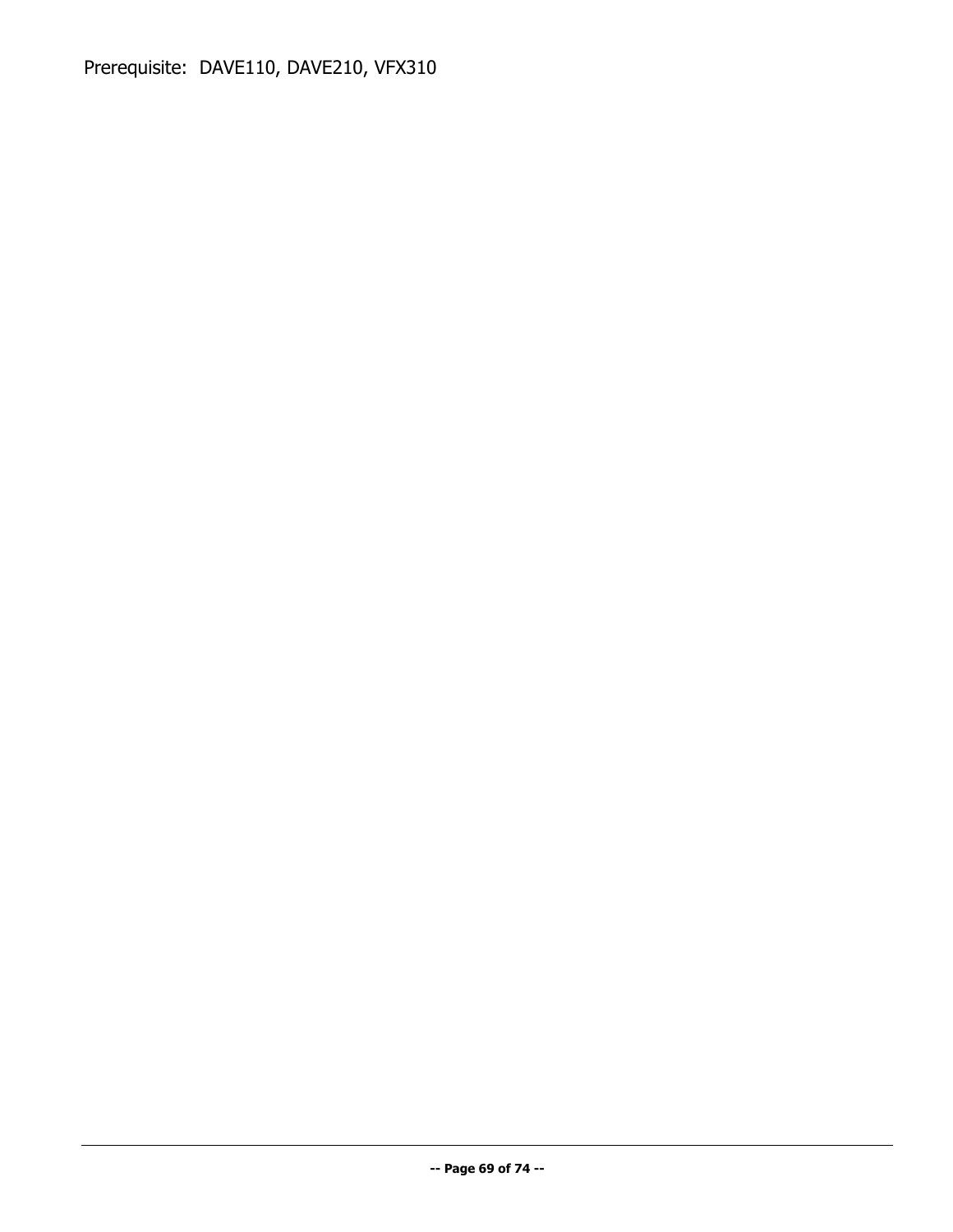Prerequisite: DAVE110, DAVE210, VFX310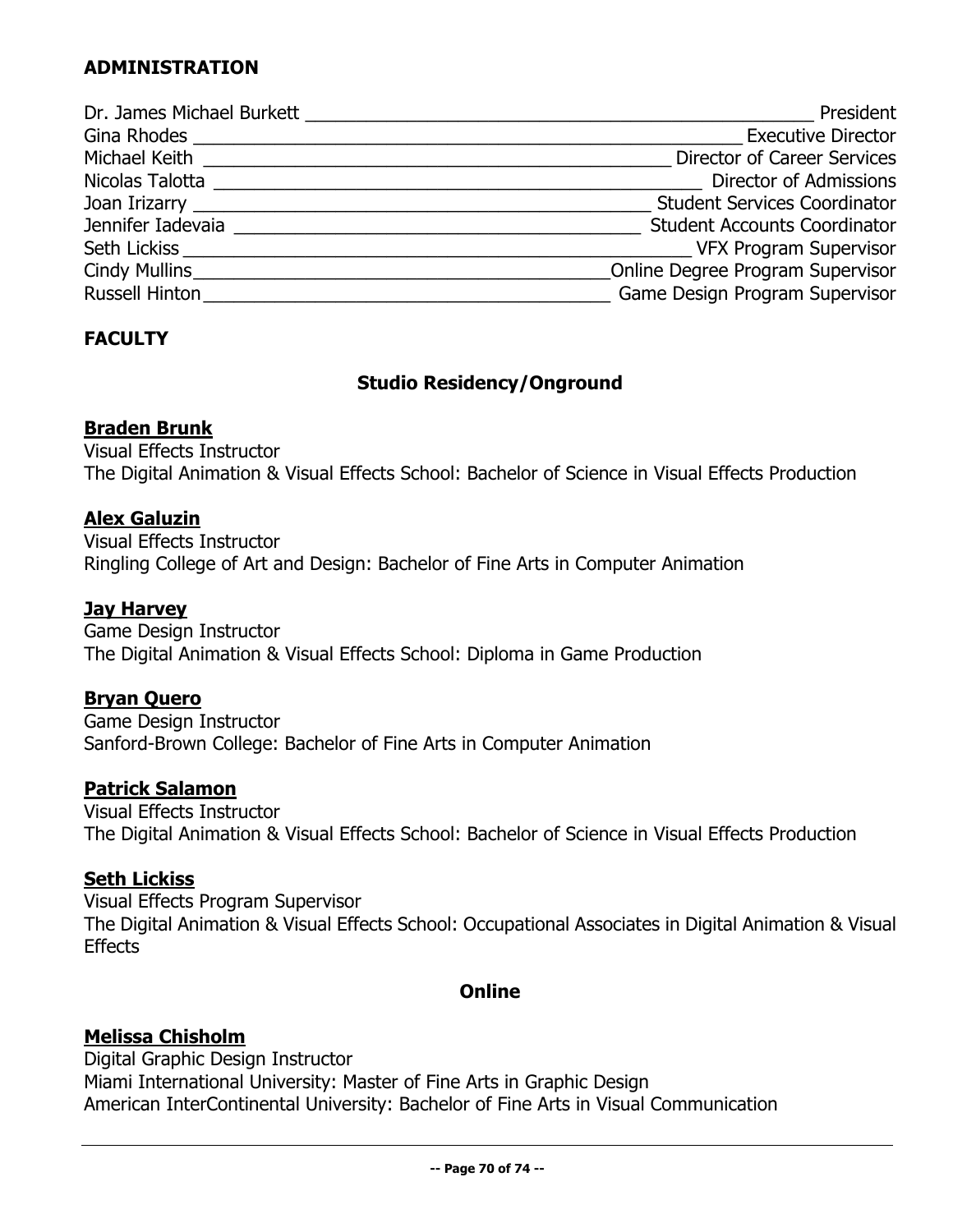## ADMINISTRATION

| Name | Title |
|---|---|
| Dr. James Michael Burkett | President |
| Gina Rhodes | Executive Director |
| Michael Keith | Director of Career Services |
| Nicolas Talotta | Director of Admissions |
| Joan Irizarry | Student Services Coordinator |
| Jennifer Iadevaia | Student Accounts Coordinator |
| Seth Lickiss | VFX Program Supervisor |
| Cindy Mullins | Online Degree Program Supervisor |
| Russell Hinton | Game Design Program Supervisor |

## FACULTY

### Studio Residency/Onground

**Braden Brunk**
Visual Effects Instructor
The Digital Animation & Visual Effects School: Bachelor of Science in Visual Effects Production

**Alex Galuzin**
Visual Effects Instructor
Ringling College of Art and Design: Bachelor of Fine Arts in Computer Animation

**Jay Harvey**
Game Design Instructor
The Digital Animation & Visual Effects School: Diploma in Game Production

**Bryan Quero**
Game Design Instructor
Sanford-Brown College: Bachelor of Fine Arts in Computer Animation

**Patrick Salamon**
Visual Effects Instructor
The Digital Animation & Visual Effects School: Bachelor of Science in Visual Effects Production

**Seth Lickiss**
Visual Effects Program Supervisor
The Digital Animation & Visual Effects School: Occupational Associates in Digital Animation & Visual Effects

### Online

**Melissa Chisholm**
Digital Graphic Design Instructor
Miami International University: Master of Fine Arts in Graphic Design
American InterContinental University: Bachelor of Fine Arts in Visual Communication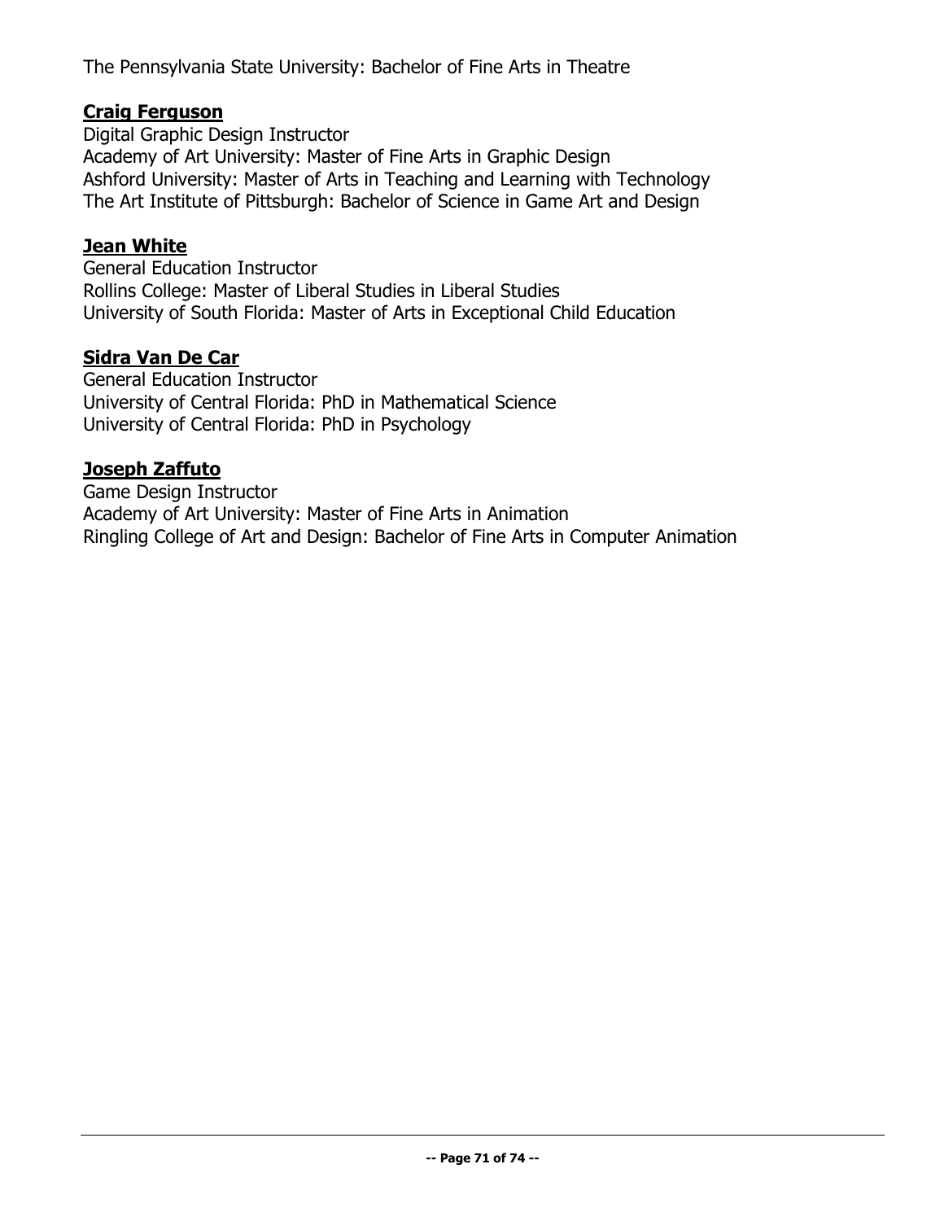The Pennsylvania State University: Bachelor of Fine Arts in Theatre

**Craig Ferguson**
Digital Graphic Design Instructor
Academy of Art University: Master of Fine Arts in Graphic Design
Ashford University: Master of Arts in Teaching and Learning with Technology
The Art Institute of Pittsburgh: Bachelor of Science in Game Art and Design

**Jean White**
General Education Instructor
Rollins College: Master of Liberal Studies in Liberal Studies
University of South Florida: Master of Arts in Exceptional Child Education

**Sidra Van De Car**
General Education Instructor
University of Central Florida: PhD in Mathematical Science
University of Central Florida: PhD in Psychology

**Joseph Zaffuto**
Game Design Instructor
Academy of Art University: Master of Fine Arts in Animation
Ringling College of Art and Design: Bachelor of Fine Arts in Computer Animation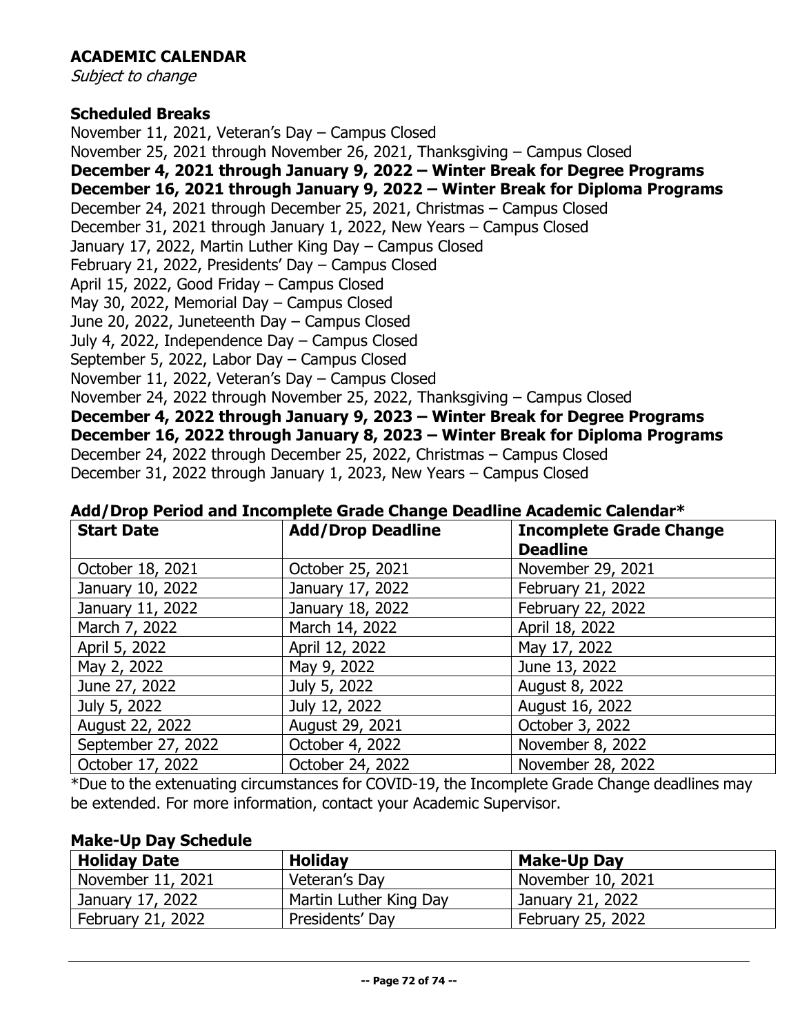## ACADEMIC CALENDAR

*Subject to change*

### Scheduled Breaks

November 11, 2021, Veteran's Day – Campus Closed
November 25, 2021 through November 26, 2021, Thanksgiving – Campus Closed
**December 4, 2021 through January 9, 2022 – Winter Break for Degree Programs**
**December 16, 2021 through January 9, 2022 – Winter Break for Diploma Programs**
December 24, 2021 through December 25, 2021, Christmas – Campus Closed
December 31, 2021 through January 1, 2022, New Years – Campus Closed
January 17, 2022, Martin Luther King Day – Campus Closed
February 21, 2022, Presidents' Day – Campus Closed
April 15, 2022, Good Friday – Campus Closed
May 30, 2022, Memorial Day – Campus Closed
June 20, 2022, Juneteenth Day – Campus Closed
July 4, 2022, Independence Day – Campus Closed
September 5, 2022, Labor Day – Campus Closed
November 11, 2022, Veteran's Day – Campus Closed
November 24, 2022 through November 25, 2022, Thanksgiving – Campus Closed
**December 4, 2022 through January 9, 2023 – Winter Break for Degree Programs**
**December 16, 2022 through January 8, 2023 – Winter Break for Diploma Programs**
December 24, 2022 through December 25, 2022, Christmas – Campus Closed
December 31, 2022 through January 1, 2023, New Years – Campus Closed

### Add/Drop Period and Incomplete Grade Change Deadline Academic Calendar*

| Start Date | Add/Drop Deadline | Incomplete Grade Change Deadline |
|---|---|---|
| October 18, 2021 | October 25, 2021 | November 29, 2021 |
| January 10, 2022 | January 17, 2022 | February 21, 2022 |
| January 11, 2022 | January 18, 2022 | February 22, 2022 |
| March 7, 2022 | March 14, 2022 | April 18, 2022 |
| April 5, 2022 | April 12, 2022 | May 17, 2022 |
| May 2, 2022 | May 9, 2022 | June 13, 2022 |
| June 27, 2022 | July 5, 2022 | August 8, 2022 |
| July 5, 2022 | July 12, 2022 | August 16, 2022 |
| August 22, 2022 | August 29, 2021 | October 3, 2022 |
| September 27, 2022 | October 4, 2022 | November 8, 2022 |
| October 17, 2022 | October 24, 2022 | November 28, 2022 |

*Due to the extenuating circumstances for COVID-19, the Incomplete Grade Change deadlines may be extended. For more information, contact your Academic Supervisor.

### Make-Up Day Schedule

| Holiday Date | Holiday | Make-Up Day |
|---|---|---|
| November 11, 2021 | Veteran's Day | November 10, 2021 |
| January 17, 2022 | Martin Luther King Day | January 21, 2022 |
| February 21, 2022 | Presidents' Day | February 25, 2022 |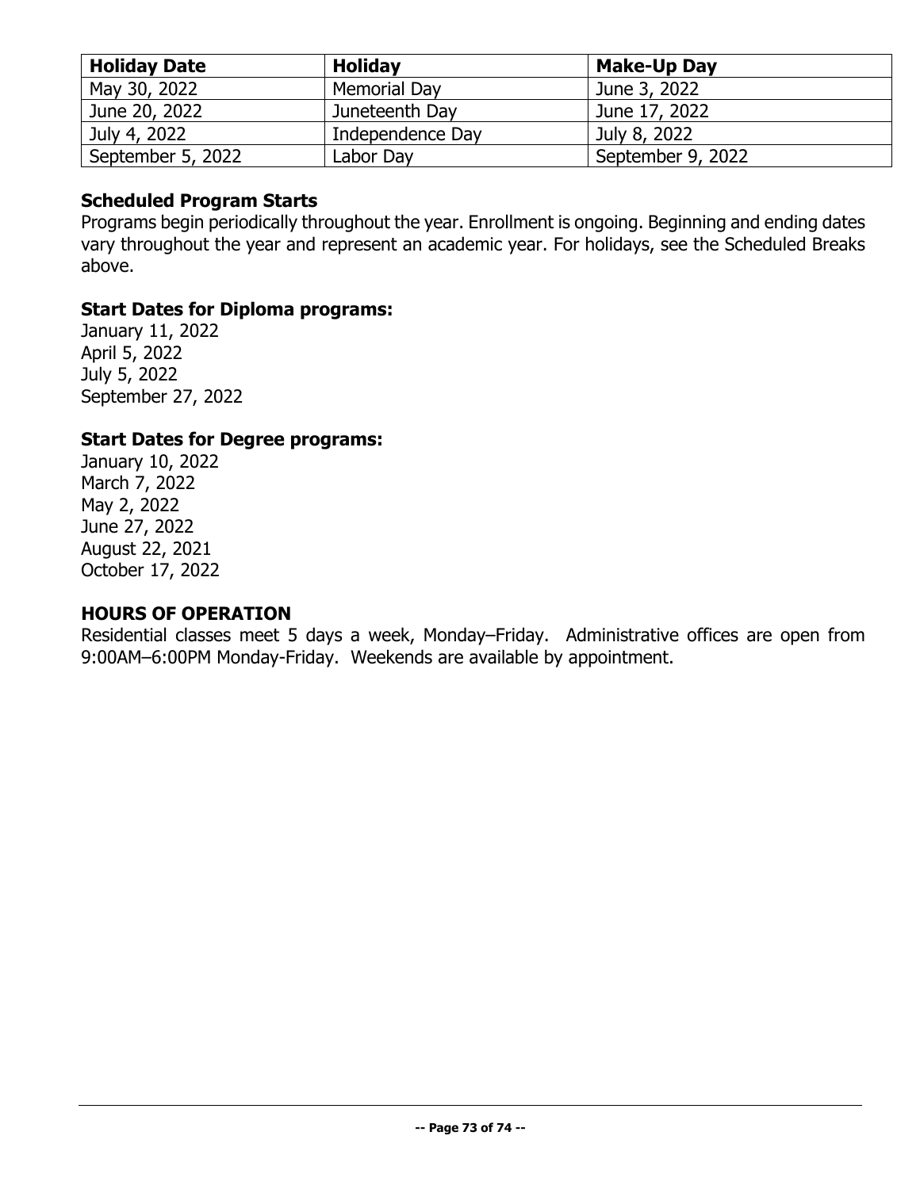| Holiday Date | Holiday | Make-Up Day |
| --- | --- | --- |
| May 30, 2022 | Memorial Day | June 3, 2022 |
| June 20, 2022 | Juneteenth Day | June 17, 2022 |
| July 4, 2022 | Independence Day | July 8, 2022 |
| September 5, 2022 | Labor Day | September 9, 2022 |

### Scheduled Program Starts

Programs begin periodically throughout the year. Enrollment is ongoing. Beginning and ending dates vary throughout the year and represent an academic year. For holidays, see the Scheduled Breaks above.

### Start Dates for Diploma programs:

January 11, 2022
April 5, 2022
July 5, 2022
September 27, 2022

### Start Dates for Degree programs:

January 10, 2022
March 7, 2022
May 2, 2022
June 27, 2022
August 22, 2021
October 17, 2022

### HOURS OF OPERATION

Residential classes meet 5 days a week, Monday–Friday. Administrative offices are open from 9:00AM–6:00PM Monday-Friday. Weekends are available by appointment.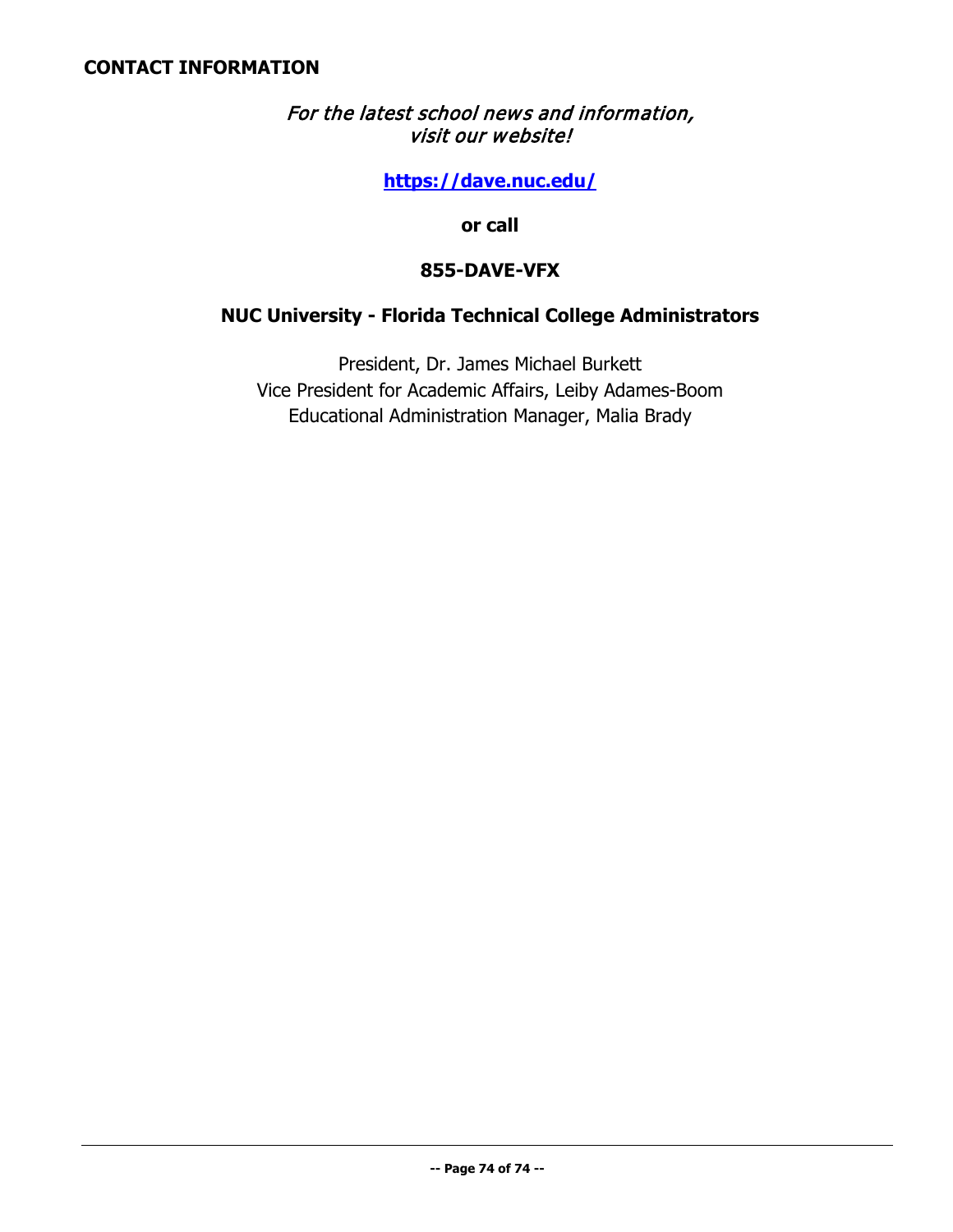## CONTACT INFORMATION

*For the latest school news and information, visit our website!*

**https://dave.nuc.edu/**

**or call**

**855-DAVE-VFX**

### NUC University - Florida Technical College Administrators

President, Dr. James Michael Burkett
Vice President for Academic Affairs, Leiby Adames-Boom
Educational Administration Manager, Malia Brady